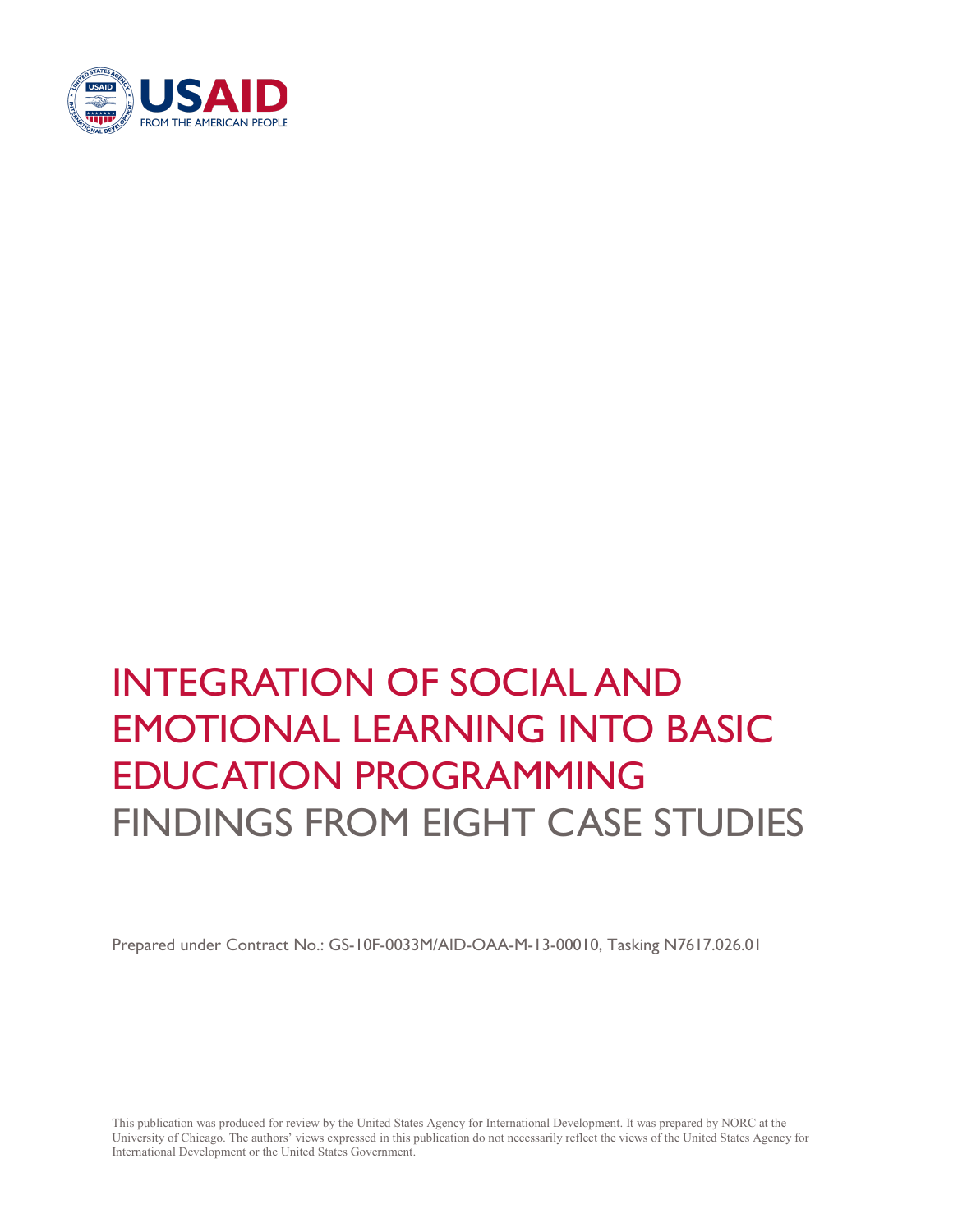# INTEGRATION OF SOCIAL AND EMOTIONAL LEARNING INTO BASIC EDUCATION PROGRAMMING

## FINDINGS FROM EIGHT CASE STUDIES

Prepared under Contract No.: GS-10F-0033M/AID-OAA-M-13-00010, Tasking N7617.026.01

This publication was produced for review by the United States Agency for International Development. It was prepared by NORC at the University of Chicago. The authors' views expressed in this publication do not necessarily reflect the views of the United States Agency for International Development or the United States Government.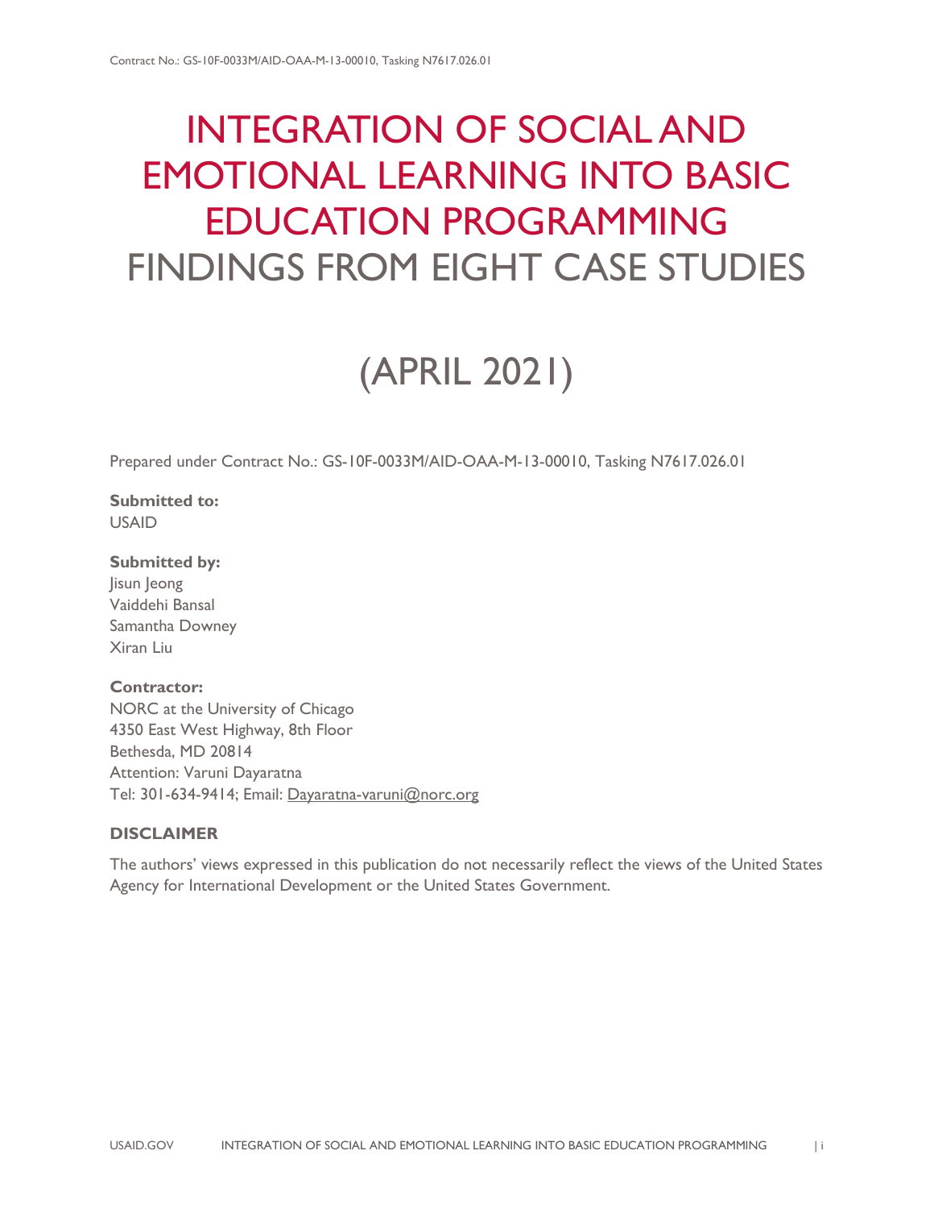# INTEGRATION OF SOCIAL AND EMOTIONAL LEARNING INTO BASIC EDUCATION PROGRAMMING

## FINDINGS FROM EIGHT CASE STUDIES

## (APRIL 2021)

Prepared under Contract No.: GS-10F-0033M/AID-OAA-M-13-00010, Tasking N7617.026.01

**Submitted to:**
USAID

**Submitted by:**
Jisun Jeong
Vaiddehi Bansal
Samantha Downey
Xiran Liu

**Contractor:**
NORC at the University of Chicago
4350 East West Highway, 8th Floor
Bethesda, MD 20814
Attention: Varuni Dayaratna
Tel: 301-634-9414; Email: Dayaratna-varuni@norc.org

**DISCLAIMER**

The authors' views expressed in this publication do not necessarily reflect the views of the United States Agency for International Development or the United States Government.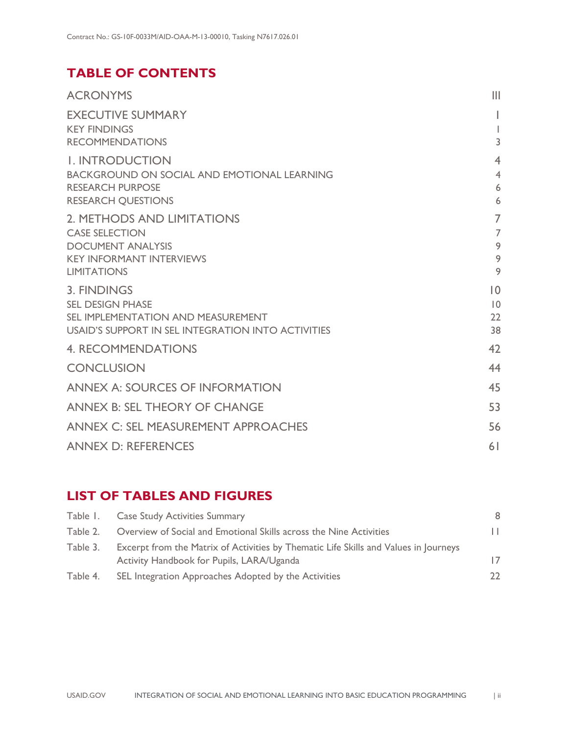## TABLE OF CONTENTS

| | |
|---|---|
| ACRONYMS | III |
| EXECUTIVE SUMMARY | I |
| KEY FINDINGS | I |
| RECOMMENDATIONS | 3 |
| 1. INTRODUCTION | 4 |
| BACKGROUND ON SOCIAL AND EMOTIONAL LEARNING | 4 |
| RESEARCH PURPOSE | 6 |
| RESEARCH QUESTIONS | 6 |
| 2. METHODS AND LIMITATIONS | 7 |
| CASE SELECTION | 7 |
| DOCUMENT ANALYSIS | 9 |
| KEY INFORMANT INTERVIEWS | 9 |
| LIMITATIONS | 9 |
| 3. FINDINGS | 10 |
| SEL DESIGN PHASE | 10 |
| SEL IMPLEMENTATION AND MEASUREMENT | 22 |
| USAID'S SUPPORT IN SEL INTEGRATION INTO ACTIVITIES | 38 |
| 4. RECOMMENDATIONS | 42 |
| CONCLUSION | 44 |
| ANNEX A: SOURCES OF INFORMATION | 45 |
| ANNEX B: SEL THEORY OF CHANGE | 53 |
| ANNEX C: SEL MEASUREMENT APPROACHES | 56 |
| ANNEX D: REFERENCES | 61 |

## LIST OF TABLES AND FIGURES

| | | |
|---|---|---|
| Table 1. | Case Study Activities Summary | 8 |
| Table 2. | Overview of Social and Emotional Skills across the Nine Activities | 11 |
| Table 3. | Excerpt from the Matrix of Activities by Thematic Life Skills and Values in Journeys Activity Handbook for Pupils, LARA/Uganda | 17 |
| Table 4. | SEL Integration Approaches Adopted by the Activities | 22 |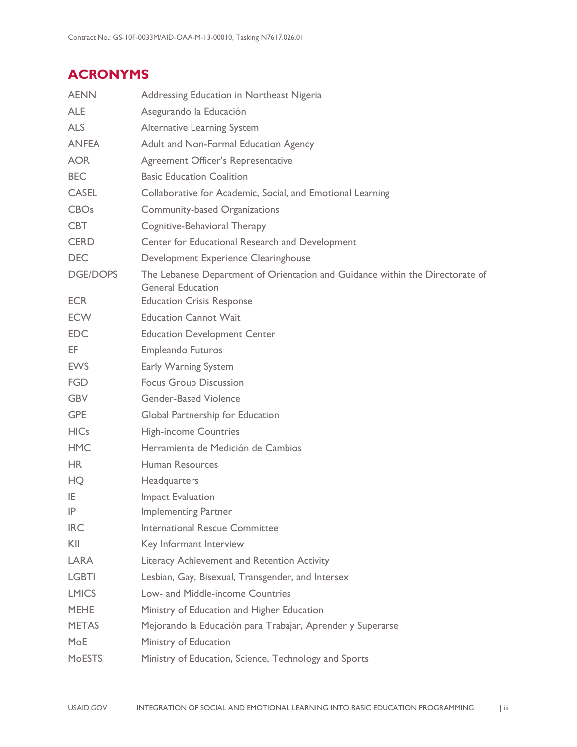## ACRONYMS

| | |
|---|---|
| AENN | Addressing Education in Northeast Nigeria |
| ALE | Asegurando la Educación |
| ALS | Alternative Learning System |
| ANFEA | Adult and Non-Formal Education Agency |
| AOR | Agreement Officer's Representative |
| BEC | Basic Education Coalition |
| CASEL | Collaborative for Academic, Social, and Emotional Learning |
| CBOs | Community-based Organizations |
| CBT | Cognitive-Behavioral Therapy |
| CERD | Center for Educational Research and Development |
| DEC | Development Experience Clearinghouse |
| DGE/DOPS | The Lebanese Department of Orientation and Guidance within the Directorate of General Education |
| ECR | Education Crisis Response |
| ECW | Education Cannot Wait |
| EDC | Education Development Center |
| EF | Empleando Futuros |
| EWS | Early Warning System |
| FGD | Focus Group Discussion |
| GBV | Gender-Based Violence |
| GPE | Global Partnership for Education |
| HICs | High-income Countries |
| HMC | Herramienta de Medición de Cambios |
| HR | Human Resources |
| HQ | Headquarters |
| IE | Impact Evaluation |
| IP | Implementing Partner |
| IRC | International Rescue Committee |
| KII | Key Informant Interview |
| LARA | Literacy Achievement and Retention Activity |
| LGBTI | Lesbian, Gay, Bisexual, Transgender, and Intersex |
| LMICS | Low- and Middle-income Countries |
| MEHE | Ministry of Education and Higher Education |
| METAS | Mejorando la Educación para Trabajar, Aprender y Superarse |
| MoE | Ministry of Education |
| MoESTS | Ministry of Education, Science, Technology and Sports |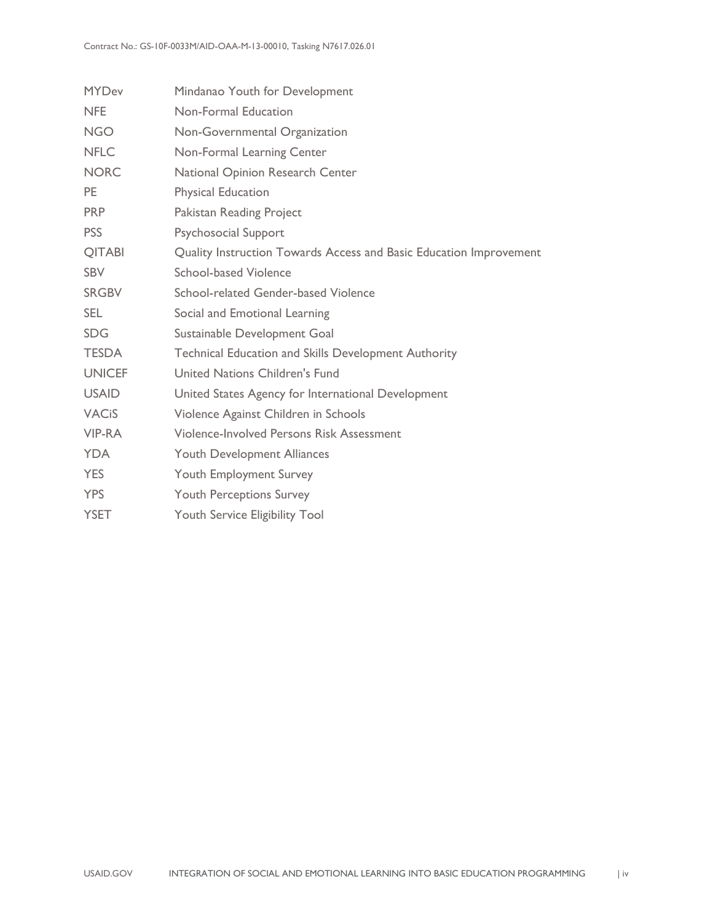| | |
|---|---|
| MYDev | Mindanao Youth for Development |
| NFE | Non-Formal Education |
| NGO | Non-Governmental Organization |
| NFLC | Non-Formal Learning Center |
| NORC | National Opinion Research Center |
| PE | Physical Education |
| PRP | Pakistan Reading Project |
| PSS | Psychosocial Support |
| QITABI | Quality Instruction Towards Access and Basic Education Improvement |
| SBV | School-based Violence |
| SRGBV | School-related Gender-based Violence |
| SEL | Social and Emotional Learning |
| SDG | Sustainable Development Goal |
| TESDA | Technical Education and Skills Development Authority |
| UNICEF | United Nations Children's Fund |
| USAID | United States Agency for International Development |
| VACiS | Violence Against Children in Schools |
| VIP-RA | Violence-Involved Persons Risk Assessment |
| YDA | Youth Development Alliances |
| YES | Youth Employment Survey |
| YPS | Youth Perceptions Survey |
| YSET | Youth Service Eligibility Tool |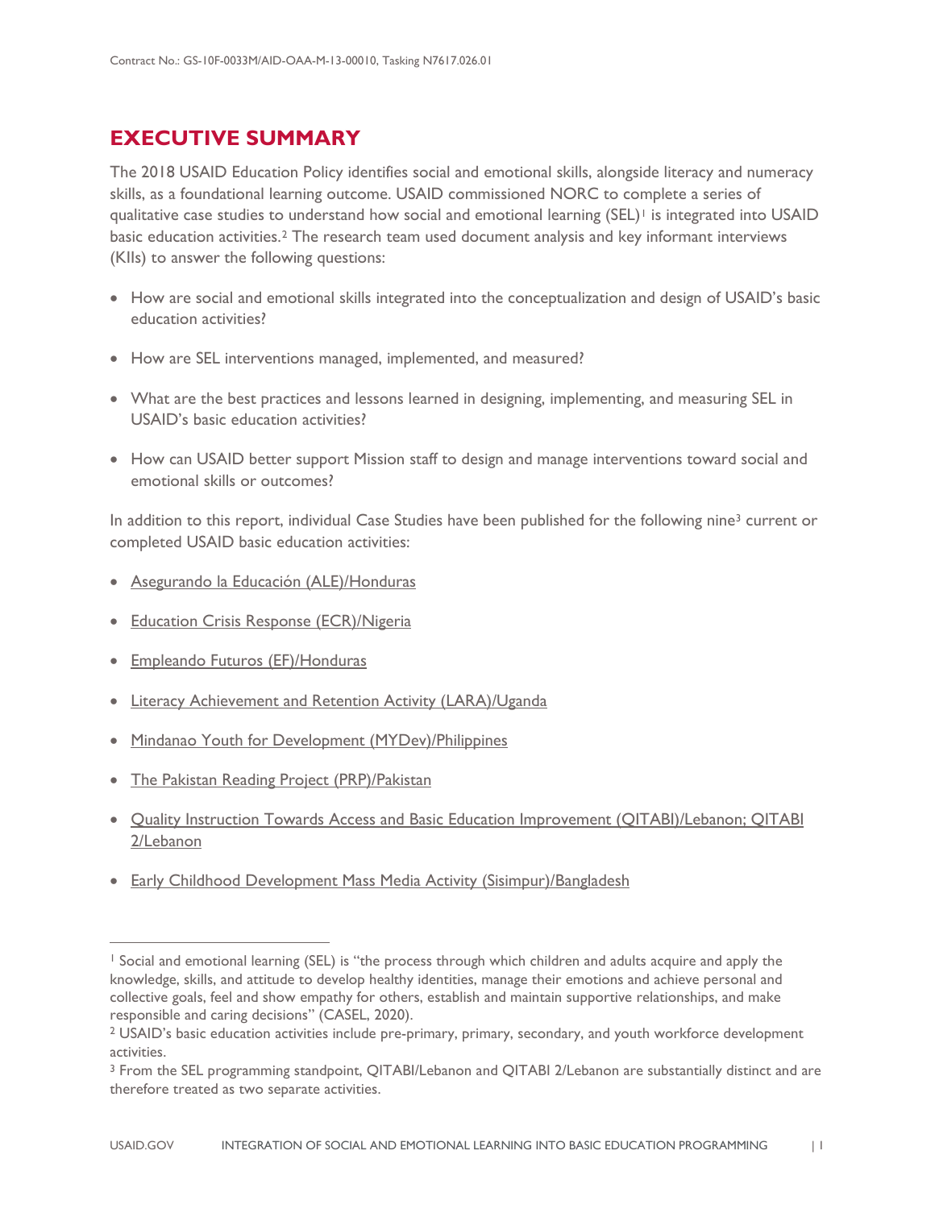## EXECUTIVE SUMMARY

The 2018 USAID Education Policy identifies social and emotional skills, alongside literacy and numeracy skills, as a foundational learning outcome. USAID commissioned NORC to complete a series of qualitative case studies to understand how social and emotional learning (SEL)[1] is integrated into USAID basic education activities.[2] The research team used document analysis and key informant interviews (KIIs) to answer the following questions:

- How are social and emotional skills integrated into the conceptualization and design of USAID's basic education activities?
- How are SEL interventions managed, implemented, and measured?
- What are the best practices and lessons learned in designing, implementing, and measuring SEL in USAID's basic education activities?
- How can USAID better support Mission staff to design and manage interventions toward social and emotional skills or outcomes?

In addition to this report, individual Case Studies have been published for the following nine[3] current or completed USAID basic education activities:

- Asegurando la Educación (ALE)/Honduras
- Education Crisis Response (ECR)/Nigeria
- Empleando Futuros (EF)/Honduras
- Literacy Achievement and Retention Activity (LARA)/Uganda
- Mindanao Youth for Development (MYDev)/Philippines
- The Pakistan Reading Project (PRP)/Pakistan
- Quality Instruction Towards Access and Basic Education Improvement (QITABI)/Lebanon; QITABI 2/Lebanon
- Early Childhood Development Mass Media Activity (Sisimpur)/Bangladesh

---

[1] Social and emotional learning (SEL) is "the process through which children and adults acquire and apply the knowledge, skills, and attitude to develop healthy identities, manage their emotions and achieve personal and collective goals, feel and show empathy for others, establish and maintain supportive relationships, and make responsible and caring decisions" (CASEL, 2020).

[2] USAID's basic education activities include pre-primary, primary, secondary, and youth workforce development activities.

[3] From the SEL programming standpoint, QITABI/Lebanon and QITABI 2/Lebanon are substantially distinct and are therefore treated as two separate activities.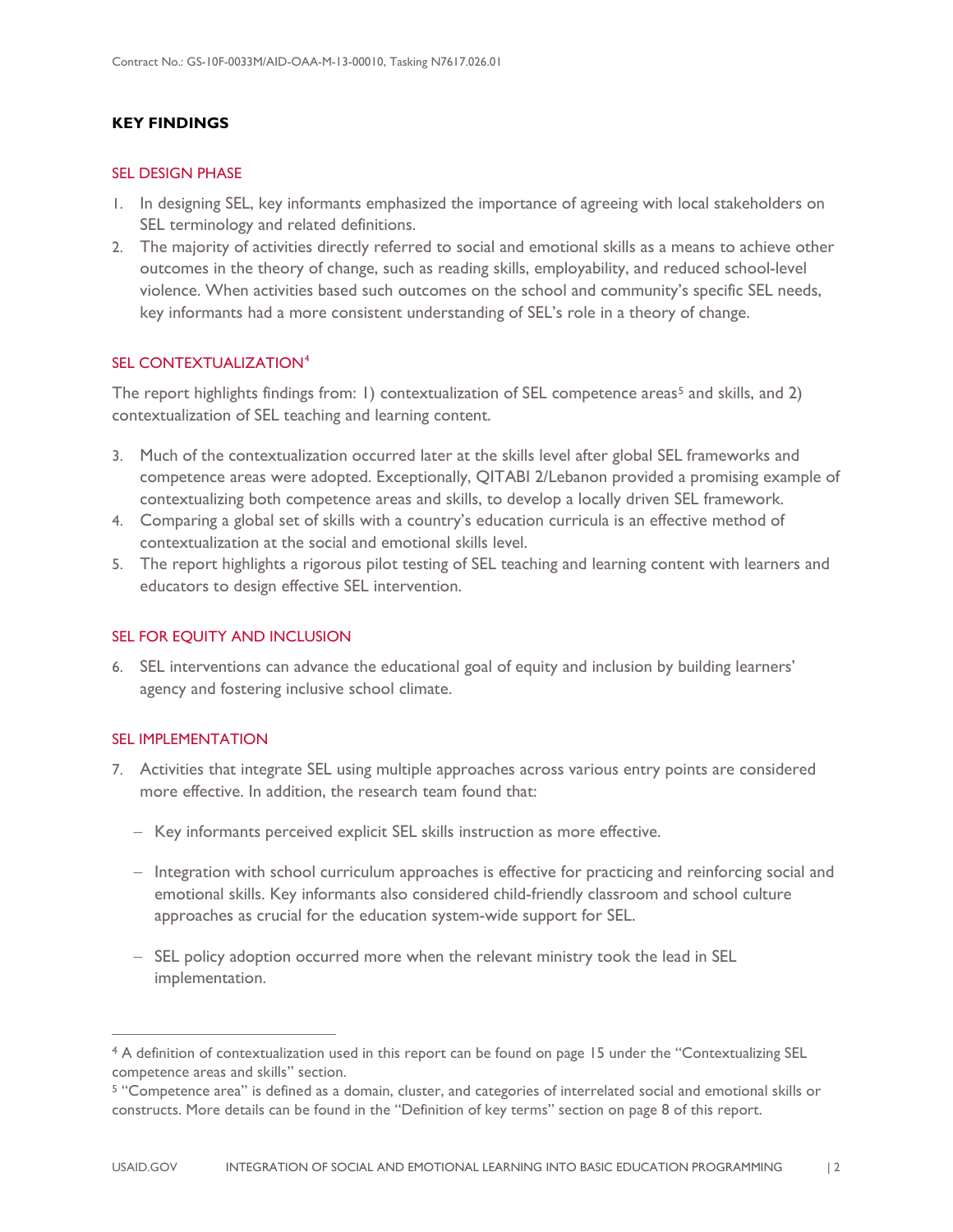## KEY FINDINGS

### SEL DESIGN PHASE

1. In designing SEL, key informants emphasized the importance of agreeing with local stakeholders on SEL terminology and related definitions.
2. The majority of activities directly referred to social and emotional skills as a means to achieve other outcomes in the theory of change, such as reading skills, employability, and reduced school-level violence. When activities based such outcomes on the school and community's specific SEL needs, key informants had a more consistent understanding of SEL's role in a theory of change.

### SEL CONTEXTUALIZATION[4]

The report highlights findings from: 1) contextualization of SEL competence areas[5] and skills, and 2) contextualization of SEL teaching and learning content.

3. Much of the contextualization occurred later at the skills level after global SEL frameworks and competence areas were adopted. Exceptionally, QITABI 2/Lebanon provided a promising example of contextualizing both competence areas and skills, to develop a locally driven SEL framework.
4. Comparing a global set of skills with a country's education curricula is an effective method of contextualization at the social and emotional skills level.
5. The report highlights a rigorous pilot testing of SEL teaching and learning content with learners and educators to design effective SEL intervention.

### SEL FOR EQUITY AND INCLUSION

6. SEL interventions can advance the educational goal of equity and inclusion by building learners' agency and fostering inclusive school climate.

### SEL IMPLEMENTATION

7. Activities that integrate SEL using multiple approaches across various entry points are considered more effective. In addition, the research team found that:
   - Key informants perceived explicit SEL skills instruction as more effective.
   - Integration with school curriculum approaches is effective for practicing and reinforcing social and emotional skills. Key informants also considered child-friendly classroom and school culture approaches as crucial for the education system-wide support for SEL.
   - SEL policy adoption occurred more when the relevant ministry took the lead in SEL implementation.

---

[4] A definition of contextualization used in this report can be found on page 15 under the "Contextualizing SEL competence areas and skills" section.

[5] "Competence area" is defined as a domain, cluster, and categories of interrelated social and emotional skills or constructs. More details can be found in the "Definition of key terms" section on page 8 of this report.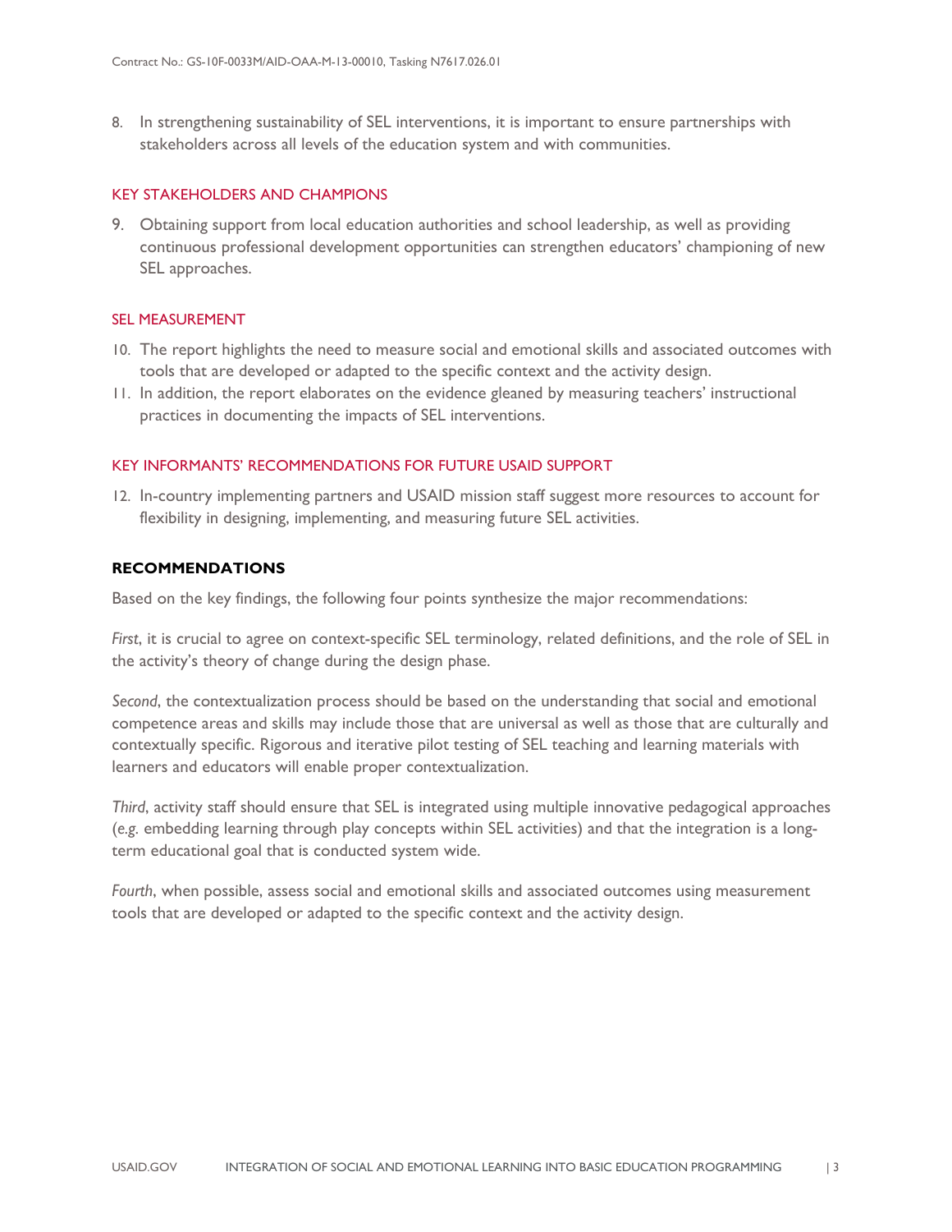8. In strengthening sustainability of SEL interventions, it is important to ensure partnerships with stakeholders across all levels of the education system and with communities.

### KEY STAKEHOLDERS AND CHAMPIONS

9. Obtaining support from local education authorities and school leadership, as well as providing continuous professional development opportunities can strengthen educators' championing of new SEL approaches.

### SEL MEASUREMENT

10. The report highlights the need to measure social and emotional skills and associated outcomes with tools that are developed or adapted to the specific context and the activity design.
11. In addition, the report elaborates on the evidence gleaned by measuring teachers' instructional practices in documenting the impacts of SEL interventions.

### KEY INFORMANTS' RECOMMENDATIONS FOR FUTURE USAID SUPPORT

12. In-country implementing partners and USAID mission staff suggest more resources to account for flexibility in designing, implementing, and measuring future SEL activities.

## RECOMMENDATIONS

Based on the key findings, the following four points synthesize the major recommendations:

*First*, it is crucial to agree on context-specific SEL terminology, related definitions, and the role of SEL in the activity's theory of change during the design phase.

*Second*, the contextualization process should be based on the understanding that social and emotional competence areas and skills may include those that are universal as well as those that are culturally and contextually specific. Rigorous and iterative pilot testing of SEL teaching and learning materials with learners and educators will enable proper contextualization.

*Third*, activity staff should ensure that SEL is integrated using multiple innovative pedagogical approaches (*e.g.* embedding learning through play concepts within SEL activities) and that the integration is a long-term educational goal that is conducted system wide.

*Fourth*, when possible, assess social and emotional skills and associated outcomes using measurement tools that are developed or adapted to the specific context and the activity design.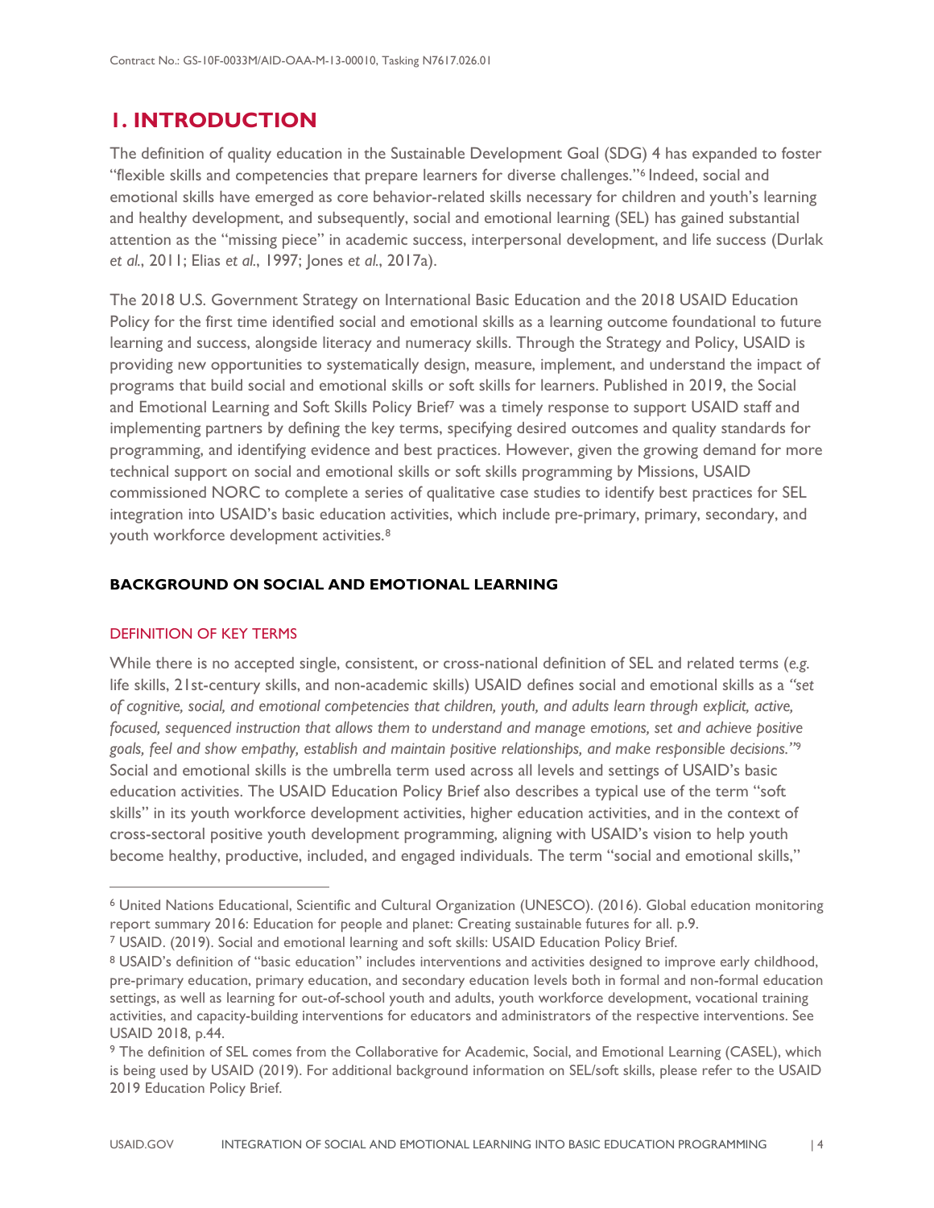# 1. INTRODUCTION

The definition of quality education in the Sustainable Development Goal (SDG) 4 has expanded to foster "flexible skills and competencies that prepare learners for diverse challenges."[6] Indeed, social and emotional skills have emerged as core behavior-related skills necessary for children and youth's learning and healthy development, and subsequently, social and emotional learning (SEL) has gained substantial attention as the "missing piece" in academic success, interpersonal development, and life success (Durlak *et al*., 2011; Elias *et al*., 1997; Jones *et al*., 2017a).

The 2018 U.S. Government Strategy on International Basic Education and the 2018 USAID Education Policy for the first time identified social and emotional skills as a learning outcome foundational to future learning and success, alongside literacy and numeracy skills. Through the Strategy and Policy, USAID is providing new opportunities to systematically design, measure, implement, and understand the impact of programs that build social and emotional skills or soft skills for learners. Published in 2019, the Social and Emotional Learning and Soft Skills Policy Brief[7] was a timely response to support USAID staff and implementing partners by defining the key terms, specifying desired outcomes and quality standards for programming, and identifying evidence and best practices. However, given the growing demand for more technical support on social and emotional skills or soft skills programming by Missions, USAID commissioned NORC to complete a series of qualitative case studies to identify best practices for SEL integration into USAID's basic education activities, which include pre-primary, primary, secondary, and youth workforce development activities.[8]

### BACKGROUND ON SOCIAL AND EMOTIONAL LEARNING

#### DEFINITION OF KEY TERMS

While there is no accepted single, consistent, or cross-national definition of SEL and related terms (*e.g.* life skills, 21st-century skills, and non-academic skills) USAID defines social and emotional skills as a *"set of cognitive, social, and emotional competencies that children, youth, and adults learn through explicit, active, focused, sequenced instruction that allows them to understand and manage emotions, set and achieve positive goals, feel and show empathy, establish and maintain positive relationships, and make responsible decisions."*[9] Social and emotional skills is the umbrella term used across all levels and settings of USAID's basic education activities. The USAID Education Policy Brief also describes a typical use of the term "soft skills" in its youth workforce development activities, higher education activities, and in the context of cross-sectoral positive youth development programming, aligning with USAID's vision to help youth become healthy, productive, included, and engaged individuals. The term "social and emotional skills,"

---

[6] United Nations Educational, Scientific and Cultural Organization (UNESCO). (2016). Global education monitoring report summary 2016: Education for people and planet: Creating sustainable futures for all. p.9.

[7] USAID. (2019). Social and emotional learning and soft skills: USAID Education Policy Brief.

[8] USAID's definition of "basic education" includes interventions and activities designed to improve early childhood, pre-primary education, primary education, and secondary education levels both in formal and non-formal education settings, as well as learning for out-of-school youth and adults, youth workforce development, vocational training activities, and capacity-building interventions for educators and administrators of the respective interventions. See USAID 2018, p.44.

[9] The definition of SEL comes from the Collaborative for Academic, Social, and Emotional Learning (CASEL), which is being used by USAID (2019). For additional background information on SEL/soft skills, please refer to the USAID 2019 Education Policy Brief.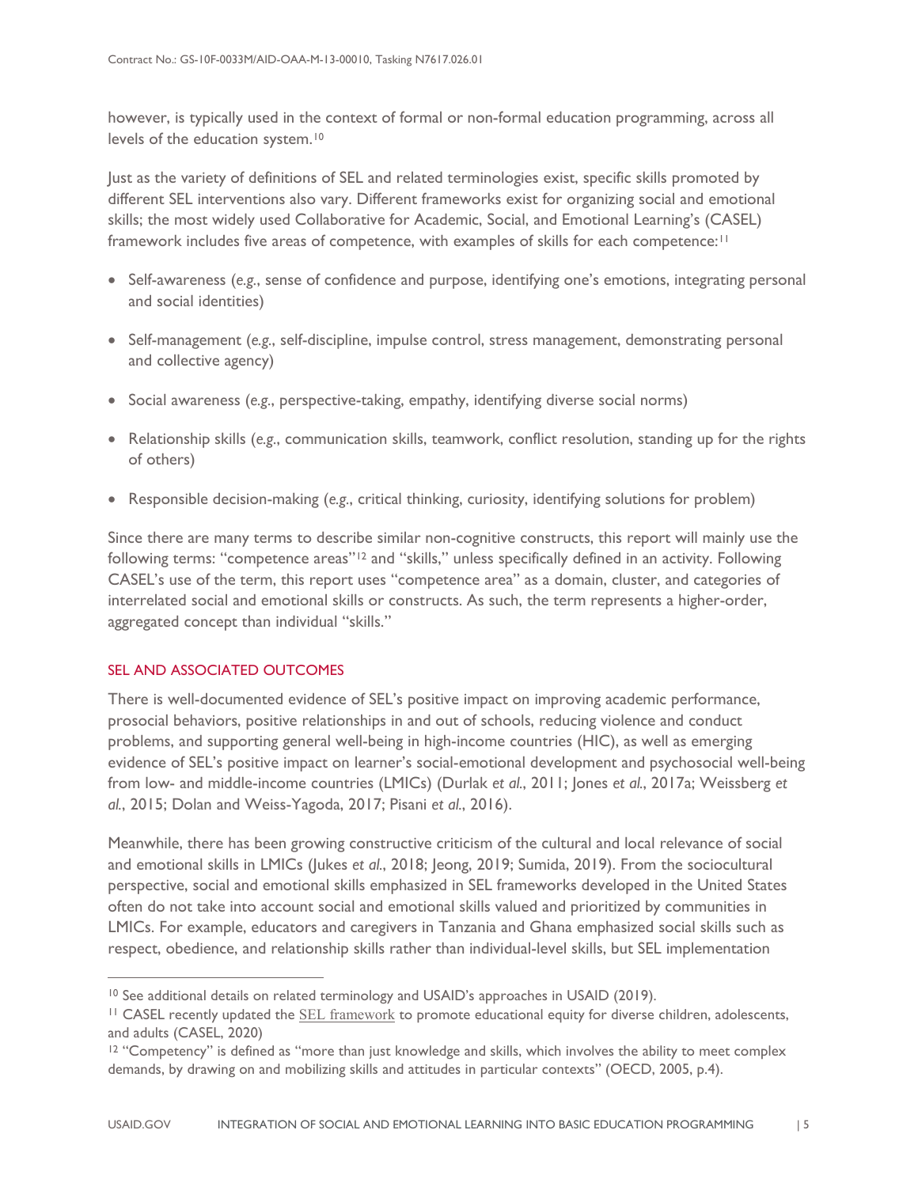however, is typically used in the context of formal or non-formal education programming, across all levels of the education system.[10]

Just as the variety of definitions of SEL and related terminologies exist, specific skills promoted by different SEL interventions also vary. Different frameworks exist for organizing social and emotional skills; the most widely used Collaborative for Academic, Social, and Emotional Learning's (CASEL) framework includes five areas of competence, with examples of skills for each competence:[11]

- Self-awareness (*e.g.*, sense of confidence and purpose, identifying one's emotions, integrating personal and social identities)
- Self-management (*e.g.*, self-discipline, impulse control, stress management, demonstrating personal and collective agency)
- Social awareness (*e.g.*, perspective-taking, empathy, identifying diverse social norms)
- Relationship skills (*e.g.*, communication skills, teamwork, conflict resolution, standing up for the rights of others)
- Responsible decision-making (*e.g.*, critical thinking, curiosity, identifying solutions for problem)

Since there are many terms to describe similar non-cognitive constructs, this report will mainly use the following terms: "competence areas"[12] and "skills," unless specifically defined in an activity. Following CASEL's use of the term, this report uses "competence area" as a domain, cluster, and categories of interrelated social and emotional skills or constructs. As such, the term represents a higher-order, aggregated concept than individual "skills."

## SEL AND ASSOCIATED OUTCOMES

There is well-documented evidence of SEL's positive impact on improving academic performance, prosocial behaviors, positive relationships in and out of schools, reducing violence and conduct problems, and supporting general well-being in high-income countries (HIC), as well as emerging evidence of SEL's positive impact on learner's social-emotional development and psychosocial well-being from low- and middle-income countries (LMICs) (Durlak *et al.*, 2011; Jones *et al.*, 2017a; Weissberg *et al.*, 2015; Dolan and Weiss-Yagoda, 2017; Pisani *et al.*, 2016).

Meanwhile, there has been growing constructive criticism of the cultural and local relevance of social and emotional skills in LMICs (Jukes *et al.*, 2018; Jeong, 2019; Sumida, 2019). From the sociocultural perspective, social and emotional skills emphasized in SEL frameworks developed in the United States often do not take into account social and emotional skills valued and prioritized by communities in LMICs. For example, educators and caregivers in Tanzania and Ghana emphasized social skills such as respect, obedience, and relationship skills rather than individual-level skills, but SEL implementation

---

[10] See additional details on related terminology and USAID's approaches in USAID (2019).

[11] CASEL recently updated the SEL framework to promote educational equity for diverse children, adolescents, and adults (CASEL, 2020)

[12] "Competency" is defined as "more than just knowledge and skills, which involves the ability to meet complex demands, by drawing on and mobilizing skills and attitudes in particular contexts" (OECD, 2005, p.4).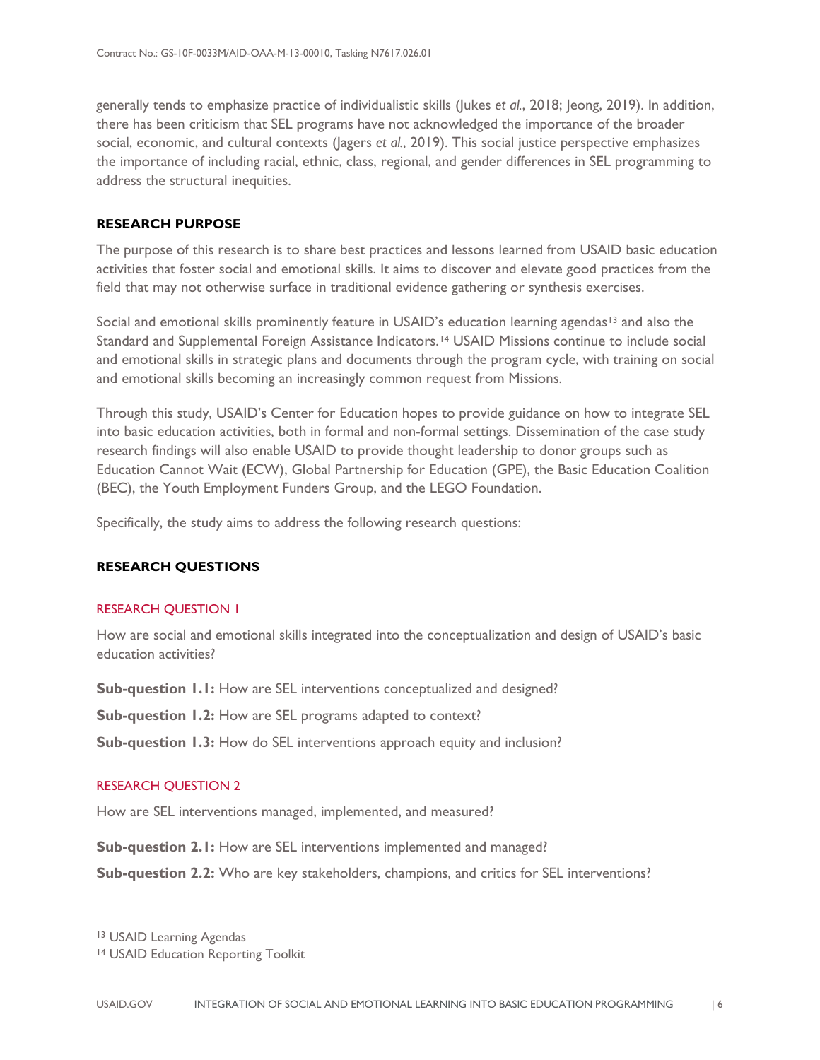generally tends to emphasize practice of individualistic skills (Jukes *et al.*, 2018; Jeong, 2019). In addition, there has been criticism that SEL programs have not acknowledged the importance of the broader social, economic, and cultural contexts (Jagers *et al.*, 2019). This social justice perspective emphasizes the importance of including racial, ethnic, class, regional, and gender differences in SEL programming to address the structural inequities.

## RESEARCH PURPOSE

The purpose of this research is to share best practices and lessons learned from USAID basic education activities that foster social and emotional skills. It aims to discover and elevate good practices from the field that may not otherwise surface in traditional evidence gathering or synthesis exercises.

Social and emotional skills prominently feature in USAID's education learning agendas[13] and also the Standard and Supplemental Foreign Assistance Indicators.[14] USAID Missions continue to include social and emotional skills in strategic plans and documents through the program cycle, with training on social and emotional skills becoming an increasingly common request from Missions.

Through this study, USAID's Center for Education hopes to provide guidance on how to integrate SEL into basic education activities, both in formal and non-formal settings. Dissemination of the case study research findings will also enable USAID to provide thought leadership to donor groups such as Education Cannot Wait (ECW), Global Partnership for Education (GPE), the Basic Education Coalition (BEC), the Youth Employment Funders Group, and the LEGO Foundation.

Specifically, the study aims to address the following research questions:

## RESEARCH QUESTIONS

### RESEARCH QUESTION 1

How are social and emotional skills integrated into the conceptualization and design of USAID's basic education activities?

**Sub-question 1.1:** How are SEL interventions conceptualized and designed?

**Sub-question 1.2:** How are SEL programs adapted to context?

**Sub-question 1.3:** How do SEL interventions approach equity and inclusion?

### RESEARCH QUESTION 2

How are SEL interventions managed, implemented, and measured?

**Sub-question 2.1:** How are SEL interventions implemented and managed?

**Sub-question 2.2:** Who are key stakeholders, champions, and critics for SEL interventions?

---

[13] USAID Learning Agendas

[14] USAID Education Reporting Toolkit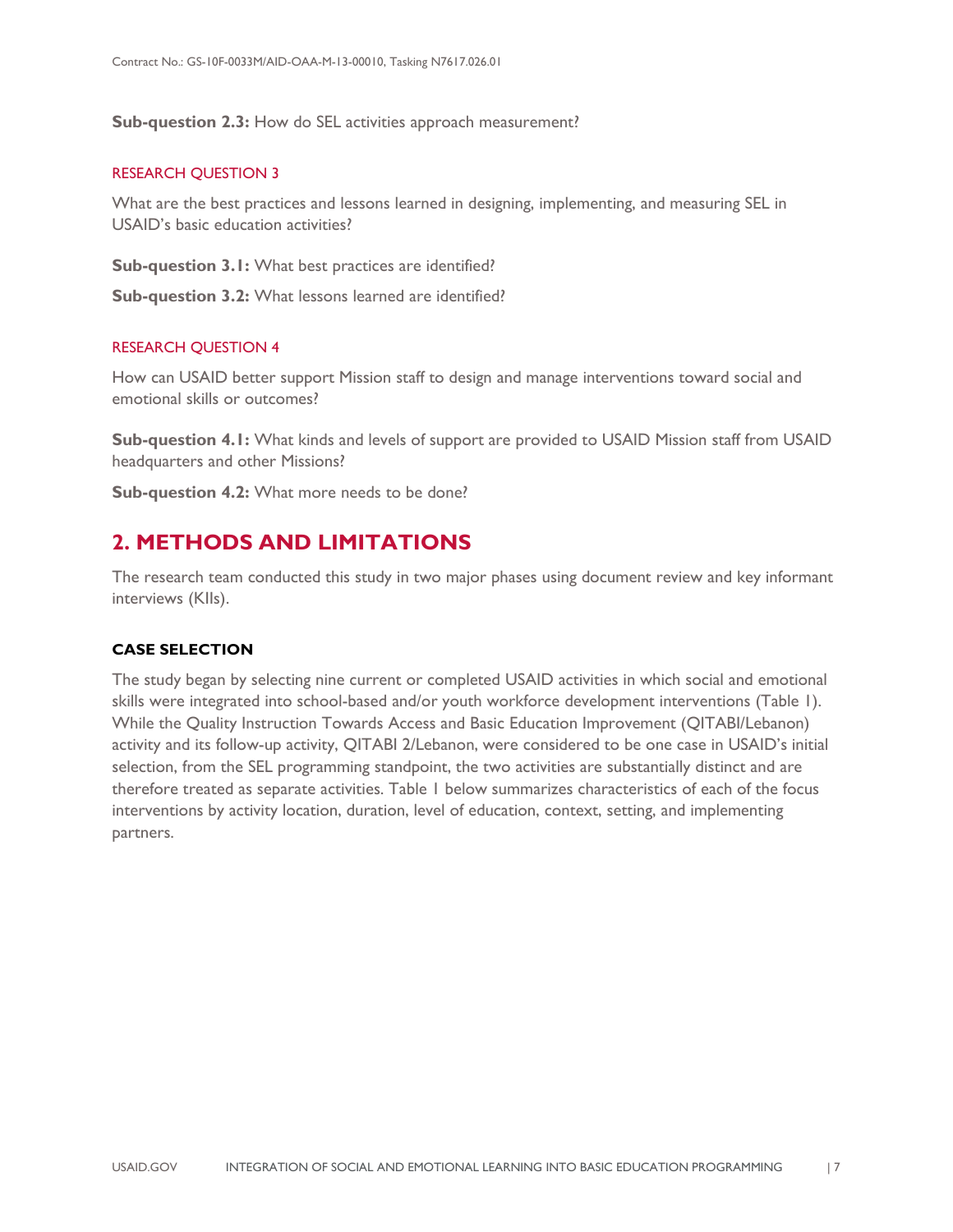**Sub-question 2.3:** How do SEL activities approach measurement?

### RESEARCH QUESTION 3

What are the best practices and lessons learned in designing, implementing, and measuring SEL in USAID's basic education activities?

**Sub-question 3.1:** What best practices are identified?

**Sub-question 3.2:** What lessons learned are identified?

### RESEARCH QUESTION 4

How can USAID better support Mission staff to design and manage interventions toward social and emotional skills or outcomes?

**Sub-question 4.1:** What kinds and levels of support are provided to USAID Mission staff from USAID headquarters and other Missions?

**Sub-question 4.2:** What more needs to be done?

## 2. METHODS AND LIMITATIONS

The research team conducted this study in two major phases using document review and key informant interviews (KIIs).

### CASE SELECTION

The study began by selecting nine current or completed USAID activities in which social and emotional skills were integrated into school-based and/or youth workforce development interventions (Table 1). While the Quality Instruction Towards Access and Basic Education Improvement (QITABI/Lebanon) activity and its follow-up activity, QITABI 2/Lebanon, were considered to be one case in USAID's initial selection, from the SEL programming standpoint, the two activities are substantially distinct and are therefore treated as separate activities. Table 1 below summarizes characteristics of each of the focus interventions by activity location, duration, level of education, context, setting, and implementing partners.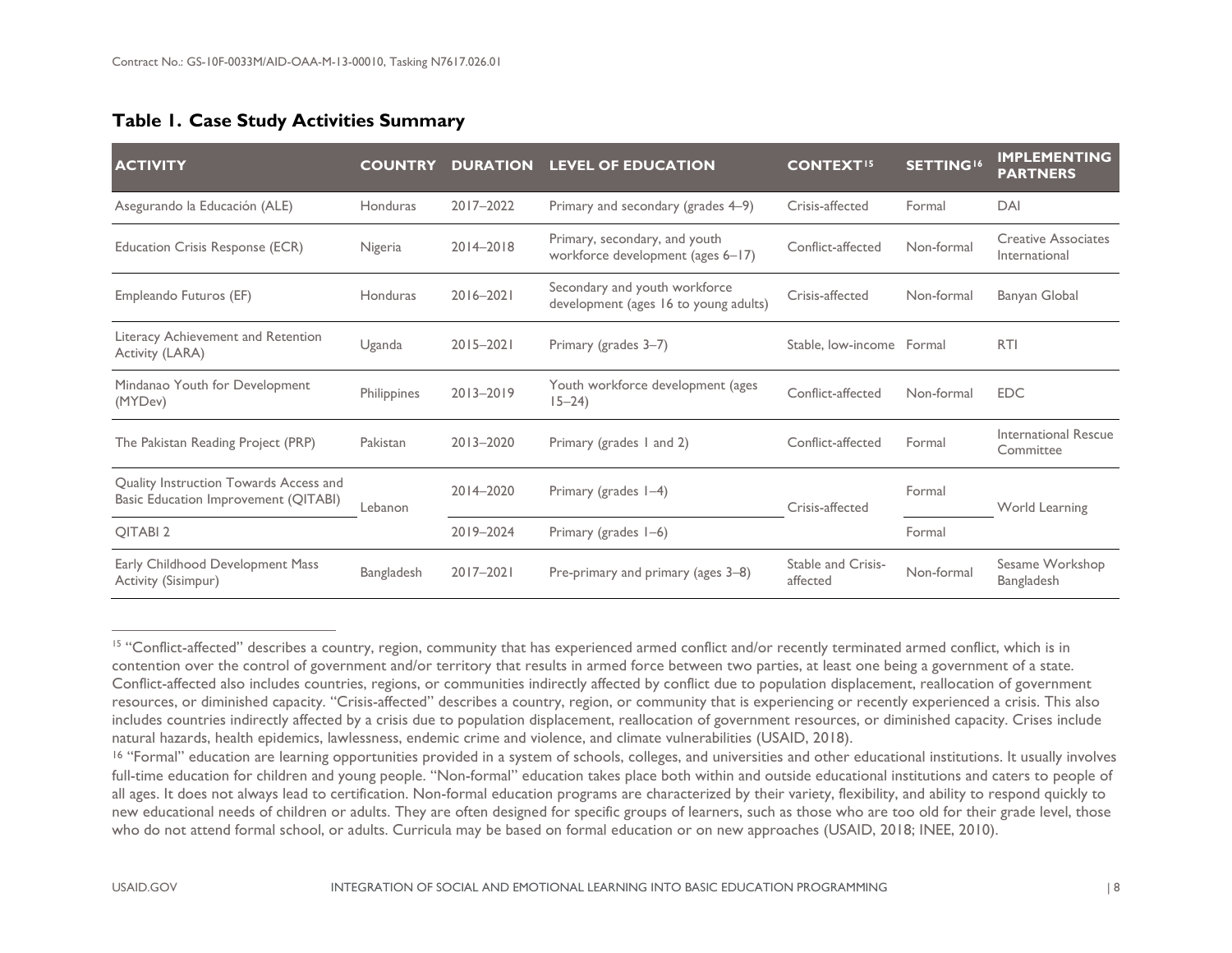## Table 1. Case Study Activities Summary

| ACTIVITY | COUNTRY | DURATION | LEVEL OF EDUCATION | CONTEXT[15] | SETTING[16] | IMPLEMENTING PARTNERS |
|---|---|---|---|---|---|---|
| Asegurando la Educación (ALE) | Honduras | 2017–2022 | Primary and secondary (grades 4–9) | Crisis-affected | Formal | DAI |
| Education Crisis Response (ECR) | Nigeria | 2014–2018 | Primary, secondary, and youth workforce development (ages 6–17) | Conflict-affected | Non-formal | Creative Associates International |
| Empleando Futuros (EF) | Honduras | 2016–2021 | Secondary and youth workforce development (ages 16 to young adults) | Crisis-affected | Non-formal | Banyan Global |
| Literacy Achievement and Retention Activity (LARA) | Uganda | 2015–2021 | Primary (grades 3–7) | Stable, low-income | Formal | RTI |
| Mindanao Youth for Development (MYDev) | Philippines | 2013–2019 | Youth workforce development (ages 15–24) | Conflict-affected | Non-formal | EDC |
| The Pakistan Reading Project (PRP) | Pakistan | 2013–2020 | Primary (grades 1 and 2) | Conflict-affected | Formal | International Rescue Committee |
| Quality Instruction Towards Access and Basic Education Improvement (QITABI) | Lebanon | 2014–2020 | Primary (grades 1–4) | Crisis-affected | Formal | World Learning |
| QITABI 2 | Lebanon | 2019–2024 | Primary (grades 1–6) | Crisis-affected | Formal | World Learning |
| Early Childhood Development Mass Activity (Sisimpur) | Bangladesh | 2017–2021 | Pre-primary and primary (ages 3–8) | Stable and Crisis-affected | Non-formal | Sesame Workshop Bangladesh |

[15] "Conflict-affected" describes a country, region, community that has experienced armed conflict and/or recently terminated armed conflict, which is in contention over the control of government and/or territory that results in armed force between two parties, at least one being a government of a state. Conflict-affected also includes countries, regions, or communities indirectly affected by conflict due to population displacement, reallocation of government resources, or diminished capacity. "Crisis-affected" describes a country, region, or community that is experiencing or recently experienced a crisis. This also includes countries indirectly affected by a crisis due to population displacement, reallocation of government resources, or diminished capacity. Crises include natural hazards, health epidemics, lawlessness, endemic crime and violence, and climate vulnerabilities (USAID, 2018).

[16] "Formal" education are learning opportunities provided in a system of schools, colleges, and universities and other educational institutions. It usually involves full-time education for children and young people. "Non-formal" education takes place both within and outside educational institutions and caters to people of all ages. It does not always lead to certification. Non-formal education programs are characterized by their variety, flexibility, and ability to respond quickly to new educational needs of children or adults. They are often designed for specific groups of learners, such as those who are too old for their grade level, those who do not attend formal school, or adults. Curricula may be based on formal education or on new approaches (USAID, 2018; INEE, 2010).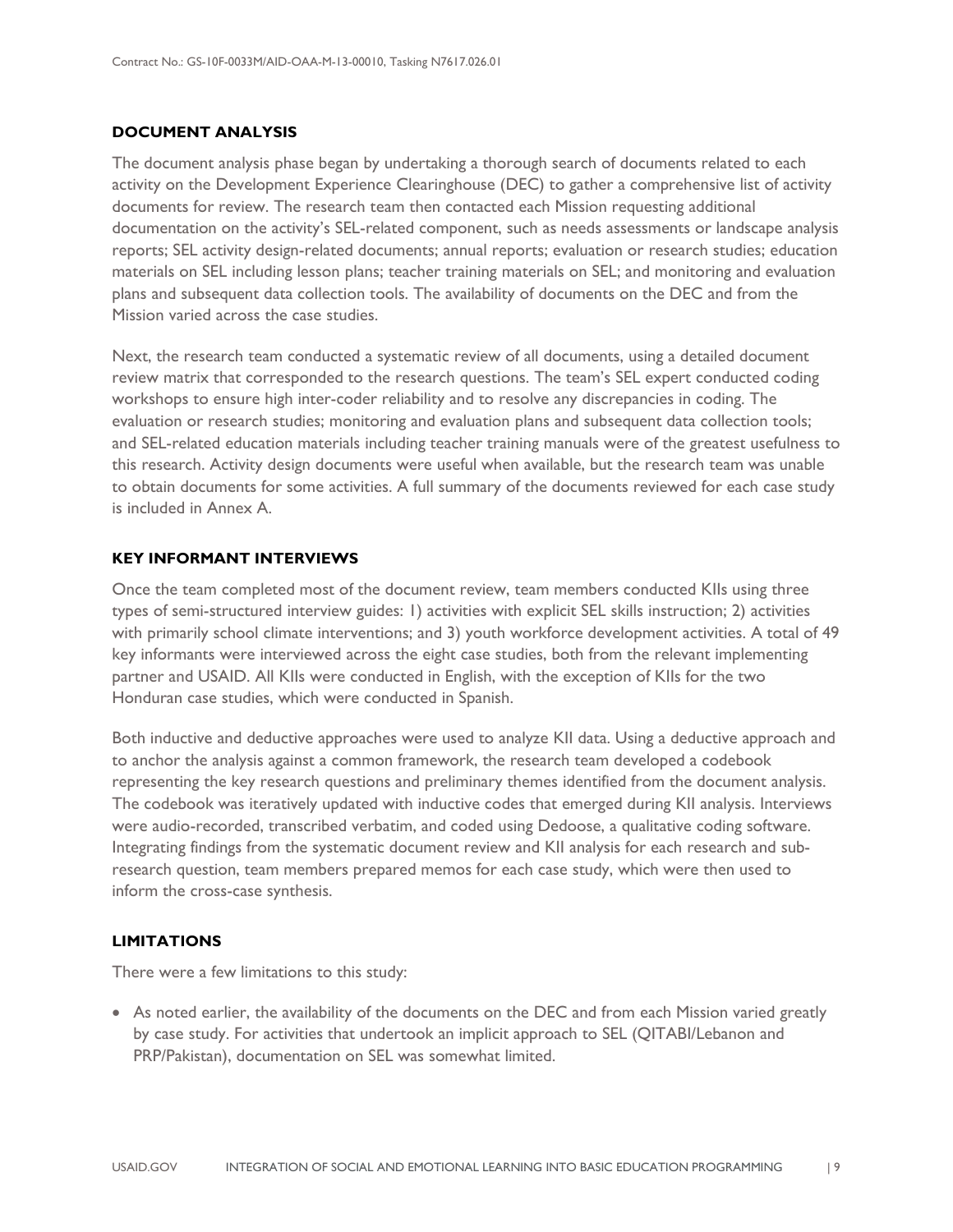### DOCUMENT ANALYSIS

The document analysis phase began by undertaking a thorough search of documents related to each activity on the Development Experience Clearinghouse (DEC) to gather a comprehensive list of activity documents for review. The research team then contacted each Mission requesting additional documentation on the activity's SEL-related component, such as needs assessments or landscape analysis reports; SEL activity design-related documents; annual reports; evaluation or research studies; education materials on SEL including lesson plans; teacher training materials on SEL; and monitoring and evaluation plans and subsequent data collection tools. The availability of documents on the DEC and from the Mission varied across the case studies.

Next, the research team conducted a systematic review of all documents, using a detailed document review matrix that corresponded to the research questions. The team's SEL expert conducted coding workshops to ensure high inter-coder reliability and to resolve any discrepancies in coding. The evaluation or research studies; monitoring and evaluation plans and subsequent data collection tools; and SEL-related education materials including teacher training manuals were of the greatest usefulness to this research. Activity design documents were useful when available, but the research team was unable to obtain documents for some activities. A full summary of the documents reviewed for each case study is included in Annex A.

### KEY INFORMANT INTERVIEWS

Once the team completed most of the document review, team members conducted KIIs using three types of semi-structured interview guides: 1) activities with explicit SEL skills instruction; 2) activities with primarily school climate interventions; and 3) youth workforce development activities. A total of 49 key informants were interviewed across the eight case studies, both from the relevant implementing partner and USAID. All KIIs were conducted in English, with the exception of KIIs for the two Honduran case studies, which were conducted in Spanish.

Both inductive and deductive approaches were used to analyze KII data. Using a deductive approach and to anchor the analysis against a common framework, the research team developed a codebook representing the key research questions and preliminary themes identified from the document analysis. The codebook was iteratively updated with inductive codes that emerged during KII analysis. Interviews were audio-recorded, transcribed verbatim, and coded using Dedoose, a qualitative coding software. Integrating findings from the systematic document review and KII analysis for each research and sub-research question, team members prepared memos for each case study, which were then used to inform the cross-case synthesis.

### LIMITATIONS

There were a few limitations to this study:

- As noted earlier, the availability of the documents on the DEC and from each Mission varied greatly by case study. For activities that undertook an implicit approach to SEL (QITABI/Lebanon and PRP/Pakistan), documentation on SEL was somewhat limited.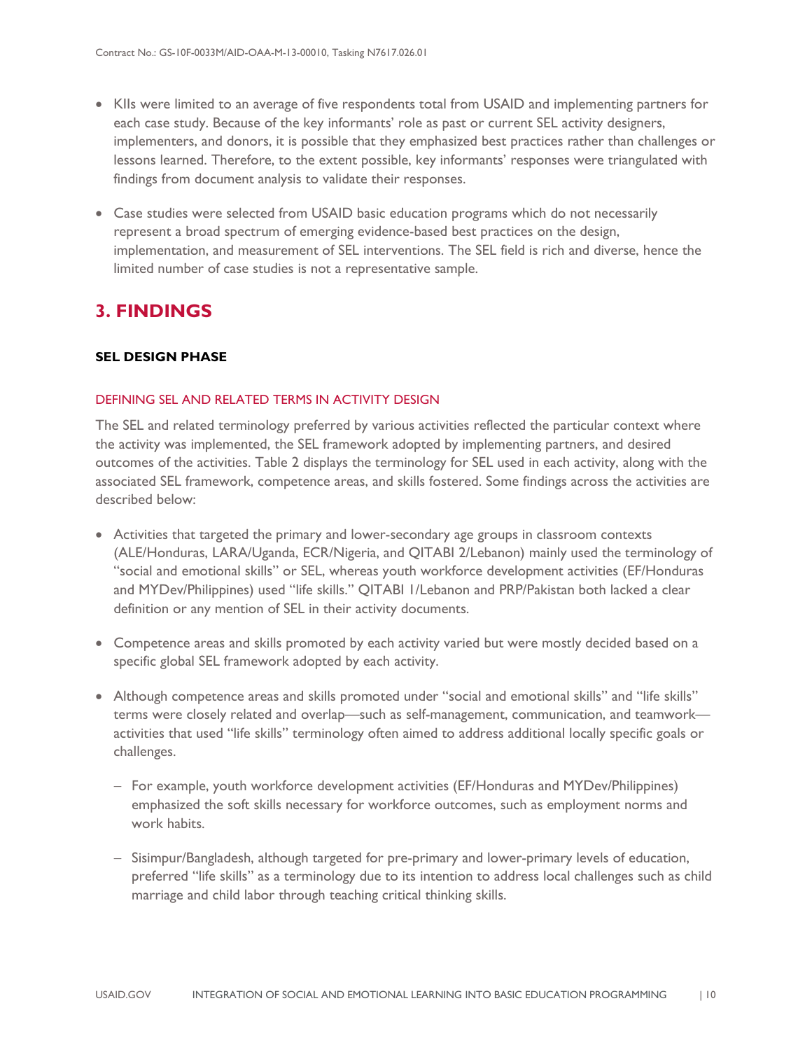- KIIs were limited to an average of five respondents total from USAID and implementing partners for each case study. Because of the key informants' role as past or current SEL activity designers, implementers, and donors, it is possible that they emphasized best practices rather than challenges or lessons learned. Therefore, to the extent possible, key informants' responses were triangulated with findings from document analysis to validate their responses.
- Case studies were selected from USAID basic education programs which do not necessarily represent a broad spectrum of emerging evidence-based best practices on the design, implementation, and measurement of SEL interventions. The SEL field is rich and diverse, hence the limited number of case studies is not a representative sample.

# 3. FINDINGS

## SEL DESIGN PHASE

### DEFINING SEL AND RELATED TERMS IN ACTIVITY DESIGN

The SEL and related terminology preferred by various activities reflected the particular context where the activity was implemented, the SEL framework adopted by implementing partners, and desired outcomes of the activities. Table 2 displays the terminology for SEL used in each activity, along with the associated SEL framework, competence areas, and skills fostered. Some findings across the activities are described below:

- Activities that targeted the primary and lower-secondary age groups in classroom contexts (ALE/Honduras, LARA/Uganda, ECR/Nigeria, and QITABI 2/Lebanon) mainly used the terminology of "social and emotional skills" or SEL, whereas youth workforce development activities (EF/Honduras and MYDev/Philippines) used "life skills." QITABI 1/Lebanon and PRP/Pakistan both lacked a clear definition or any mention of SEL in their activity documents.
- Competence areas and skills promoted by each activity varied but were mostly decided based on a specific global SEL framework adopted by each activity.
- Although competence areas and skills promoted under "social and emotional skills" and "life skills" terms were closely related and overlap—such as self-management, communication, and teamwork—activities that used "life skills" terminology often aimed to address additional locally specific goals or challenges.
  - For example, youth workforce development activities (EF/Honduras and MYDev/Philippines) emphasized the soft skills necessary for workforce outcomes, such as employment norms and work habits.
  - Sisimpur/Bangladesh, although targeted for pre-primary and lower-primary levels of education, preferred "life skills" as a terminology due to its intention to address local challenges such as child marriage and child labor through teaching critical thinking skills.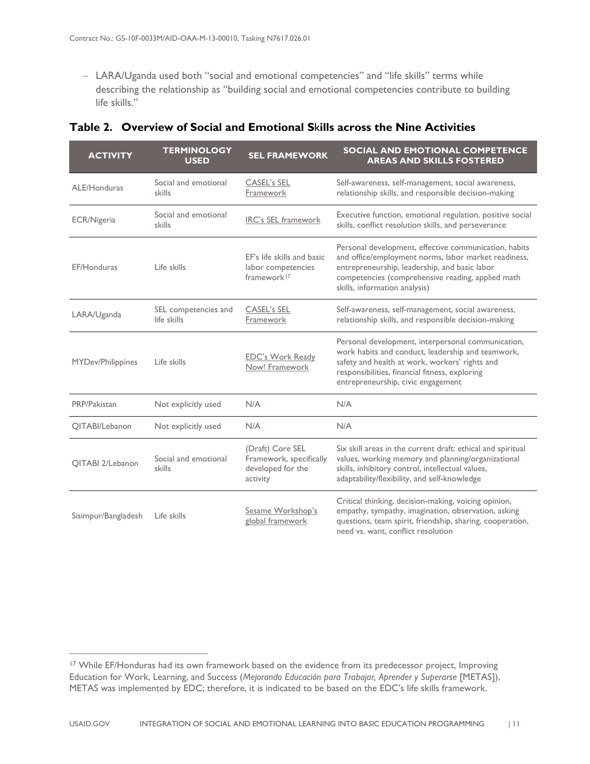– LARA/Uganda used both "social and emotional competencies" and "life skills" terms while describing the relationship as "building social and emotional competencies contribute to building life skills."

### Table 2. Overview of Social and Emotional Skills across the Nine Activities

| ACTIVITY | TERMINOLOGY USED | SEL FRAMEWORK | SOCIAL AND EMOTIONAL COMPETENCE AREAS AND SKILLS FOSTERED |
|---|---|---|---|
| ALE/Honduras | Social and emotional skills | CASEL's SEL Framework | Self-awareness, self-management, social awareness, relationship skills, and responsible decision-making |
| ECR/Nigeria | Social and emotional skills | IRC's SEL framework | Executive function, emotional regulation, positive social skills, conflict resolution skills, and perseverance |
| EF/Honduras | Life skills | EF's life skills and basic labor competencies framework[17] | Personal development, effective communication, habits and office/employment norms, labor market readiness, entrepreneurship, leadership, and basic labor competencies (comprehensive reading, applied math skills, information analysis) |
| LARA/Uganda | SEL competencies and life skills | CASEL's SEL Framework | Self-awareness, self-management, social awareness, relationship skills, and responsible decision-making |
| MYDev/Philippines | Life skills | EDC's Work Ready Now! Framework | Personal development, interpersonal communication, work habits and conduct, leadership and teamwork, safety and health at work, workers' rights and responsibilities, financial fitness, exploring entrepreneurship, civic engagement |
| PRP/Pakistan | Not explicitly used | N/A | N/A |
| QITABI/Lebanon | Not explicitly used | N/A | N/A |
| QITABI 2/Lebanon | Social and emotional skills | (Draft) Core SEL Framework, specifically developed for the activity | Six skill areas in the current draft: ethical and spiritual values, working memory and planning/organizational skills, inhibitory control, intellectual values, adaptability/flexibility, and self-knowledge |
| Sisimpur/Bangladesh | Life skills | Sesame Workshop's global framework | Critical thinking, decision-making, voicing opinion, empathy, sympathy, imagination, observation, asking questions, team spirit, friendship, sharing, cooperation, need vs. want, conflict resolution |

[17] While EF/Honduras had its own framework based on the evidence from its predecessor project, Improving Education for Work, Learning, and Success (*Mejorando Educación para Trabajar, Aprender y Superarse* [METAS]), METAS was implemented by EDC; therefore, it is indicated to be based on the EDC's life skills framework.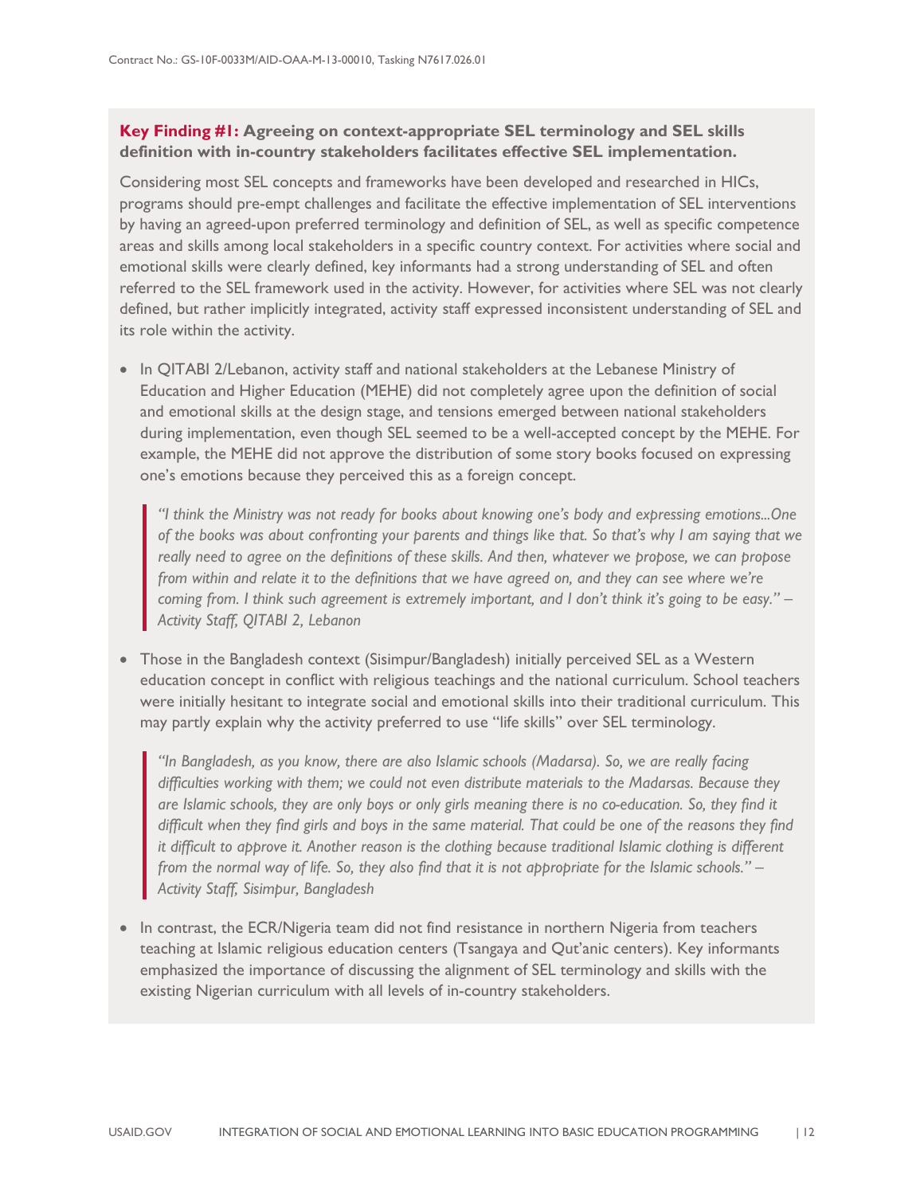**Key Finding #1: Agreeing on context-appropriate SEL terminology and SEL skills definition with in-country stakeholders facilitates effective SEL implementation.**

Considering most SEL concepts and frameworks have been developed and researched in HICs, programs should pre-empt challenges and facilitate the effective implementation of SEL interventions by having an agreed-upon preferred terminology and definition of SEL, as well as specific competence areas and skills among local stakeholders in a specific country context. For activities where social and emotional skills were clearly defined, key informants had a strong understanding of SEL and often referred to the SEL framework used in the activity. However, for activities where SEL was not clearly defined, but rather implicitly integrated, activity staff expressed inconsistent understanding of SEL and its role within the activity.

- In QITABI 2/Lebanon, activity staff and national stakeholders at the Lebanese Ministry of Education and Higher Education (MEHE) did not completely agree upon the definition of social and emotional skills at the design stage, and tensions emerged between national stakeholders during implementation, even though SEL seemed to be a well-accepted concept by the MEHE. For example, the MEHE did not approve the distribution of some story books focused on expressing one's emotions because they perceived this as a foreign concept.

  > *"I think the Ministry was not ready for books about knowing one's body and expressing emotions...One of the books was about confronting your parents and things like that. So that's why I am saying that we really need to agree on the definitions of these skills. And then, whatever we propose, we can propose from within and relate it to the definitions that we have agreed on, and they can see where we're coming from. I think such agreement is extremely important, and I don't think it's going to be easy." – Activity Staff, QITABI 2, Lebanon*

- Those in the Bangladesh context (Sisimpur/Bangladesh) initially perceived SEL as a Western education concept in conflict with religious teachings and the national curriculum. School teachers were initially hesitant to integrate social and emotional skills into their traditional curriculum. This may partly explain why the activity preferred to use "life skills" over SEL terminology.

  > *"In Bangladesh, as you know, there are also Islamic schools (Madarsa). So, we are really facing difficulties working with them; we could not even distribute materials to the Madarsas. Because they are Islamic schools, they are only boys or only girls meaning there is no co-education. So, they find it difficult when they find girls and boys in the same material. That could be one of the reasons they find it difficult to approve it. Another reason is the clothing because traditional Islamic clothing is different from the normal way of life. So, they also find that it is not appropriate for the Islamic schools." – Activity Staff, Sisimpur, Bangladesh*

- In contrast, the ECR/Nigeria team did not find resistance in northern Nigeria from teachers teaching at Islamic religious education centers (Tsangaya and Qut'anic centers). Key informants emphasized the importance of discussing the alignment of SEL terminology and skills with the existing Nigerian curriculum with all levels of in-country stakeholders.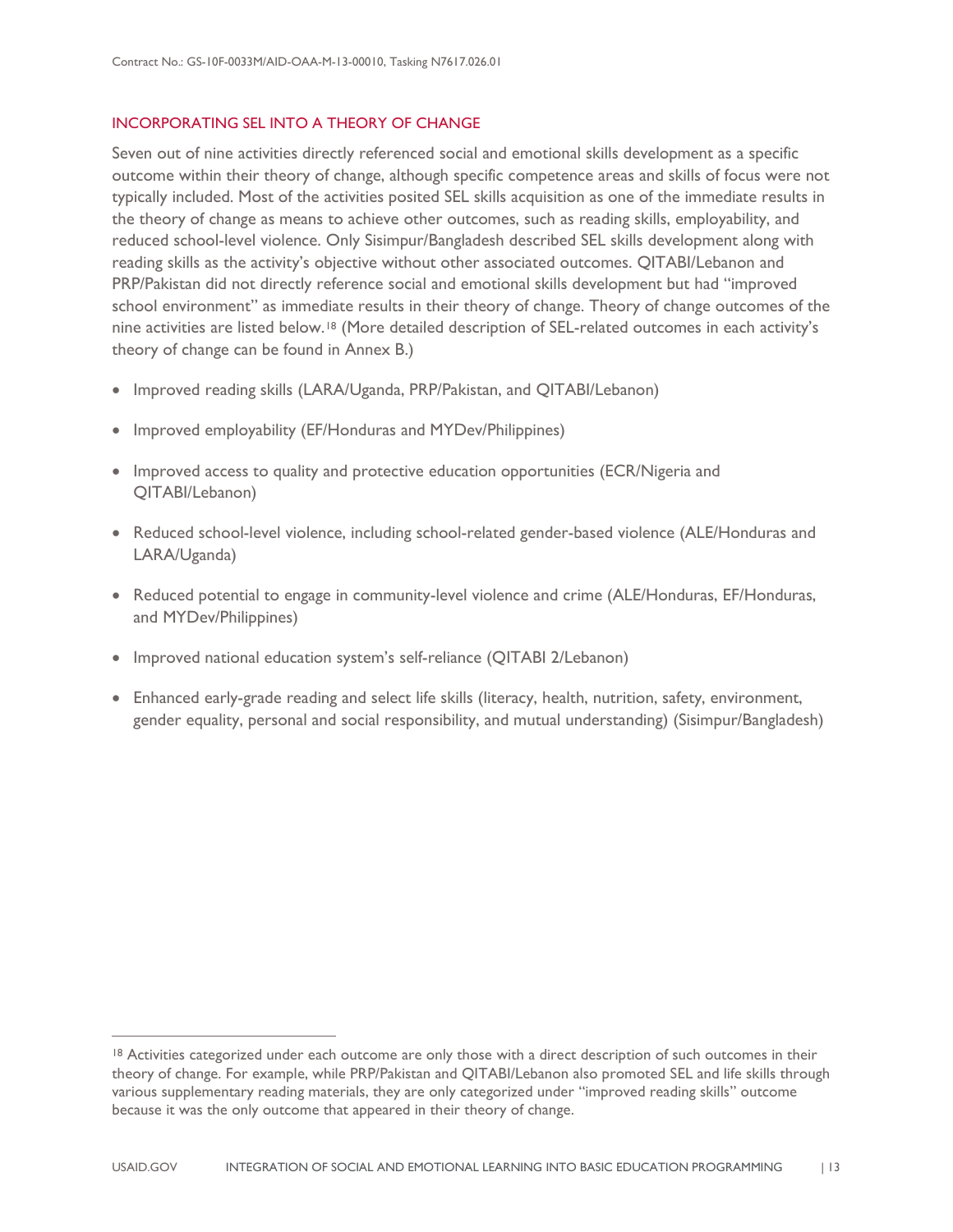## INCORPORATING SEL INTO A THEORY OF CHANGE

Seven out of nine activities directly referenced social and emotional skills development as a specific outcome within their theory of change, although specific competence areas and skills of focus were not typically included. Most of the activities posited SEL skills acquisition as one of the immediate results in the theory of change as means to achieve other outcomes, such as reading skills, employability, and reduced school-level violence. Only Sisimpur/Bangladesh described SEL skills development along with reading skills as the activity's objective without other associated outcomes. QITABI/Lebanon and PRP/Pakistan did not directly reference social and emotional skills development but had "improved school environment" as immediate results in their theory of change. Theory of change outcomes of the nine activities are listed below.[18] (More detailed description of SEL-related outcomes in each activity's theory of change can be found in Annex B.)

- Improved reading skills (LARA/Uganda, PRP/Pakistan, and QITABI/Lebanon)
- Improved employability (EF/Honduras and MYDev/Philippines)
- Improved access to quality and protective education opportunities (ECR/Nigeria and QITABI/Lebanon)
- Reduced school-level violence, including school-related gender-based violence (ALE/Honduras and LARA/Uganda)
- Reduced potential to engage in community-level violence and crime (ALE/Honduras, EF/Honduras, and MYDev/Philippines)
- Improved national education system's self-reliance (QITABI 2/Lebanon)
- Enhanced early-grade reading and select life skills (literacy, health, nutrition, safety, environment, gender equality, personal and social responsibility, and mutual understanding) (Sisimpur/Bangladesh)

[18] Activities categorized under each outcome are only those with a direct description of such outcomes in their theory of change. For example, while PRP/Pakistan and QITABI/Lebanon also promoted SEL and life skills through various supplementary reading materials, they are only categorized under "improved reading skills" outcome because it was the only outcome that appeared in their theory of change.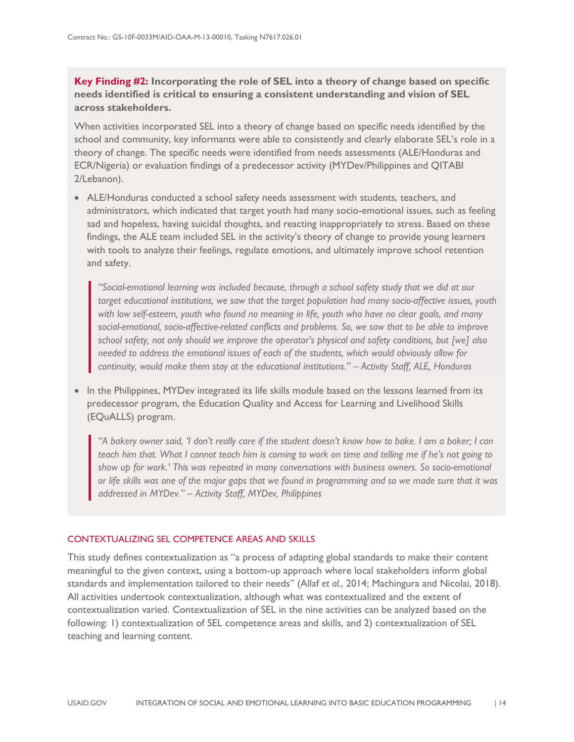**Key Finding #2: Incorporating the role of SEL into a theory of change based on specific needs identified is critical to ensuring a consistent understanding and vision of SEL across stakeholders.**

When activities incorporated SEL into a theory of change based on specific needs identified by the school and community, key informants were able to consistently and clearly elaborate SEL's role in a theory of change. The specific needs were identified from needs assessments (ALE/Honduras and ECR/Nigeria) or evaluation findings of a predecessor activity (MYDev/Philippines and QITABI 2/Lebanon).

- ALE/Honduras conducted a school safety needs assessment with students, teachers, and administrators, which indicated that target youth had many socio-emotional issues, such as feeling sad and hopeless, having suicidal thoughts, and reacting inappropriately to stress. Based on these findings, the ALE team included SEL in the activity's theory of change to provide young learners with tools to analyze their feelings, regulate emotions, and ultimately improve school retention and safety.

> *"Social-emotional learning was included because, through a school safety study that we did at our target educational institutions, we saw that the target population had many socio-affective issues, youth with low self-esteem, youth who found no meaning in life, youth who have no clear goals, and many social-emotional, socio-affective-related conflicts and problems. So, we saw that to be able to improve school safety, not only should we improve the operator's physical and safety conditions, but [we] also needed to address the emotional issues of each of the students, which would obviously allow for continuity, would make them stay at the educational institutions." – Activity Staff, ALE, Honduras*

- In the Philippines, MYDev integrated its life skills module based on the lessons learned from its predecessor program, the Education Quality and Access for Learning and Livelihood Skills (EQuALLS) program.

> *"A bakery owner said, 'I don't really care if the student doesn't know how to bake. I am a baker; I can teach him that. What I cannot teach him is coming to work on time and telling me if he's not going to show up for work.' This was repeated in many conversations with business owners. So socio-emotional or life skills was one of the major gaps that we found in programming and so we made sure that it was addressed in MYDev." – Activity Staff, MYDev, Philippines*

### CONTEXTUALIZING SEL COMPETENCE AREAS AND SKILLS

This study defines contextualization as "a process of adapting global standards to make their content meaningful to the given context, using a bottom-up approach where local stakeholders inform global standards and implementation tailored to their needs" (Allaf *et al.*, 2014; Machingura and Nicolai, 2018). All activities undertook contextualization, although what was contextualized and the extent of contextualization varied. Contextualization of SEL in the nine activities can be analyzed based on the following: 1) contextualization of SEL competence areas and skills, and 2) contextualization of SEL teaching and learning content.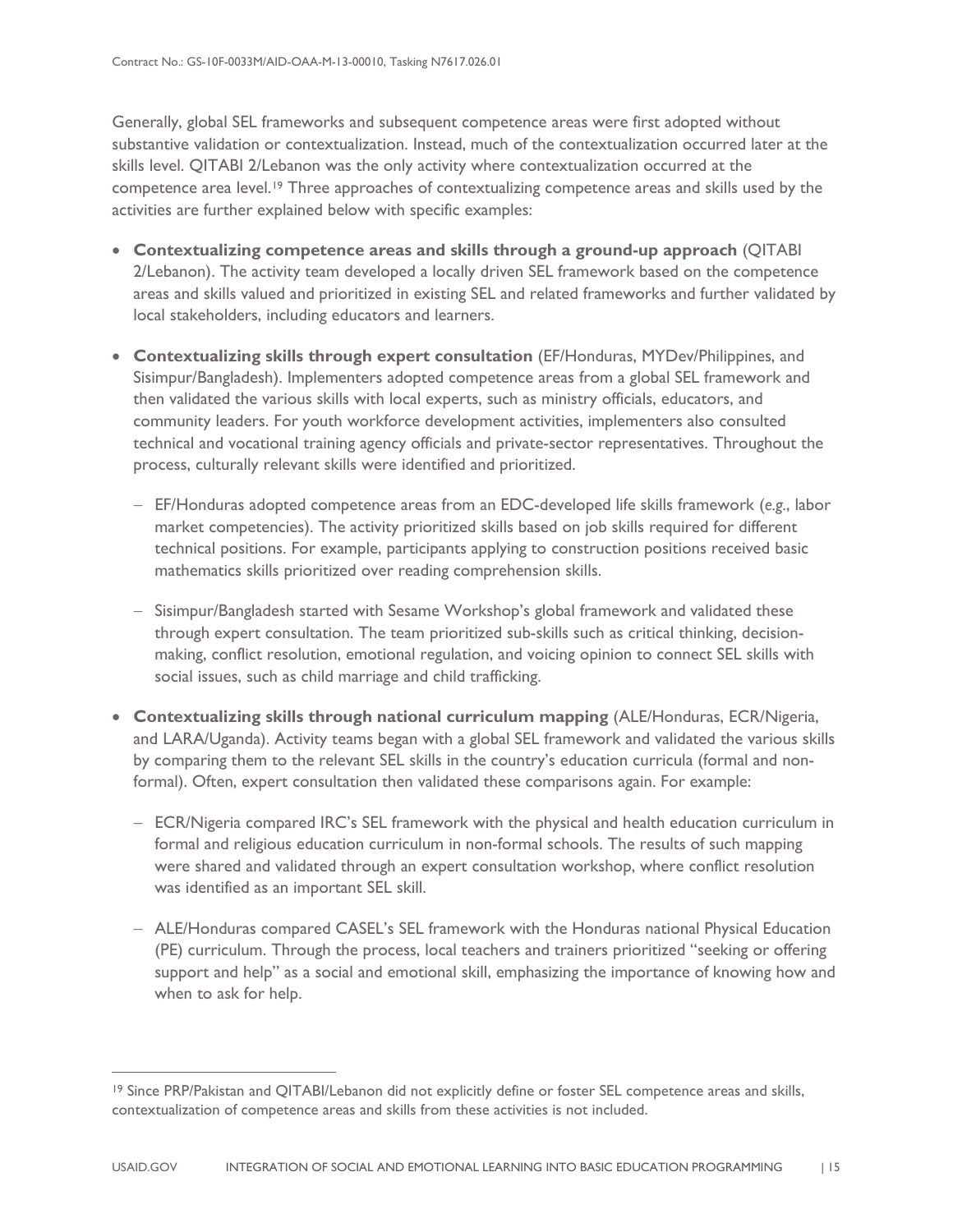Generally, global SEL frameworks and subsequent competence areas were first adopted without substantive validation or contextualization. Instead, much of the contextualization occurred later at the skills level. QITABI 2/Lebanon was the only activity where contextualization occurred at the competence area level.[19] Three approaches of contextualizing competence areas and skills used by the activities are further explained below with specific examples:

- **Contextualizing competence areas and skills through a ground-up approach** (QITABI 2/Lebanon). The activity team developed a locally driven SEL framework based on the competence areas and skills valued and prioritized in existing SEL and related frameworks and further validated by local stakeholders, including educators and learners.
- **Contextualizing skills through expert consultation** (EF/Honduras, MYDev/Philippines, and Sisimpur/Bangladesh). Implementers adopted competence areas from a global SEL framework and then validated the various skills with local experts, such as ministry officials, educators, and community leaders. For youth workforce development activities, implementers also consulted technical and vocational training agency officials and private-sector representatives. Throughout the process, culturally relevant skills were identified and prioritized.
  - EF/Honduras adopted competence areas from an EDC-developed life skills framework (*e.g.*, labor market competencies). The activity prioritized skills based on job skills required for different technical positions. For example, participants applying to construction positions received basic mathematics skills prioritized over reading comprehension skills.
  - Sisimpur/Bangladesh started with Sesame Workshop's global framework and validated these through expert consultation. The team prioritized sub-skills such as critical thinking, decision-making, conflict resolution, emotional regulation, and voicing opinion to connect SEL skills with social issues, such as child marriage and child trafficking.
- **Contextualizing skills through national curriculum mapping** (ALE/Honduras, ECR/Nigeria, and LARA/Uganda). Activity teams began with a global SEL framework and validated the various skills by comparing them to the relevant SEL skills in the country's education curricula (formal and non-formal). Often, expert consultation then validated these comparisons again. For example:
  - ECR/Nigeria compared IRC's SEL framework with the physical and health education curriculum in formal and religious education curriculum in non-formal schools. The results of such mapping were shared and validated through an expert consultation workshop, where conflict resolution was identified as an important SEL skill.
  - ALE/Honduras compared CASEL's SEL framework with the Honduras national Physical Education (PE) curriculum. Through the process, local teachers and trainers prioritized "seeking or offering support and help" as a social and emotional skill, emphasizing the importance of knowing how and when to ask for help.

[19] Since PRP/Pakistan and QITABI/Lebanon did not explicitly define or foster SEL competence areas and skills, contextualization of competence areas and skills from these activities is not included.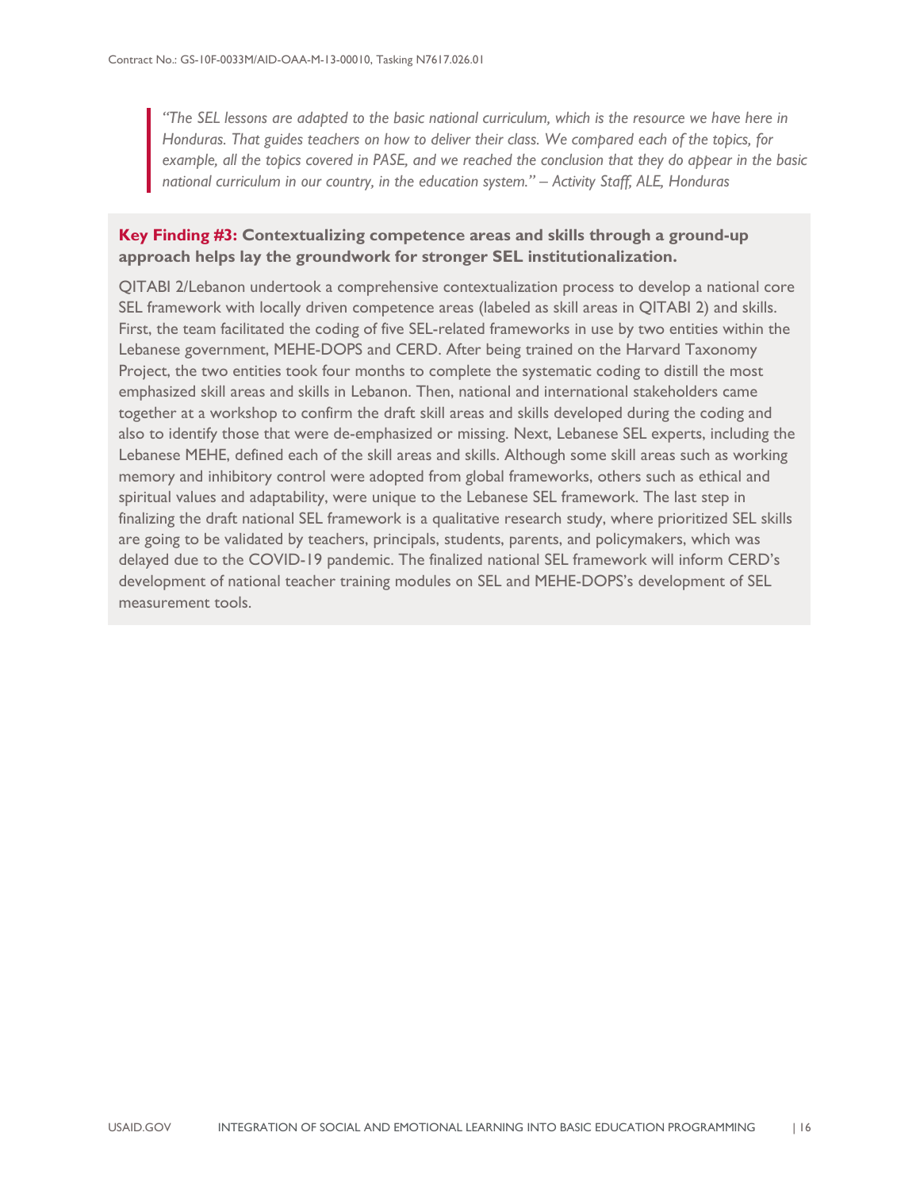> *"The SEL lessons are adapted to the basic national curriculum, which is the resource we have here in Honduras. That guides teachers on how to deliver their class. We compared each of the topics, for example, all the topics covered in PASE, and we reached the conclusion that they do appear in the basic national curriculum in our country, in the education system." – Activity Staff, ALE, Honduras*

**Key Finding #3: Contextualizing competence areas and skills through a ground-up approach helps lay the groundwork for stronger SEL institutionalization.**

QITABI 2/Lebanon undertook a comprehensive contextualization process to develop a national core SEL framework with locally driven competence areas (labeled as skill areas in QITABI 2) and skills. First, the team facilitated the coding of five SEL-related frameworks in use by two entities within the Lebanese government, MEHE-DOPS and CERD. After being trained on the Harvard Taxonomy Project, the two entities took four months to complete the systematic coding to distill the most emphasized skill areas and skills in Lebanon. Then, national and international stakeholders came together at a workshop to confirm the draft skill areas and skills developed during the coding and also to identify those that were de-emphasized or missing. Next, Lebanese SEL experts, including the Lebanese MEHE, defined each of the skill areas and skills. Although some skill areas such as working memory and inhibitory control were adopted from global frameworks, others such as ethical and spiritual values and adaptability, were unique to the Lebanese SEL framework. The last step in finalizing the draft national SEL framework is a qualitative research study, where prioritized SEL skills are going to be validated by teachers, principals, students, parents, and policymakers, which was delayed due to the COVID-19 pandemic. The finalized national SEL framework will inform CERD's development of national teacher training modules on SEL and MEHE-DOPS's development of SEL measurement tools.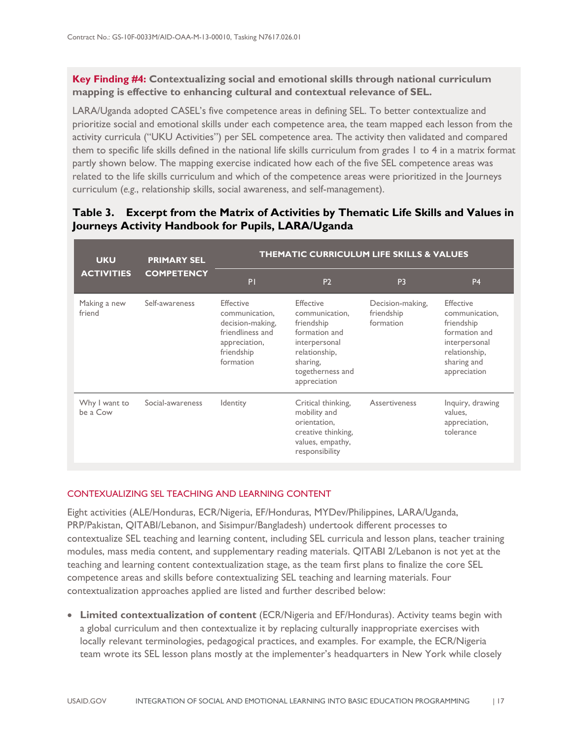**Key Finding #4: Contextualizing social and emotional skills through national curriculum mapping is effective to enhancing cultural and contextual relevance of SEL.**

LARA/Uganda adopted CASEL's five competence areas in defining SEL. To better contextualize and prioritize social and emotional skills under each competence area, the team mapped each lesson from the activity curricula ("UKU Activities") per SEL competence area. The activity then validated and compared them to specific life skills defined in the national life skills curriculum from grades 1 to 4 in a matrix format partly shown below. The mapping exercise indicated how each of the five SEL competence areas was related to the life skills curriculum and which of the competence areas were prioritized in the Journeys curriculum (*e.g.*, relationship skills, social awareness, and self-management).

### Table 3. Excerpt from the Matrix of Activities by Thematic Life Skills and Values in Journeys Activity Handbook for Pupils, LARA/Uganda

| UKU ACTIVITIES | PRIMARY SEL COMPETENCY | THEMATIC CURRICULUM LIFE SKILLS & VALUES | | | |
|---|---|---|---|---|---|
| | | P1 | P2 | P3 | P4 |
| Making a new friend | Self-awareness | Effective communication, decision-making, friendliness and appreciation, friendship formation | Effective communication, friendship formation and interpersonal relationship, sharing, togetherness and appreciation | Decision-making, friendship formation | Effective communication, friendship formation and interpersonal relationship, sharing and appreciation |
| Why I want to be a Cow | Social-awareness | Identity | Critical thinking, mobility and orientation, creative thinking, values, empathy, responsibility | Assertiveness | Inquiry, drawing values, appreciation, tolerance |

## CONTEXUALIZING SEL TEACHING AND LEARNING CONTENT

Eight activities (ALE/Honduras, ECR/Nigeria, EF/Honduras, MYDev/Philippines, LARA/Uganda, PRP/Pakistan, QITABI/Lebanon, and Sisimpur/Bangladesh) undertook different processes to contextualize SEL teaching and learning content, including SEL curricula and lesson plans, teacher training modules, mass media content, and supplementary reading materials. QITABI 2/Lebanon is not yet at the teaching and learning content contextualization stage, as the team first plans to finalize the core SEL competence areas and skills before contextualizing SEL teaching and learning materials. Four contextualization approaches applied are listed and further described below:

- **Limited contextualization of content** (ECR/Nigeria and EF/Honduras). Activity teams begin with a global curriculum and then contextualize it by replacing culturally inappropriate exercises with locally relevant terminologies, pedagogical practices, and examples. For example, the ECR/Nigeria team wrote its SEL lesson plans mostly at the implementer's headquarters in New York while closely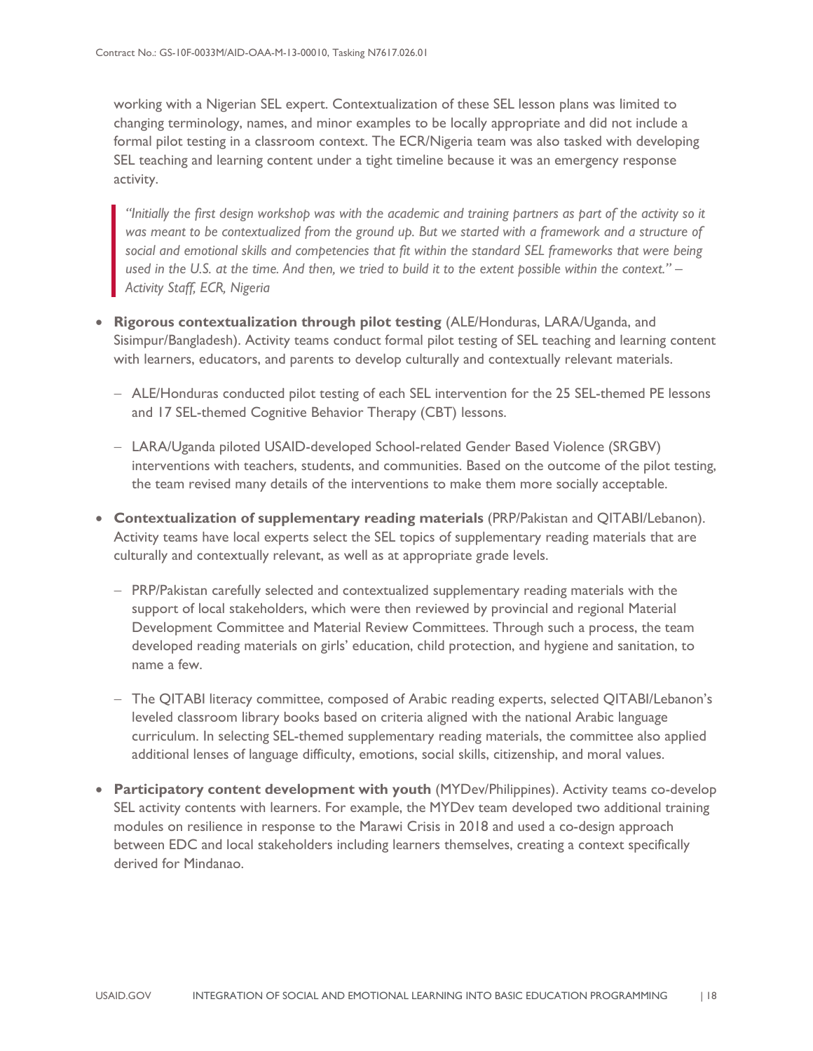working with a Nigerian SEL expert. Contextualization of these SEL lesson plans was limited to changing terminology, names, and minor examples to be locally appropriate and did not include a formal pilot testing in a classroom context. The ECR/Nigeria team was also tasked with developing SEL teaching and learning content under a tight timeline because it was an emergency response activity.

> *"Initially the first design workshop was with the academic and training partners as part of the activity so it was meant to be contextualized from the ground up. But we started with a framework and a structure of social and emotional skills and competencies that fit within the standard SEL frameworks that were being used in the U.S. at the time. And then, we tried to build it to the extent possible within the context." – Activity Staff, ECR, Nigeria*

- **Rigorous contextualization through pilot testing** (ALE/Honduras, LARA/Uganda, and Sisimpur/Bangladesh). Activity teams conduct formal pilot testing of SEL teaching and learning content with learners, educators, and parents to develop culturally and contextually relevant materials.
  - ALE/Honduras conducted pilot testing of each SEL intervention for the 25 SEL-themed PE lessons and 17 SEL-themed Cognitive Behavior Therapy (CBT) lessons.
  - LARA/Uganda piloted USAID-developed School-related Gender Based Violence (SRGBV) interventions with teachers, students, and communities. Based on the outcome of the pilot testing, the team revised many details of the interventions to make them more socially acceptable.
- **Contextualization of supplementary reading materials** (PRP/Pakistan and QITABI/Lebanon). Activity teams have local experts select the SEL topics of supplementary reading materials that are culturally and contextually relevant, as well as at appropriate grade levels.
  - PRP/Pakistan carefully selected and contextualized supplementary reading materials with the support of local stakeholders, which were then reviewed by provincial and regional Material Development Committee and Material Review Committees. Through such a process, the team developed reading materials on girls' education, child protection, and hygiene and sanitation, to name a few.
  - The QITABI literacy committee, composed of Arabic reading experts, selected QITABI/Lebanon's leveled classroom library books based on criteria aligned with the national Arabic language curriculum. In selecting SEL-themed supplementary reading materials, the committee also applied additional lenses of language difficulty, emotions, social skills, citizenship, and moral values.
- **Participatory content development with youth** (MYDev/Philippines). Activity teams co-develop SEL activity contents with learners. For example, the MYDev team developed two additional training modules on resilience in response to the Marawi Crisis in 2018 and used a co-design approach between EDC and local stakeholders including learners themselves, creating a context specifically derived for Mindanao.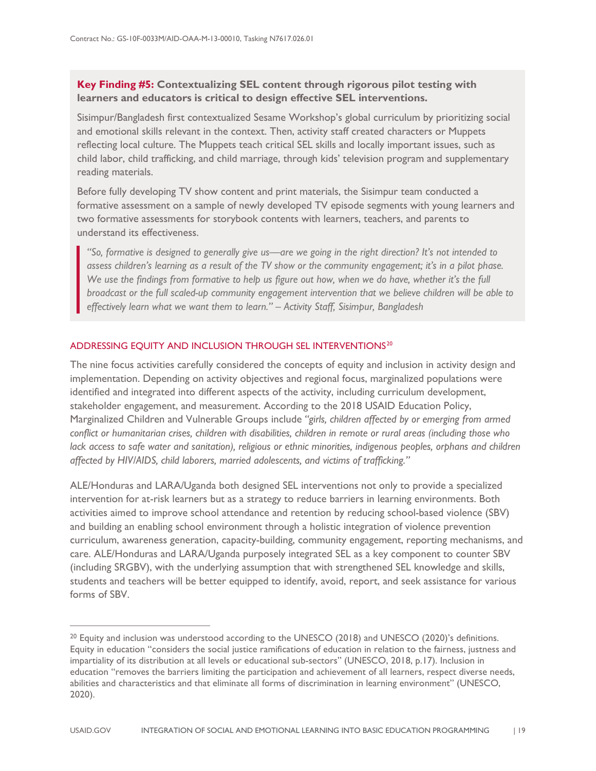**Key Finding #5: Contextualizing SEL content through rigorous pilot testing with learners and educators is critical to design effective SEL interventions.**

Sisimpur/Bangladesh first contextualized Sesame Workshop's global curriculum by prioritizing social and emotional skills relevant in the context. Then, activity staff created characters or Muppets reflecting local culture. The Muppets teach critical SEL skills and locally important issues, such as child labor, child trafficking, and child marriage, through kids' television program and supplementary reading materials.

Before fully developing TV show content and print materials, the Sisimpur team conducted a formative assessment on a sample of newly developed TV episode segments with young learners and two formative assessments for storybook contents with learners, teachers, and parents to understand its effectiveness.

> *"So, formative is designed to generally give us—are we going in the right direction? It's not intended to assess children's learning as a result of the TV show or the community engagement; it's in a pilot phase. We use the findings from formative to help us figure out how, when we do have, whether it's the full broadcast or the full scaled-up community engagement intervention that we believe children will be able to effectively learn what we want them to learn." – Activity Staff, Sisimpur, Bangladesh*

## ADDRESSING EQUITY AND INCLUSION THROUGH SEL INTERVENTIONS[20]

The nine focus activities carefully considered the concepts of equity and inclusion in activity design and implementation. Depending on activity objectives and regional focus, marginalized populations were identified and integrated into different aspects of the activity, including curriculum development, stakeholder engagement, and measurement. According to the 2018 USAID Education Policy, Marginalized Children and Vulnerable Groups include *"girls, children affected by or emerging from armed conflict or humanitarian crises, children with disabilities, children in remote or rural areas (including those who lack access to safe water and sanitation), religious or ethnic minorities, indigenous peoples, orphans and children affected by HIV/AIDS, child laborers, married adolescents, and victims of trafficking."*

ALE/Honduras and LARA/Uganda both designed SEL interventions not only to provide a specialized intervention for at-risk learners but as a strategy to reduce barriers in learning environments. Both activities aimed to improve school attendance and retention by reducing school-based violence (SBV) and building an enabling school environment through a holistic integration of violence prevention curriculum, awareness generation, capacity-building, community engagement, reporting mechanisms, and care. ALE/Honduras and LARA/Uganda purposely integrated SEL as a key component to counter SBV (including SRGBV), with the underlying assumption that with strengthened SEL knowledge and skills, students and teachers will be better equipped to identify, avoid, report, and seek assistance for various forms of SBV.

---

[20] Equity and inclusion was understood according to the UNESCO (2018) and UNESCO (2020)'s definitions. Equity in education "considers the social justice ramifications of education in relation to the fairness, justness and impartiality of its distribution at all levels or educational sub-sectors" (UNESCO, 2018, p.17). Inclusion in education "removes the barriers limiting the participation and achievement of all learners, respect diverse needs, abilities and characteristics and that eliminate all forms of discrimination in learning environment" (UNESCO, 2020).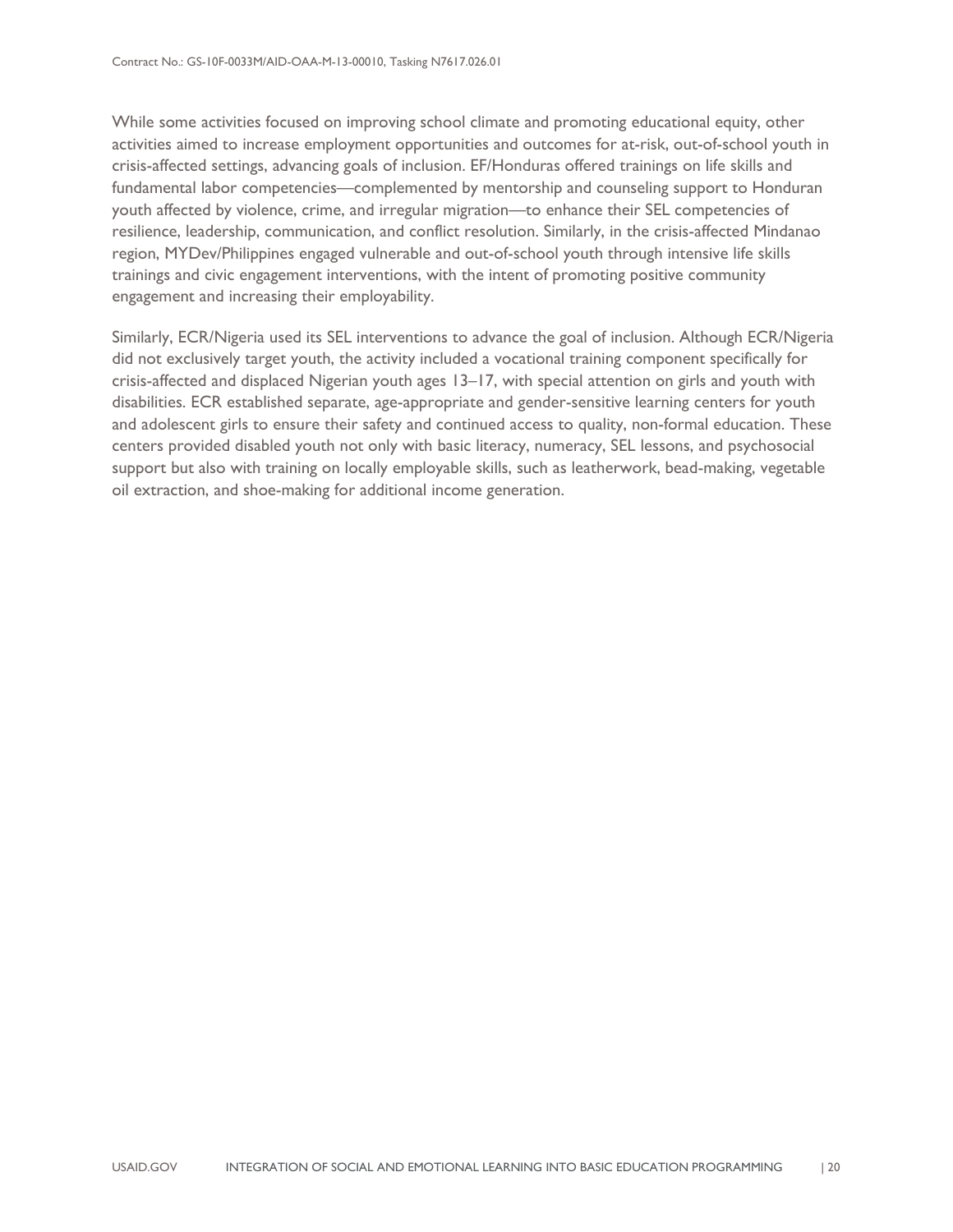While some activities focused on improving school climate and promoting educational equity, other activities aimed to increase employment opportunities and outcomes for at-risk, out-of-school youth in crisis-affected settings, advancing goals of inclusion. EF/Honduras offered trainings on life skills and fundamental labor competencies—complemented by mentorship and counseling support to Honduran youth affected by violence, crime, and irregular migration—to enhance their SEL competencies of resilience, leadership, communication, and conflict resolution. Similarly, in the crisis-affected Mindanao region, MYDev/Philippines engaged vulnerable and out-of-school youth through intensive life skills trainings and civic engagement interventions, with the intent of promoting positive community engagement and increasing their employability.

Similarly, ECR/Nigeria used its SEL interventions to advance the goal of inclusion. Although ECR/Nigeria did not exclusively target youth, the activity included a vocational training component specifically for crisis-affected and displaced Nigerian youth ages 13–17, with special attention on girls and youth with disabilities. ECR established separate, age-appropriate and gender-sensitive learning centers for youth and adolescent girls to ensure their safety and continued access to quality, non-formal education. These centers provided disabled youth not only with basic literacy, numeracy, SEL lessons, and psychosocial support but also with training on locally employable skills, such as leatherwork, bead-making, vegetable oil extraction, and shoe-making for additional income generation.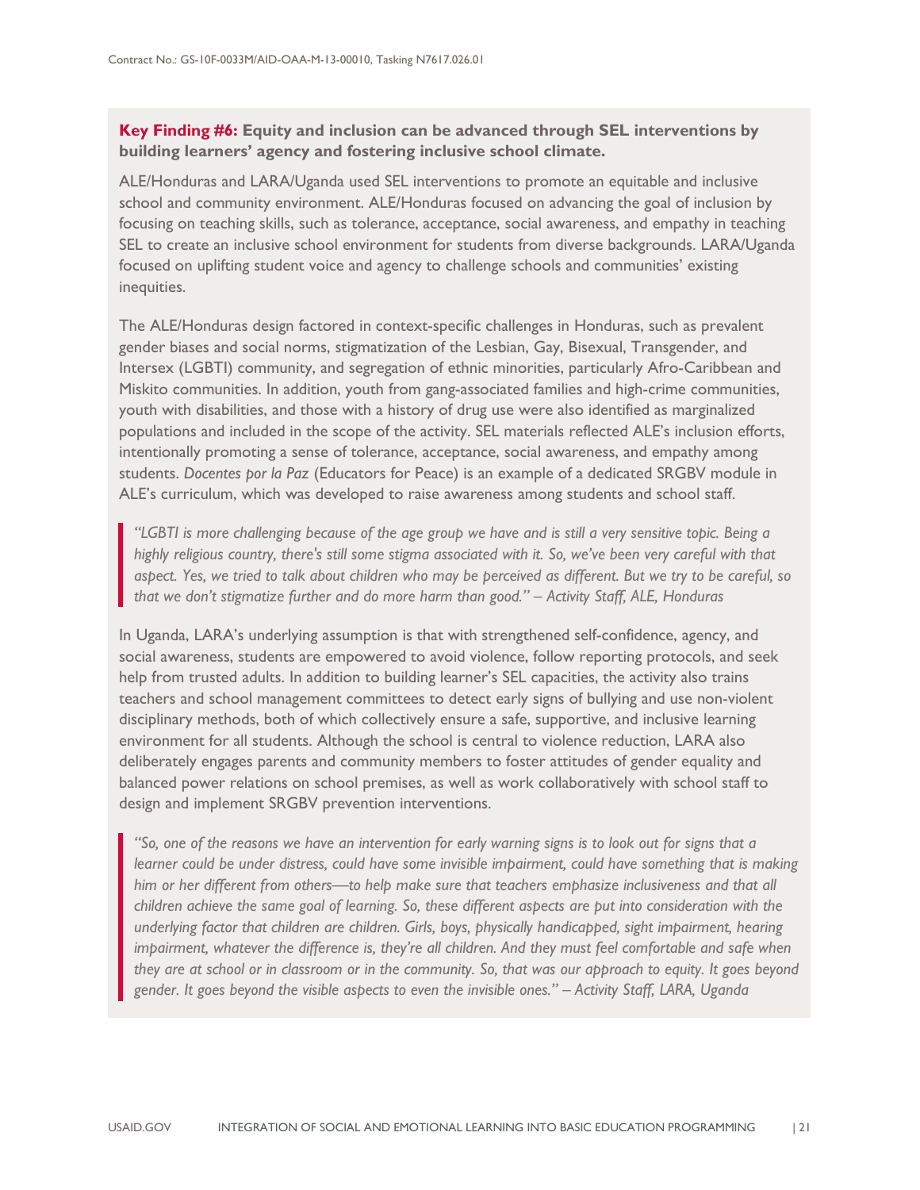**Key Finding #6: Equity and inclusion can be advanced through SEL interventions by building learners' agency and fostering inclusive school climate.**

ALE/Honduras and LARA/Uganda used SEL interventions to promote an equitable and inclusive school and community environment. ALE/Honduras focused on advancing the goal of inclusion by focusing on teaching skills, such as tolerance, acceptance, social awareness, and empathy in teaching SEL to create an inclusive school environment for students from diverse backgrounds. LARA/Uganda focused on uplifting student voice and agency to challenge schools and communities' existing inequities.

The ALE/Honduras design factored in context-specific challenges in Honduras, such as prevalent gender biases and social norms, stigmatization of the Lesbian, Gay, Bisexual, Transgender, and Intersex (LGBTI) community, and segregation of ethnic minorities, particularly Afro-Caribbean and Miskito communities. In addition, youth from gang-associated families and high-crime communities, youth with disabilities, and those with a history of drug use were also identified as marginalized populations and included in the scope of the activity. SEL materials reflected ALE's inclusion efforts, intentionally promoting a sense of tolerance, acceptance, social awareness, and empathy among students. *Docentes por la Paz* (Educators for Peace) is an example of a dedicated SRGBV module in ALE's curriculum, which was developed to raise awareness among students and school staff.

> *"LGBTI is more challenging because of the age group we have and is still a very sensitive topic. Being a highly religious country, there's still some stigma associated with it. So, we've been very careful with that aspect. Yes, we tried to talk about children who may be perceived as different. But we try to be careful, so that we don't stigmatize further and do more harm than good." – Activity Staff, ALE, Honduras*

In Uganda, LARA's underlying assumption is that with strengthened self-confidence, agency, and social awareness, students are empowered to avoid violence, follow reporting protocols, and seek help from trusted adults. In addition to building learner's SEL capacities, the activity also trains teachers and school management committees to detect early signs of bullying and use non-violent disciplinary methods, both of which collectively ensure a safe, supportive, and inclusive learning environment for all students. Although the school is central to violence reduction, LARA also deliberately engages parents and community members to foster attitudes of gender equality and balanced power relations on school premises, as well as work collaboratively with school staff to design and implement SRGBV prevention interventions.

> *"So, one of the reasons we have an intervention for early warning signs is to look out for signs that a learner could be under distress, could have some invisible impairment, could have something that is making him or her different from others—to help make sure that teachers emphasize inclusiveness and that all children achieve the same goal of learning. So, these different aspects are put into consideration with the underlying factor that children are children. Girls, boys, physically handicapped, sight impairment, hearing impairment, whatever the difference is, they're all children. And they must feel comfortable and safe when they are at school or in classroom or in the community. So, that was our approach to equity. It goes beyond gender. It goes beyond the visible aspects to even the invisible ones." – Activity Staff, LARA, Uganda*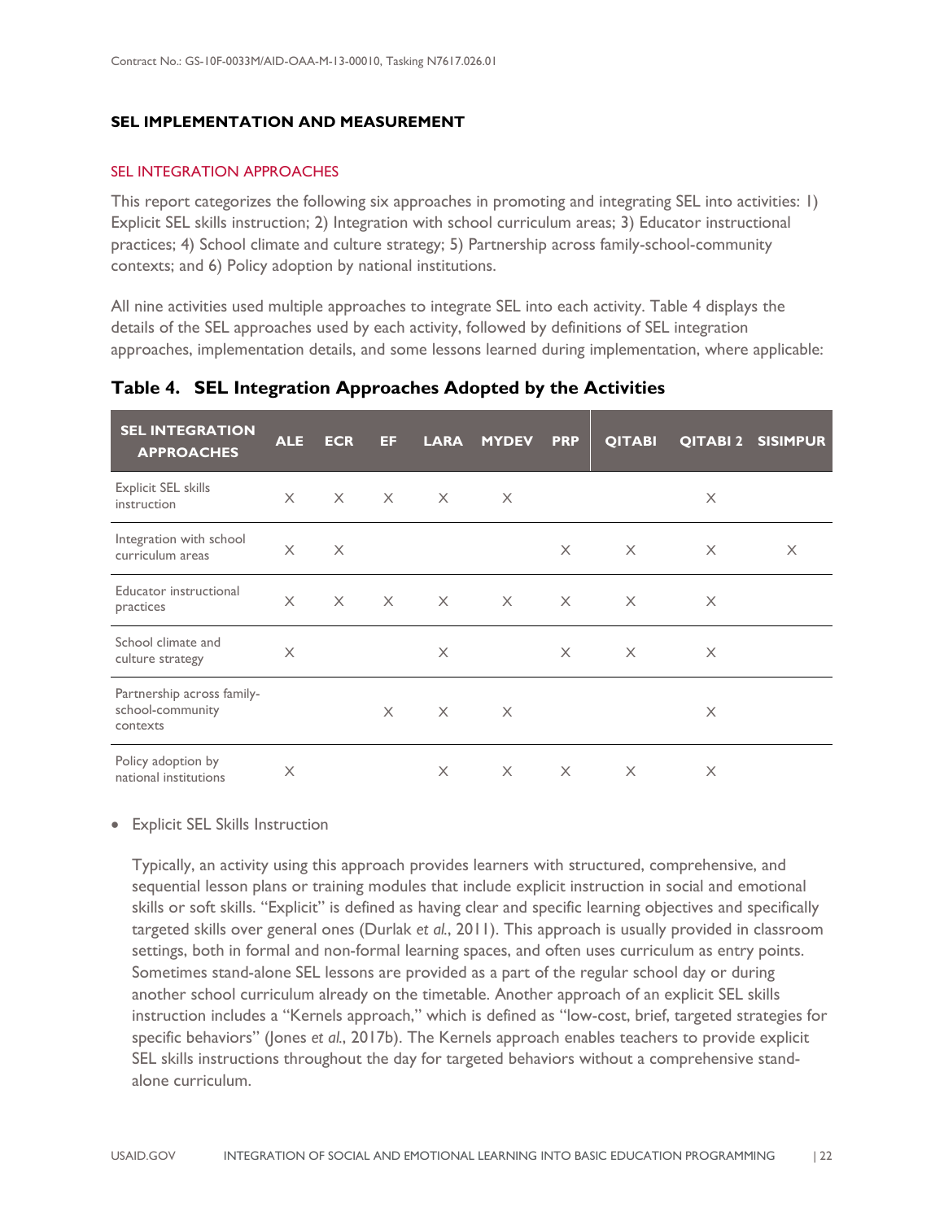## SEL IMPLEMENTATION AND MEASUREMENT

### SEL INTEGRATION APPROACHES

This report categorizes the following six approaches in promoting and integrating SEL into activities: 1) Explicit SEL skills instruction; 2) Integration with school curriculum areas; 3) Educator instructional practices; 4) School climate and culture strategy; 5) Partnership across family-school-community contexts; and 6) Policy adoption by national institutions.

All nine activities used multiple approaches to integrate SEL into each activity. Table 4 displays the details of the SEL approaches used by each activity, followed by definitions of SEL integration approaches, implementation details, and some lessons learned during implementation, where applicable:

**Table 4. SEL Integration Approaches Adopted by the Activities**

| SEL INTEGRATION APPROACHES | ALE | ECR | EF | LARA | MYDEV | PRP | QITABI | QITABI 2 | SISIMPUR |
|---|---|---|---|---|---|---|---|---|---|
| Explicit SEL skills instruction | X | X | X | X | X | | | X | |
| Integration with school curriculum areas | X | X | | | | X | X | X | X |
| Educator instructional practices | X | X | X | X | X | X | X | X | |
| School climate and culture strategy | X | | | X | | X | X | X | |
| Partnership across family-school-community contexts | | | X | X | X | | | X | |
| Policy adoption by national institutions | X | | | X | X | X | X | X | |

- Explicit SEL Skills Instruction

  Typically, an activity using this approach provides learners with structured, comprehensive, and sequential lesson plans or training modules that include explicit instruction in social and emotional skills or soft skills. "Explicit" is defined as having clear and specific learning objectives and specifically targeted skills over general ones (Durlak *et al.*, 2011). This approach is usually provided in classroom settings, both in formal and non-formal learning spaces, and often uses curriculum as entry points. Sometimes stand-alone SEL lessons are provided as a part of the regular school day or during another school curriculum already on the timetable. Another approach of an explicit SEL skills instruction includes a "Kernels approach," which is defined as "low-cost, brief, targeted strategies for specific behaviors" (Jones *et al.*, 2017b). The Kernels approach enables teachers to provide explicit SEL skills instructions throughout the day for targeted behaviors without a comprehensive stand-alone curriculum.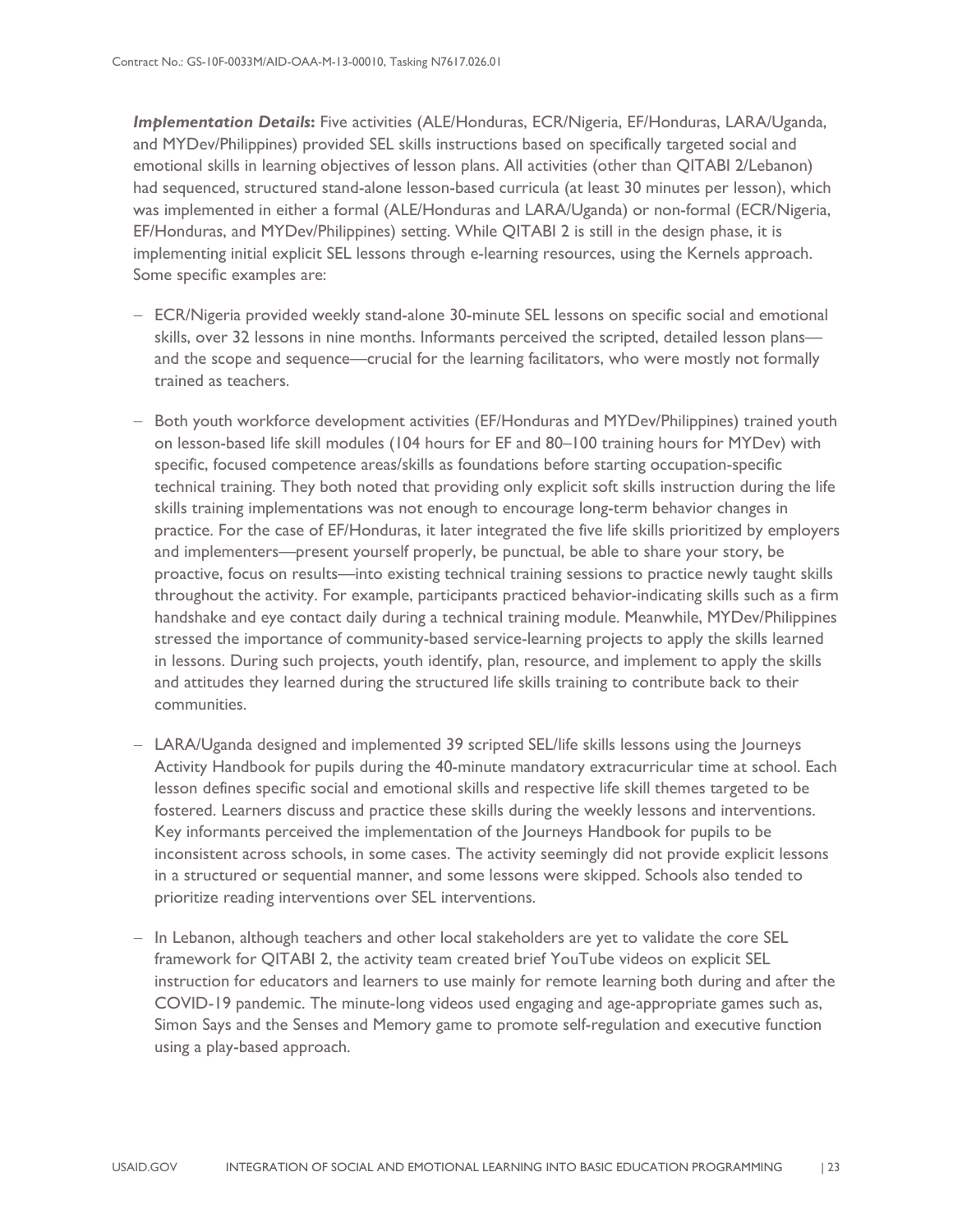***Implementation Details*:** Five activities (ALE/Honduras, ECR/Nigeria, EF/Honduras, LARA/Uganda, and MYDev/Philippines) provided SEL skills instructions based on specifically targeted social and emotional skills in learning objectives of lesson plans. All activities (other than QITABI 2/Lebanon) had sequenced, structured stand-alone lesson-based curricula (at least 30 minutes per lesson), which was implemented in either a formal (ALE/Honduras and LARA/Uganda) or non-formal (ECR/Nigeria, EF/Honduras, and MYDev/Philippines) setting. While QITABI 2 is still in the design phase, it is implementing initial explicit SEL lessons through e-learning resources, using the Kernels approach. Some specific examples are:

- ECR/Nigeria provided weekly stand-alone 30-minute SEL lessons on specific social and emotional skills, over 32 lessons in nine months. Informants perceived the scripted, detailed lesson plans—and the scope and sequence—crucial for the learning facilitators, who were mostly not formally trained as teachers.

- Both youth workforce development activities (EF/Honduras and MYDev/Philippines) trained youth on lesson-based life skill modules (104 hours for EF and 80–100 training hours for MYDev) with specific, focused competence areas/skills as foundations before starting occupation-specific technical training. They both noted that providing only explicit soft skills instruction during the life skills training implementations was not enough to encourage long-term behavior changes in practice. For the case of EF/Honduras, it later integrated the five life skills prioritized by employers and implementers—present yourself properly, be punctual, be able to share your story, be proactive, focus on results—into existing technical training sessions to practice newly taught skills throughout the activity. For example, participants practiced behavior-indicating skills such as a firm handshake and eye contact daily during a technical training module. Meanwhile, MYDev/Philippines stressed the importance of community-based service-learning projects to apply the skills learned in lessons. During such projects, youth identify, plan, resource, and implement to apply the skills and attitudes they learned during the structured life skills training to contribute back to their communities.

- LARA/Uganda designed and implemented 39 scripted SEL/life skills lessons using the Journeys Activity Handbook for pupils during the 40-minute mandatory extracurricular time at school. Each lesson defines specific social and emotional skills and respective life skill themes targeted to be fostered. Learners discuss and practice these skills during the weekly lessons and interventions. Key informants perceived the implementation of the Journeys Handbook for pupils to be inconsistent across schools, in some cases. The activity seemingly did not provide explicit lessons in a structured or sequential manner, and some lessons were skipped. Schools also tended to prioritize reading interventions over SEL interventions.

- In Lebanon, although teachers and other local stakeholders are yet to validate the core SEL framework for QITABI 2, the activity team created brief YouTube videos on explicit SEL instruction for educators and learners to use mainly for remote learning both during and after the COVID-19 pandemic. The minute-long videos used engaging and age-appropriate games such as, Simon Says and the Senses and Memory game to promote self-regulation and executive function using a play-based approach.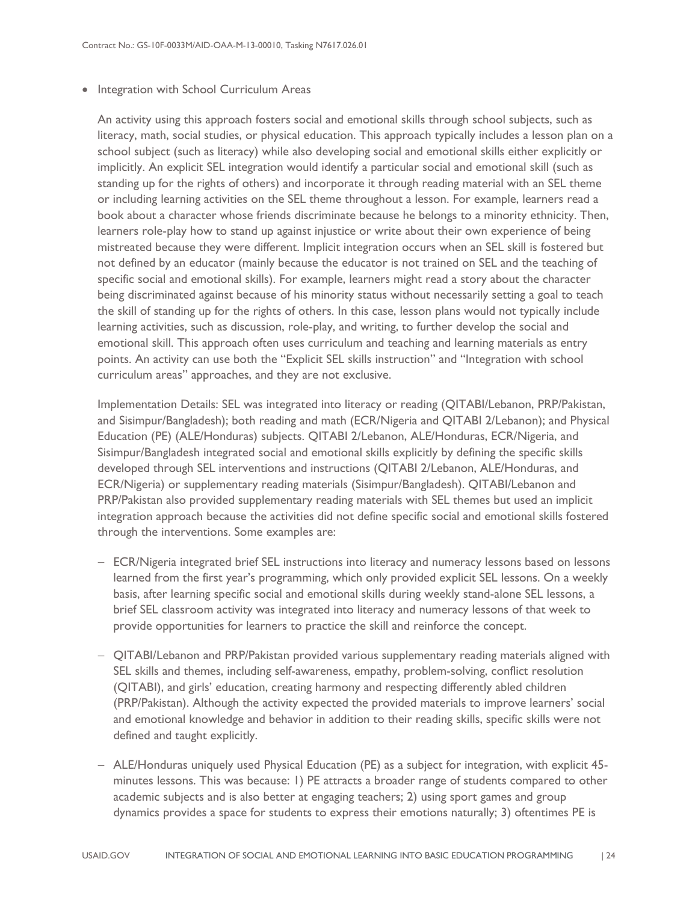- Integration with School Curriculum Areas

  An activity using this approach fosters social and emotional skills through school subjects, such as literacy, math, social studies, or physical education. This approach typically includes a lesson plan on a school subject (such as literacy) while also developing social and emotional skills either explicitly or implicitly. An explicit SEL integration would identify a particular social and emotional skill (such as standing up for the rights of others) and incorporate it through reading material with an SEL theme or including learning activities on the SEL theme throughout a lesson. For example, learners read a book about a character whose friends discriminate because he belongs to a minority ethnicity. Then, learners role-play how to stand up against injustice or write about their own experience of being mistreated because they were different. Implicit integration occurs when an SEL skill is fostered but not defined by an educator (mainly because the educator is not trained on SEL and the teaching of specific social and emotional skills). For example, learners might read a story about the character being discriminated against because of his minority status without necessarily setting a goal to teach the skill of standing up for the rights of others. In this case, lesson plans would not typically include learning activities, such as discussion, role-play, and writing, to further develop the social and emotional skill. This approach often uses curriculum and teaching and learning materials as entry points. An activity can use both the "Explicit SEL skills instruction" and "Integration with school curriculum areas" approaches, and they are not exclusive.

  Implementation Details: SEL was integrated into literacy or reading (QITABI/Lebanon, PRP/Pakistan, and Sisimpur/Bangladesh); both reading and math (ECR/Nigeria and QITABI 2/Lebanon); and Physical Education (PE) (ALE/Honduras) subjects. QITABI 2/Lebanon, ALE/Honduras, ECR/Nigeria, and Sisimpur/Bangladesh integrated social and emotional skills explicitly by defining the specific skills developed through SEL interventions and instructions (QITABI 2/Lebanon, ALE/Honduras, and ECR/Nigeria) or supplementary reading materials (Sisimpur/Bangladesh). QITABI/Lebanon and PRP/Pakistan also provided supplementary reading materials with SEL themes but used an implicit integration approach because the activities did not define specific social and emotional skills fostered through the interventions. Some examples are:

  - ECR/Nigeria integrated brief SEL instructions into literacy and numeracy lessons based on lessons learned from the first year's programming, which only provided explicit SEL lessons. On a weekly basis, after learning specific social and emotional skills during weekly stand-alone SEL lessons, a brief SEL classroom activity was integrated into literacy and numeracy lessons of that week to provide opportunities for learners to practice the skill and reinforce the concept.

  - QITABI/Lebanon and PRP/Pakistan provided various supplementary reading materials aligned with SEL skills and themes, including self-awareness, empathy, problem-solving, conflict resolution (QITABI), and girls' education, creating harmony and respecting differently abled children (PRP/Pakistan). Although the activity expected the provided materials to improve learners' social and emotional knowledge and behavior in addition to their reading skills, specific skills were not defined and taught explicitly.

  - ALE/Honduras uniquely used Physical Education (PE) as a subject for integration, with explicit 45-minutes lessons. This was because: 1) PE attracts a broader range of students compared to other academic subjects and is also better at engaging teachers; 2) using sport games and group dynamics provides a space for students to express their emotions naturally; 3) oftentimes PE is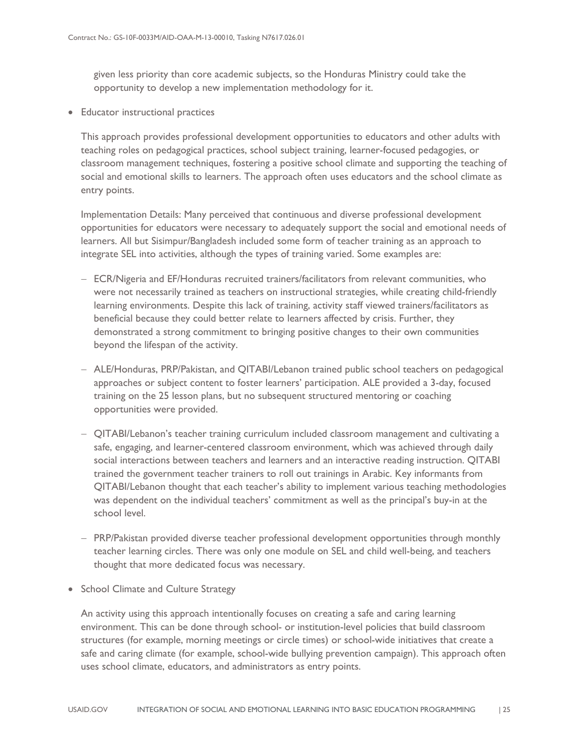given less priority than core academic subjects, so the Honduras Ministry could take the opportunity to develop a new implementation methodology for it.

- Educator instructional practices

  This approach provides professional development opportunities to educators and other adults with teaching roles on pedagogical practices, school subject training, learner-focused pedagogies, or classroom management techniques, fostering a positive school climate and supporting the teaching of social and emotional skills to learners. The approach often uses educators and the school climate as entry points.

  Implementation Details: Many perceived that continuous and diverse professional development opportunities for educators were necessary to adequately support the social and emotional needs of learners. All but Sisimpur/Bangladesh included some form of teacher training as an approach to integrate SEL into activities, although the types of training varied. Some examples are:

  - ECR/Nigeria and EF/Honduras recruited trainers/facilitators from relevant communities, who were not necessarily trained as teachers on instructional strategies, while creating child-friendly learning environments. Despite this lack of training, activity staff viewed trainers/facilitators as beneficial because they could better relate to learners affected by crisis. Further, they demonstrated a strong commitment to bringing positive changes to their own communities beyond the lifespan of the activity.

  - ALE/Honduras, PRP/Pakistan, and QITABI/Lebanon trained public school teachers on pedagogical approaches or subject content to foster learners' participation. ALE provided a 3-day, focused training on the 25 lesson plans, but no subsequent structured mentoring or coaching opportunities were provided.

  - QITABI/Lebanon's teacher training curriculum included classroom management and cultivating a safe, engaging, and learner-centered classroom environment, which was achieved through daily social interactions between teachers and learners and an interactive reading instruction. QITABI trained the government teacher trainers to roll out trainings in Arabic. Key informants from QITABI/Lebanon thought that each teacher's ability to implement various teaching methodologies was dependent on the individual teachers' commitment as well as the principal's buy-in at the school level.

  - PRP/Pakistan provided diverse teacher professional development opportunities through monthly teacher learning circles. There was only one module on SEL and child well-being, and teachers thought that more dedicated focus was necessary.

- School Climate and Culture Strategy

  An activity using this approach intentionally focuses on creating a safe and caring learning environment. This can be done through school- or institution-level policies that build classroom structures (for example, morning meetings or circle times) or school-wide initiatives that create a safe and caring climate (for example, school-wide bullying prevention campaign). This approach often uses school climate, educators, and administrators as entry points.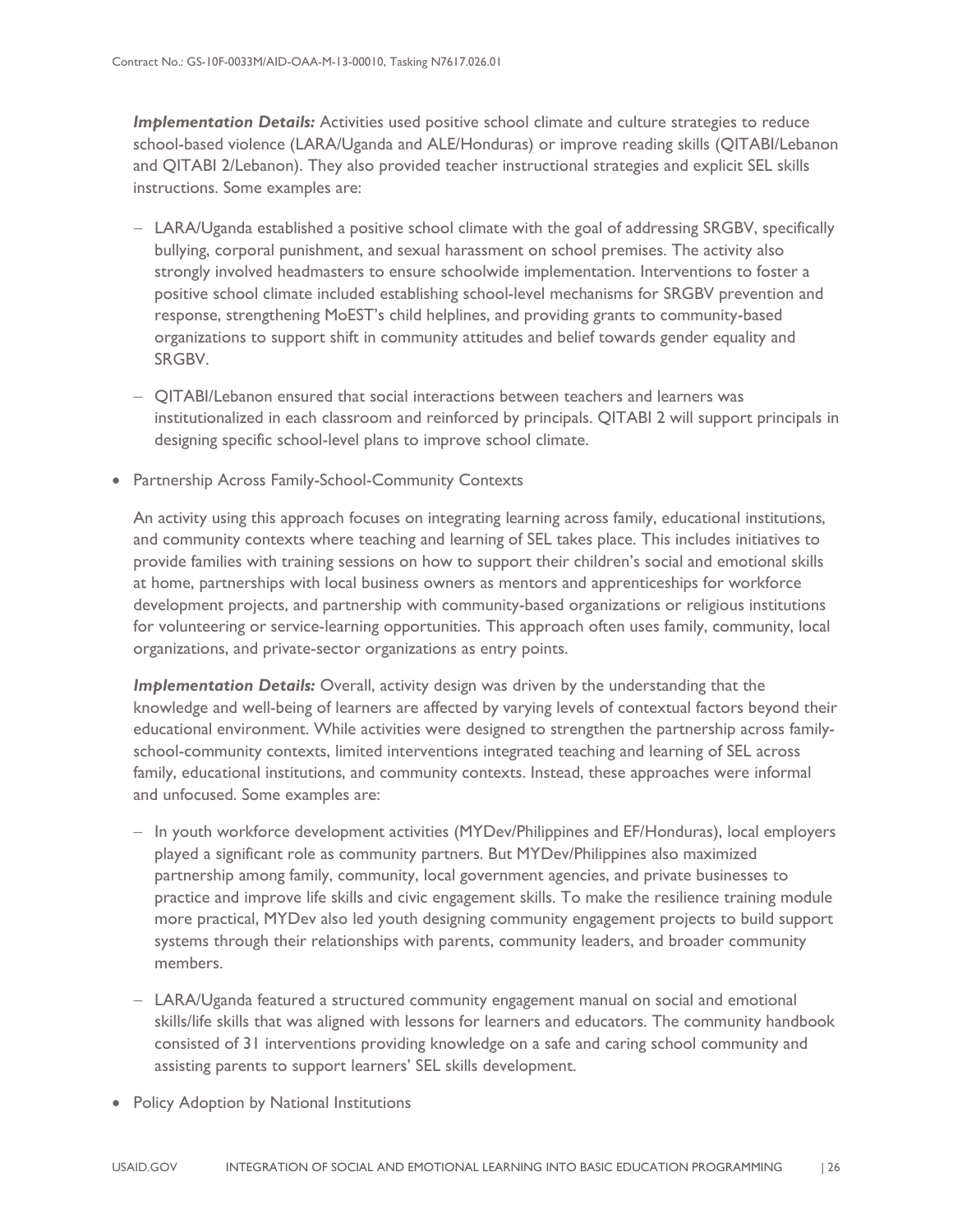***Implementation Details:*** Activities used positive school climate and culture strategies to reduce school-based violence (LARA/Uganda and ALE/Honduras) or improve reading skills (QITABI/Lebanon and QITABI 2/Lebanon). They also provided teacher instructional strategies and explicit SEL skills instructions. Some examples are:

- LARA/Uganda established a positive school climate with the goal of addressing SRGBV, specifically bullying, corporal punishment, and sexual harassment on school premises. The activity also strongly involved headmasters to ensure schoolwide implementation. Interventions to foster a positive school climate included establishing school-level mechanisms for SRGBV prevention and response, strengthening MoEST's child helplines, and providing grants to community-based organizations to support shift in community attitudes and belief towards gender equality and SRGBV.
- QITABI/Lebanon ensured that social interactions between teachers and learners was institutionalized in each classroom and reinforced by principals. QITABI 2 will support principals in designing specific school-level plans to improve school climate.

- Partnership Across Family-School-Community Contexts

  An activity using this approach focuses on integrating learning across family, educational institutions, and community contexts where teaching and learning of SEL takes place. This includes initiatives to provide families with training sessions on how to support their children's social and emotional skills at home, partnerships with local business owners as mentors and apprenticeships for workforce development projects, and partnership with community-based organizations or religious institutions for volunteering or service-learning opportunities. This approach often uses family, community, local organizations, and private-sector organizations as entry points.

  ***Implementation Details:*** Overall, activity design was driven by the understanding that the knowledge and well-being of learners are affected by varying levels of contextual factors beyond their educational environment. While activities were designed to strengthen the partnership across family-school-community contexts, limited interventions integrated teaching and learning of SEL across family, educational institutions, and community contexts. Instead, these approaches were informal and unfocused. Some examples are:

  - In youth workforce development activities (MYDev/Philippines and EF/Honduras), local employers played a significant role as community partners. But MYDev/Philippines also maximized partnership among family, community, local government agencies, and private businesses to practice and improve life skills and civic engagement skills. To make the resilience training module more practical, MYDev also led youth designing community engagement projects to build support systems through their relationships with parents, community leaders, and broader community members.
  - LARA/Uganda featured a structured community engagement manual on social and emotional skills/life skills that was aligned with lessons for learners and educators. The community handbook consisted of 31 interventions providing knowledge on a safe and caring school community and assisting parents to support learners' SEL skills development.

- Policy Adoption by National Institutions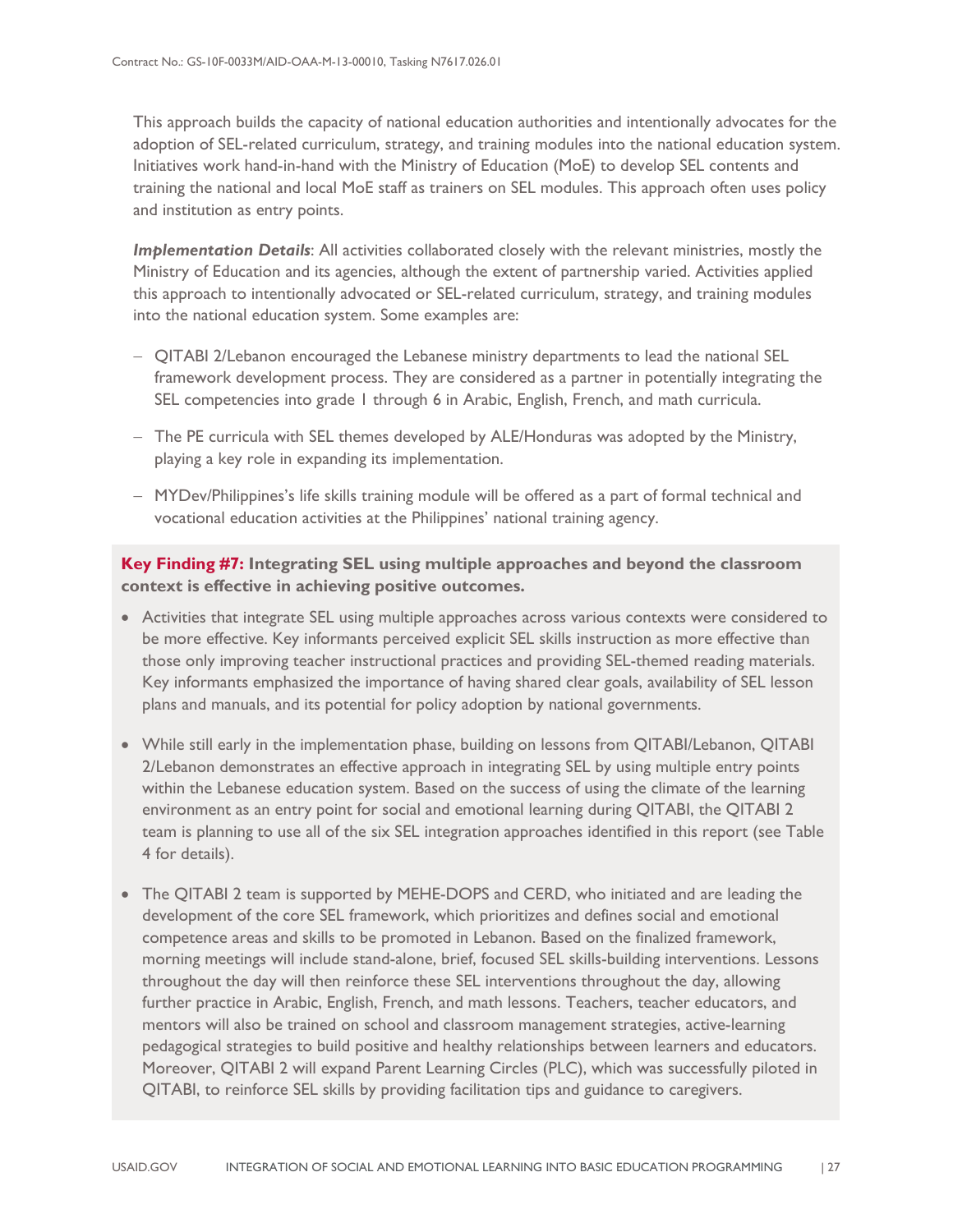This approach builds the capacity of national education authorities and intentionally advocates for the adoption of SEL-related curriculum, strategy, and training modules into the national education system. Initiatives work hand-in-hand with the Ministry of Education (MoE) to develop SEL contents and training the national and local MoE staff as trainers on SEL modules. This approach often uses policy and institution as entry points.

***Implementation Details***: All activities collaborated closely with the relevant ministries, mostly the Ministry of Education and its agencies, although the extent of partnership varied. Activities applied this approach to intentionally advocated or SEL-related curriculum, strategy, and training modules into the national education system. Some examples are:

- QITABI 2/Lebanon encouraged the Lebanese ministry departments to lead the national SEL framework development process. They are considered as a partner in potentially integrating the SEL competencies into grade 1 through 6 in Arabic, English, French, and math curricula.
- The PE curricula with SEL themes developed by ALE/Honduras was adopted by the Ministry, playing a key role in expanding its implementation.
- MYDev/Philippines's life skills training module will be offered as a part of formal technical and vocational education activities at the Philippines' national training agency.

**Key Finding #7: Integrating SEL using multiple approaches and beyond the classroom context is effective in achieving positive outcomes.**

- Activities that integrate SEL using multiple approaches across various contexts were considered to be more effective. Key informants perceived explicit SEL skills instruction as more effective than those only improving teacher instructional practices and providing SEL-themed reading materials. Key informants emphasized the importance of having shared clear goals, availability of SEL lesson plans and manuals, and its potential for policy adoption by national governments.
- While still early in the implementation phase, building on lessons from QITABI/Lebanon, QITABI 2/Lebanon demonstrates an effective approach in integrating SEL by using multiple entry points within the Lebanese education system. Based on the success of using the climate of the learning environment as an entry point for social and emotional learning during QITABI, the QITABI 2 team is planning to use all of the six SEL integration approaches identified in this report (see Table 4 for details).
- The QITABI 2 team is supported by MEHE-DOPS and CERD, who initiated and are leading the development of the core SEL framework, which prioritizes and defines social and emotional competence areas and skills to be promoted in Lebanon. Based on the finalized framework, morning meetings will include stand-alone, brief, focused SEL skills-building interventions. Lessons throughout the day will then reinforce these SEL interventions throughout the day, allowing further practice in Arabic, English, French, and math lessons. Teachers, teacher educators, and mentors will also be trained on school and classroom management strategies, active-learning pedagogical strategies to build positive and healthy relationships between learners and educators. Moreover, QITABI 2 will expand Parent Learning Circles (PLC), which was successfully piloted in QITABI, to reinforce SEL skills by providing facilitation tips and guidance to caregivers.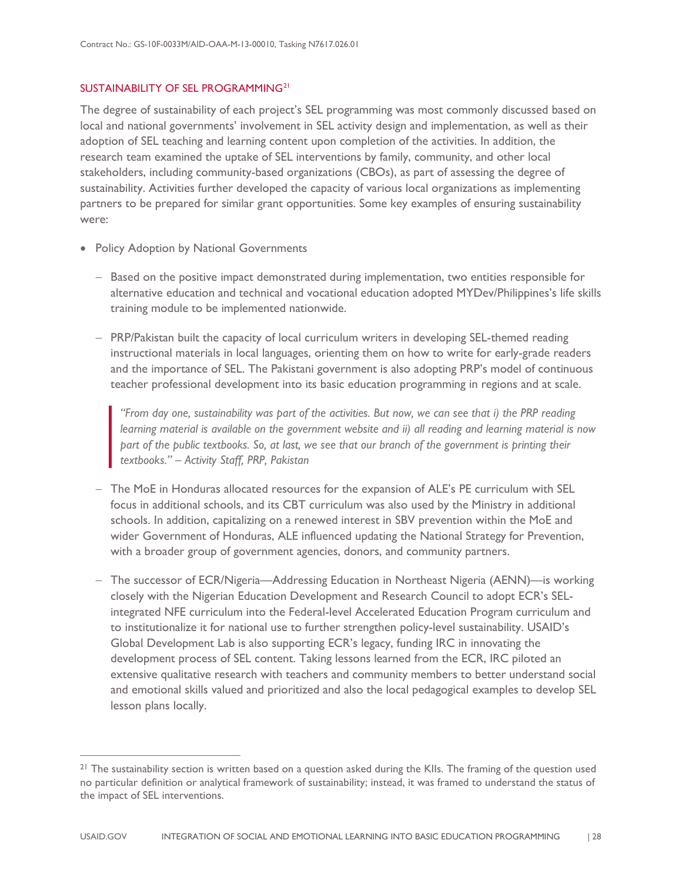## SUSTAINABILITY OF SEL PROGRAMMING[21]

The degree of sustainability of each project's SEL programming was most commonly discussed based on local and national governments' involvement in SEL activity design and implementation, as well as their adoption of SEL teaching and learning content upon completion of the activities. In addition, the research team examined the uptake of SEL interventions by family, community, and other local stakeholders, including community-based organizations (CBOs), as part of assessing the degree of sustainability. Activities further developed the capacity of various local organizations as implementing partners to be prepared for similar grant opportunities. Some key examples of ensuring sustainability were:

- Policy Adoption by National Governments
  - Based on the positive impact demonstrated during implementation, two entities responsible for alternative education and technical and vocational education adopted MYDev/Philippines's life skills training module to be implemented nationwide.
  - PRP/Pakistan built the capacity of local curriculum writers in developing SEL-themed reading instructional materials in local languages, orienting them on how to write for early-grade readers and the importance of SEL. The Pakistani government is also adopting PRP's model of continuous teacher professional development into its basic education programming in regions and at scale.

    > *"From day one, sustainability was part of the activities. But now, we can see that i) the PRP reading learning material is available on the government website and ii) all reading and learning material is now part of the public textbooks. So, at last, we see that our branch of the government is printing their textbooks." – Activity Staff, PRP, Pakistan*

  - The MoE in Honduras allocated resources for the expansion of ALE's PE curriculum with SEL focus in additional schools, and its CBT curriculum was also used by the Ministry in additional schools. In addition, capitalizing on a renewed interest in SBV prevention within the MoE and wider Government of Honduras, ALE influenced updating the National Strategy for Prevention, with a broader group of government agencies, donors, and community partners.
  - The successor of ECR/Nigeria—Addressing Education in Northeast Nigeria (AENN)—is working closely with the Nigerian Education Development and Research Council to adopt ECR's SEL-integrated NFE curriculum into the Federal-level Accelerated Education Program curriculum and to institutionalize it for national use to further strengthen policy-level sustainability. USAID's Global Development Lab is also supporting ECR's legacy, funding IRC in innovating the development process of SEL content. Taking lessons learned from the ECR, IRC piloted an extensive qualitative research with teachers and community members to better understand social and emotional skills valued and prioritized and also the local pedagogical examples to develop SEL lesson plans locally.

---

[21] The sustainability section is written based on a question asked during the KIIs. The framing of the question used no particular definition or analytical framework of sustainability; instead, it was framed to understand the status of the impact of SEL interventions.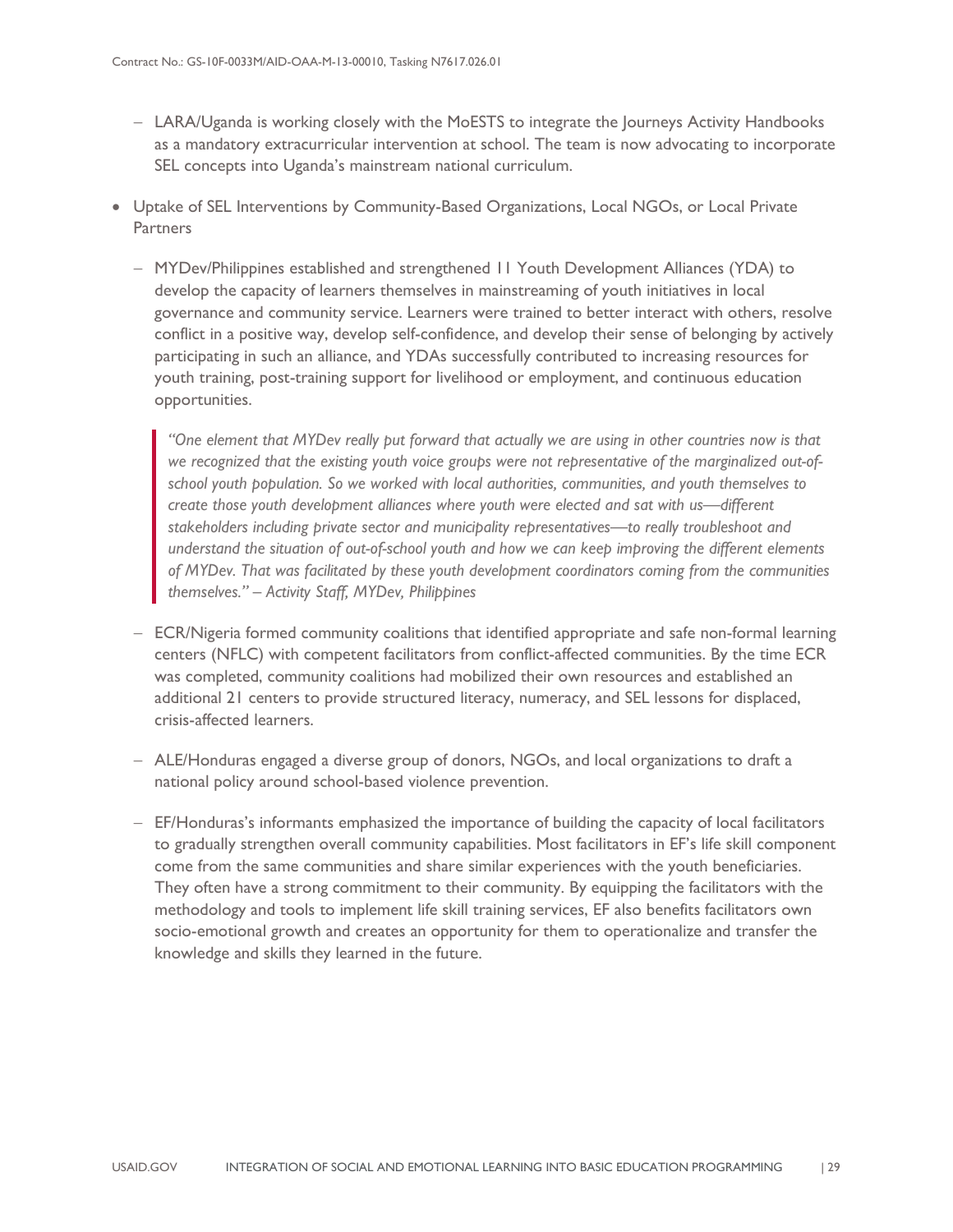- LARA/Uganda is working closely with the MoESTS to integrate the Journeys Activity Handbooks as a mandatory extracurricular intervention at school. The team is now advocating to incorporate SEL concepts into Uganda's mainstream national curriculum.

- Uptake of SEL Interventions by Community-Based Organizations, Local NGOs, or Local Private Partners
  - MYDev/Philippines established and strengthened 11 Youth Development Alliances (YDA) to develop the capacity of learners themselves in mainstreaming of youth initiatives in local governance and community service. Learners were trained to better interact with others, resolve conflict in a positive way, develop self-confidence, and develop their sense of belonging by actively participating in such an alliance, and YDAs successfully contributed to increasing resources for youth training, post-training support for livelihood or employment, and continuous education opportunities.

    > *"One element that MYDev really put forward that actually we are using in other countries now is that we recognized that the existing youth voice groups were not representative of the marginalized out-of-school youth population. So we worked with local authorities, communities, and youth themselves to create those youth development alliances where youth were elected and sat with us—different stakeholders including private sector and municipality representatives—to really troubleshoot and understand the situation of out-of-school youth and how we can keep improving the different elements of MYDev. That was facilitated by these youth development coordinators coming from the communities themselves." – Activity Staff, MYDev, Philippines*

  - ECR/Nigeria formed community coalitions that identified appropriate and safe non-formal learning centers (NFLC) with competent facilitators from conflict-affected communities. By the time ECR was completed, community coalitions had mobilized their own resources and established an additional 21 centers to provide structured literacy, numeracy, and SEL lessons for displaced, crisis-affected learners.
  - ALE/Honduras engaged a diverse group of donors, NGOs, and local organizations to draft a national policy around school-based violence prevention.
  - EF/Honduras's informants emphasized the importance of building the capacity of local facilitators to gradually strengthen overall community capabilities. Most facilitators in EF's life skill component come from the same communities and share similar experiences with the youth beneficiaries. They often have a strong commitment to their community. By equipping the facilitators with the methodology and tools to implement life skill training services, EF also benefits facilitators own socio-emotional growth and creates an opportunity for them to operationalize and transfer the knowledge and skills they learned in the future.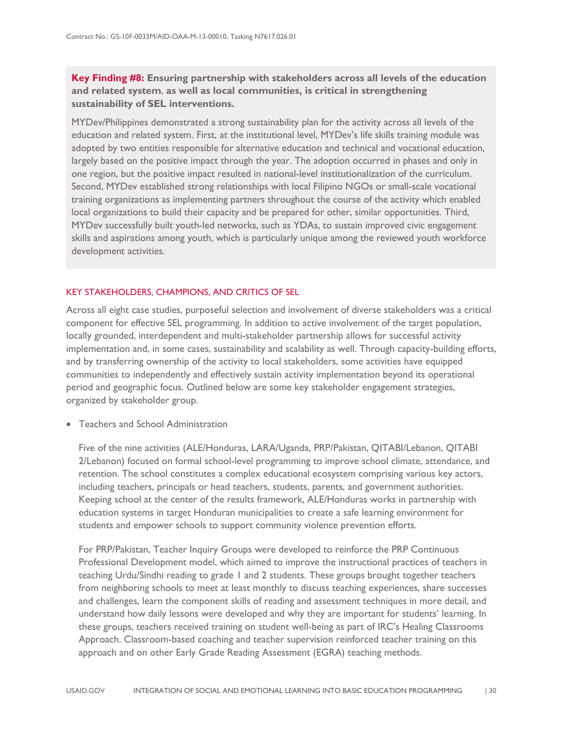**Key Finding #8: Ensuring partnership with stakeholders across all levels of the education and related system, as well as local communities, is critical in strengthening sustainability of SEL interventions.**

MYDev/Philippines demonstrated a strong sustainability plan for the activity across all levels of the education and related system. First, at the institutional level, MYDev's life skills training module was adopted by two entities responsible for alternative education and technical and vocational education, largely based on the positive impact through the year. The adoption occurred in phases and only in one region, but the positive impact resulted in national-level institutionalization of the curriculum. Second, MYDev established strong relationships with local Filipino NGOs or small-scale vocational training organizations as implementing partners throughout the course of the activity which enabled local organizations to build their capacity and be prepared for other, similar opportunities. Third, MYDev successfully built youth-led networks, such as YDAs, to sustain improved civic engagement skills and aspirations among youth, which is particularly unique among the reviewed youth workforce development activities.

## KEY STAKEHOLDERS, CHAMPIONS, AND CRITICS OF SEL

Across all eight case studies, purposeful selection and involvement of diverse stakeholders was a critical component for effective SEL programming. In addition to active involvement of the target population, locally grounded, interdependent and multi-stakeholder partnership allows for successful activity implementation and, in some cases, sustainability and scalability as well. Through capacity-building efforts, and by transferring ownership of the activity to local stakeholders, some activities have equipped communities to independently and effectively sustain activity implementation beyond its operational period and geographic focus. Outlined below are some key stakeholder engagement strategies, organized by stakeholder group.

- Teachers and School Administration

  Five of the nine activities (ALE/Honduras, LARA/Uganda, PRP/Pakistan, QITABI/Lebanon, QITABI 2/Lebanon) focused on formal school-level programming to improve school climate, attendance, and retention. The school constitutes a complex educational ecosystem comprising various key actors, including teachers, principals or head teachers, students, parents, and government authorities. Keeping school at the center of the results framework, ALE/Honduras works in partnership with education systems in target Honduran municipalities to create a safe learning environment for students and empower schools to support community violence prevention efforts.

  For PRP/Pakistan, Teacher Inquiry Groups were developed to reinforce the PRP Continuous Professional Development model, which aimed to improve the instructional practices of teachers in teaching Urdu/Sindhi reading to grade 1 and 2 students. These groups brought together teachers from neighboring schools to meet at least monthly to discuss teaching experiences, share successes and challenges, learn the component skills of reading and assessment techniques in more detail, and understand how daily lessons were developed and why they are important for students' learning. In these groups, teachers received training on student well-being as part of IRC's Healing Classrooms Approach. Classroom-based coaching and teacher supervision reinforced teacher training on this approach and on other Early Grade Reading Assessment (EGRA) teaching methods.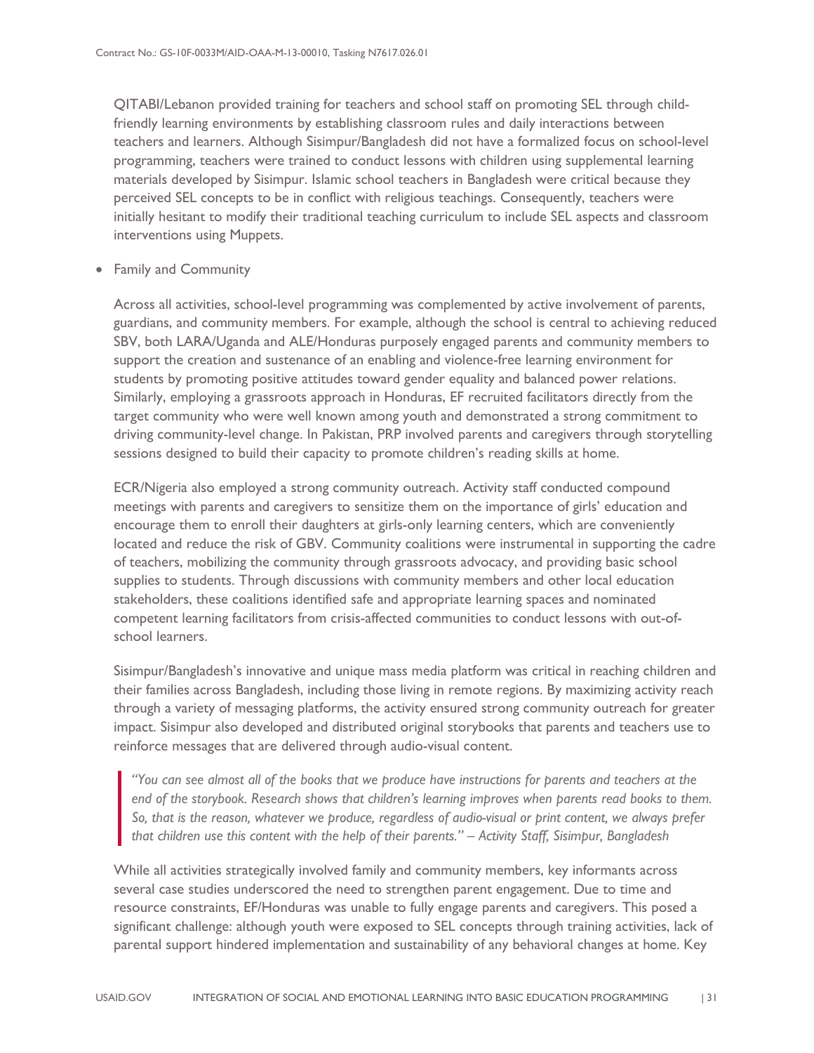QITABI/Lebanon provided training for teachers and school staff on promoting SEL through child-friendly learning environments by establishing classroom rules and daily interactions between teachers and learners. Although Sisimpur/Bangladesh did not have a formalized focus on school-level programming, teachers were trained to conduct lessons with children using supplemental learning materials developed by Sisimpur. Islamic school teachers in Bangladesh were critical because they perceived SEL concepts to be in conflict with religious teachings. Consequently, teachers were initially hesitant to modify their traditional teaching curriculum to include SEL aspects and classroom interventions using Muppets.

- Family and Community

Across all activities, school-level programming was complemented by active involvement of parents, guardians, and community members. For example, although the school is central to achieving reduced SBV, both LARA/Uganda and ALE/Honduras purposely engaged parents and community members to support the creation and sustenance of an enabling and violence-free learning environment for students by promoting positive attitudes toward gender equality and balanced power relations. Similarly, employing a grassroots approach in Honduras, EF recruited facilitators directly from the target community who were well known among youth and demonstrated a strong commitment to driving community-level change. In Pakistan, PRP involved parents and caregivers through storytelling sessions designed to build their capacity to promote children's reading skills at home.

ECR/Nigeria also employed a strong community outreach. Activity staff conducted compound meetings with parents and caregivers to sensitize them on the importance of girls' education and encourage them to enroll their daughters at girls-only learning centers, which are conveniently located and reduce the risk of GBV. Community coalitions were instrumental in supporting the cadre of teachers, mobilizing the community through grassroots advocacy, and providing basic school supplies to students. Through discussions with community members and other local education stakeholders, these coalitions identified safe and appropriate learning spaces and nominated competent learning facilitators from crisis-affected communities to conduct lessons with out-of-school learners.

Sisimpur/Bangladesh's innovative and unique mass media platform was critical in reaching children and their families across Bangladesh, including those living in remote regions. By maximizing activity reach through a variety of messaging platforms, the activity ensured strong community outreach for greater impact. Sisimpur also developed and distributed original storybooks that parents and teachers use to reinforce messages that are delivered through audio-visual content.

> *"You can see almost all of the books that we produce have instructions for parents and teachers at the end of the storybook. Research shows that children's learning improves when parents read books to them. So, that is the reason, whatever we produce, regardless of audio-visual or print content, we always prefer that children use this content with the help of their parents." – Activity Staff, Sisimpur, Bangladesh*

While all activities strategically involved family and community members, key informants across several case studies underscored the need to strengthen parent engagement. Due to time and resource constraints, EF/Honduras was unable to fully engage parents and caregivers. This posed a significant challenge: although youth were exposed to SEL concepts through training activities, lack of parental support hindered implementation and sustainability of any behavioral changes at home. Key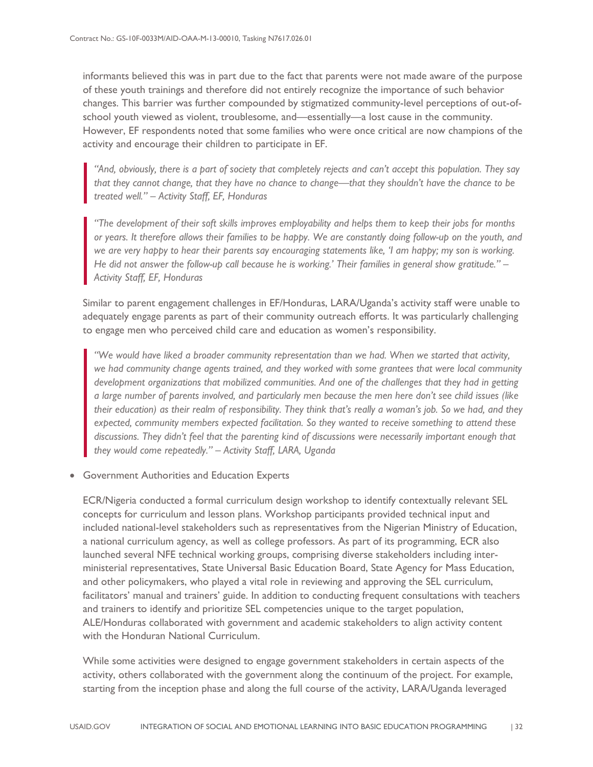informants believed this was in part due to the fact that parents were not made aware of the purpose of these youth trainings and therefore did not entirely recognize the importance of such behavior changes. This barrier was further compounded by stigmatized community-level perceptions of out-of-school youth viewed as violent, troublesome, and—essentially—a lost cause in the community. However, EF respondents noted that some families who were once critical are now champions of the activity and encourage their children to participate in EF.

> *"And, obviously, there is a part of society that completely rejects and can't accept this population. They say that they cannot change, that they have no chance to change—that they shouldn't have the chance to be treated well." – Activity Staff, EF, Honduras*

> *"The development of their soft skills improves employability and helps them to keep their jobs for months or years. It therefore allows their families to be happy. We are constantly doing follow-up on the youth, and we are very happy to hear their parents say encouraging statements like, 'I am happy; my son is working. He did not answer the follow-up call because he is working.' Their families in general show gratitude." – Activity Staff, EF, Honduras*

Similar to parent engagement challenges in EF/Honduras, LARA/Uganda's activity staff were unable to adequately engage parents as part of their community outreach efforts. It was particularly challenging to engage men who perceived child care and education as women's responsibility.

> *"We would have liked a broader community representation than we had. When we started that activity, we had community change agents trained, and they worked with some grantees that were local community development organizations that mobilized communities. And one of the challenges that they had in getting a large number of parents involved, and particularly men because the men here don't see child issues (like their education) as their realm of responsibility. They think that's really a woman's job. So we had, and they expected, community members expected facilitation. So they wanted to receive something to attend these discussions. They didn't feel that the parenting kind of discussions were necessarily important enough that they would come repeatedly." – Activity Staff, LARA, Uganda*

- Government Authorities and Education Experts

ECR/Nigeria conducted a formal curriculum design workshop to identify contextually relevant SEL concepts for curriculum and lesson plans. Workshop participants provided technical input and included national-level stakeholders such as representatives from the Nigerian Ministry of Education, a national curriculum agency, as well as college professors. As part of its programming, ECR also launched several NFE technical working groups, comprising diverse stakeholders including inter-ministerial representatives, State Universal Basic Education Board, State Agency for Mass Education, and other policymakers, who played a vital role in reviewing and approving the SEL curriculum, facilitators' manual and trainers' guide. In addition to conducting frequent consultations with teachers and trainers to identify and prioritize SEL competencies unique to the target population, ALE/Honduras collaborated with government and academic stakeholders to align activity content with the Honduran National Curriculum.

While some activities were designed to engage government stakeholders in certain aspects of the activity, others collaborated with the government along the continuum of the project. For example, starting from the inception phase and along the full course of the activity, LARA/Uganda leveraged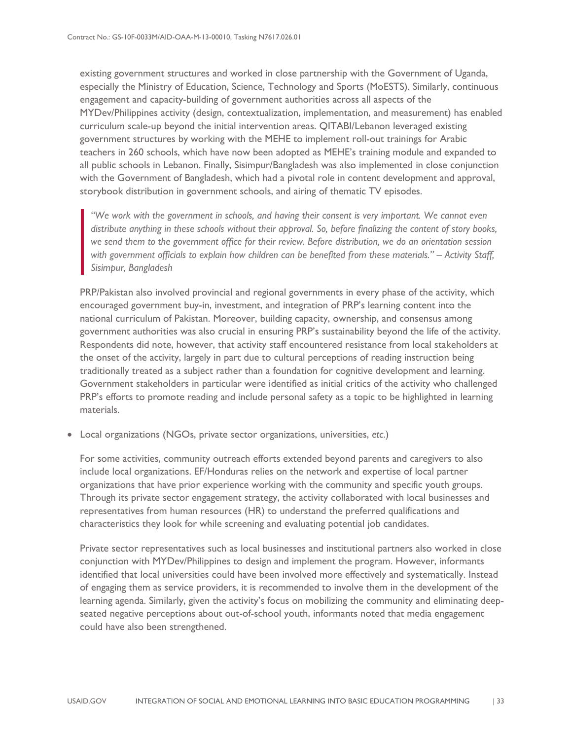existing government structures and worked in close partnership with the Government of Uganda, especially the Ministry of Education, Science, Technology and Sports (MoESTS). Similarly, continuous engagement and capacity-building of government authorities across all aspects of the MYDev/Philippines activity (design, contextualization, implementation, and measurement) has enabled curriculum scale-up beyond the initial intervention areas. QITABI/Lebanon leveraged existing government structures by working with the MEHE to implement roll-out trainings for Arabic teachers in 260 schools, which have now been adopted as MEHE's training module and expanded to all public schools in Lebanon. Finally, Sisimpur/Bangladesh was also implemented in close conjunction with the Government of Bangladesh, which had a pivotal role in content development and approval, storybook distribution in government schools, and airing of thematic TV episodes.

> *"We work with the government in schools, and having their consent is very important. We cannot even distribute anything in these schools without their approval. So, before finalizing the content of story books, we send them to the government office for their review. Before distribution, we do an orientation session with government officials to explain how children can be benefited from these materials." – Activity Staff, Sisimpur, Bangladesh*

PRP/Pakistan also involved provincial and regional governments in every phase of the activity, which encouraged government buy-in, investment, and integration of PRP's learning content into the national curriculum of Pakistan. Moreover, building capacity, ownership, and consensus among government authorities was also crucial in ensuring PRP's sustainability beyond the life of the activity. Respondents did note, however, that activity staff encountered resistance from local stakeholders at the onset of the activity, largely in part due to cultural perceptions of reading instruction being traditionally treated as a subject rather than a foundation for cognitive development and learning. Government stakeholders in particular were identified as initial critics of the activity who challenged PRP's efforts to promote reading and include personal safety as a topic to be highlighted in learning materials.

- Local organizations (NGOs, private sector organizations, universities, *etc.*)

  For some activities, community outreach efforts extended beyond parents and caregivers to also include local organizations. EF/Honduras relies on the network and expertise of local partner organizations that have prior experience working with the community and specific youth groups. Through its private sector engagement strategy, the activity collaborated with local businesses and representatives from human resources (HR) to understand the preferred qualifications and characteristics they look for while screening and evaluating potential job candidates.

  Private sector representatives such as local businesses and institutional partners also worked in close conjunction with MYDev/Philippines to design and implement the program. However, informants identified that local universities could have been involved more effectively and systematically. Instead of engaging them as service providers, it is recommended to involve them in the development of the learning agenda. Similarly, given the activity's focus on mobilizing the community and eliminating deep-seated negative perceptions about out-of-school youth, informants noted that media engagement could have also been strengthened.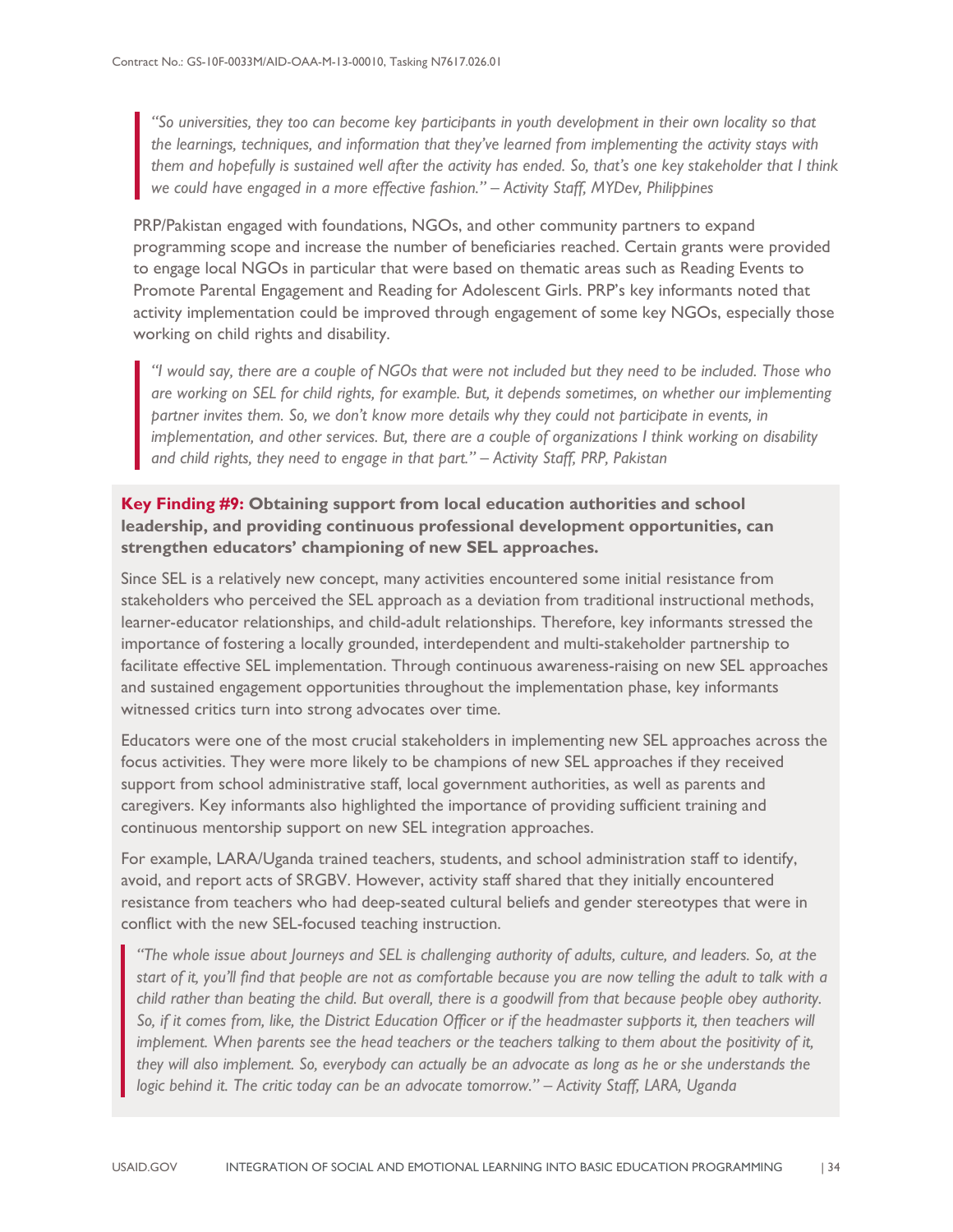> *"So universities, they too can become key participants in youth development in their own locality so that the learnings, techniques, and information that they've learned from implementing the activity stays with them and hopefully is sustained well after the activity has ended. So, that's one key stakeholder that I think we could have engaged in a more effective fashion." – Activity Staff, MYDev, Philippines*

PRP/Pakistan engaged with foundations, NGOs, and other community partners to expand programming scope and increase the number of beneficiaries reached. Certain grants were provided to engage local NGOs in particular that were based on thematic areas such as Reading Events to Promote Parental Engagement and Reading for Adolescent Girls. PRP's key informants noted that activity implementation could be improved through engagement of some key NGOs, especially those working on child rights and disability.

> *"I would say, there are a couple of NGOs that were not included but they need to be included. Those who are working on SEL for child rights, for example. But, it depends sometimes, on whether our implementing partner invites them. So, we don't know more details why they could not participate in events, in implementation, and other services. But, there are a couple of organizations I think working on disability and child rights, they need to engage in that part." – Activity Staff, PRP, Pakistan*

**Key Finding #9: Obtaining support from local education authorities and school leadership, and providing continuous professional development opportunities, can strengthen educators' championing of new SEL approaches.**

Since SEL is a relatively new concept, many activities encountered some initial resistance from stakeholders who perceived the SEL approach as a deviation from traditional instructional methods, learner-educator relationships, and child-adult relationships. Therefore, key informants stressed the importance of fostering a locally grounded, interdependent and multi-stakeholder partnership to facilitate effective SEL implementation. Through continuous awareness-raising on new SEL approaches and sustained engagement opportunities throughout the implementation phase, key informants witnessed critics turn into strong advocates over time.

Educators were one of the most crucial stakeholders in implementing new SEL approaches across the focus activities. They were more likely to be champions of new SEL approaches if they received support from school administrative staff, local government authorities, as well as parents and caregivers. Key informants also highlighted the importance of providing sufficient training and continuous mentorship support on new SEL integration approaches.

For example, LARA/Uganda trained teachers, students, and school administration staff to identify, avoid, and report acts of SRGBV. However, activity staff shared that they initially encountered resistance from teachers who had deep-seated cultural beliefs and gender stereotypes that were in conflict with the new SEL-focused teaching instruction.

> *"The whole issue about Journeys and SEL is challenging authority of adults, culture, and leaders. So, at the start of it, you'll find that people are not as comfortable because you are now telling the adult to talk with a child rather than beating the child. But overall, there is a goodwill from that because people obey authority. So, if it comes from, like, the District Education Officer or if the headmaster supports it, then teachers will implement. When parents see the head teachers or the teachers talking to them about the positivity of it, they will also implement. So, everybody can actually be an advocate as long as he or she understands the logic behind it. The critic today can be an advocate tomorrow." – Activity Staff, LARA, Uganda*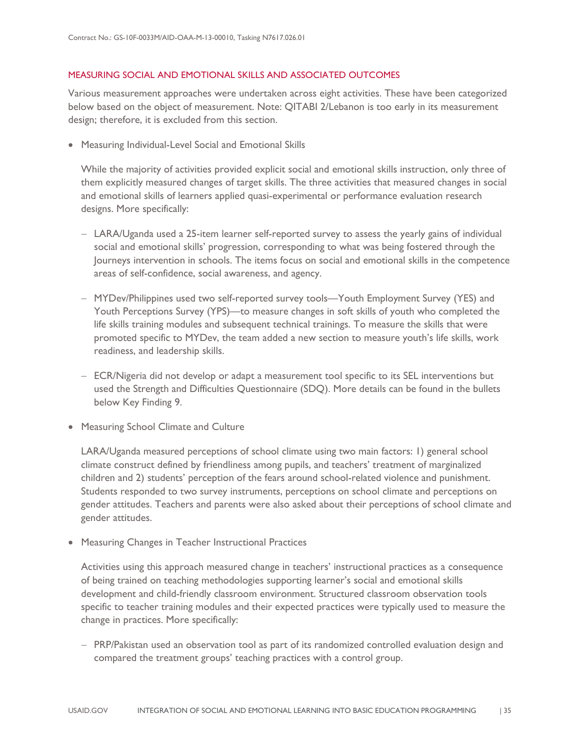### MEASURING SOCIAL AND EMOTIONAL SKILLS AND ASSOCIATED OUTCOMES

Various measurement approaches were undertaken across eight activities. These have been categorized below based on the object of measurement. Note: QITABI 2/Lebanon is too early in its measurement design; therefore, it is excluded from this section.

- Measuring Individual-Level Social and Emotional Skills

  While the majority of activities provided explicit social and emotional skills instruction, only three of them explicitly measured changes of target skills. The three activities that measured changes in social and emotional skills of learners applied quasi-experimental or performance evaluation research designs. More specifically:

  - LARA/Uganda used a 25-item learner self-reported survey to assess the yearly gains of individual social and emotional skills' progression, corresponding to what was being fostered through the Journeys intervention in schools. The items focus on social and emotional skills in the competence areas of self-confidence, social awareness, and agency.

  - MYDev/Philippines used two self-reported survey tools—Youth Employment Survey (YES) and Youth Perceptions Survey (YPS)—to measure changes in soft skills of youth who completed the life skills training modules and subsequent technical trainings. To measure the skills that were promoted specific to MYDev, the team added a new section to measure youth's life skills, work readiness, and leadership skills.

  - ECR/Nigeria did not develop or adapt a measurement tool specific to its SEL interventions but used the Strength and Difficulties Questionnaire (SDQ). More details can be found in the bullets below Key Finding 9.

- Measuring School Climate and Culture

  LARA/Uganda measured perceptions of school climate using two main factors: 1) general school climate construct defined by friendliness among pupils, and teachers' treatment of marginalized children and 2) students' perception of the fears around school-related violence and punishment. Students responded to two survey instruments, perceptions on school climate and perceptions on gender attitudes. Teachers and parents were also asked about their perceptions of school climate and gender attitudes.

- Measuring Changes in Teacher Instructional Practices

  Activities using this approach measured change in teachers' instructional practices as a consequence of being trained on teaching methodologies supporting learner's social and emotional skills development and child-friendly classroom environment. Structured classroom observation tools specific to teacher training modules and their expected practices were typically used to measure the change in practices. More specifically:

  - PRP/Pakistan used an observation tool as part of its randomized controlled evaluation design and compared the treatment groups' teaching practices with a control group.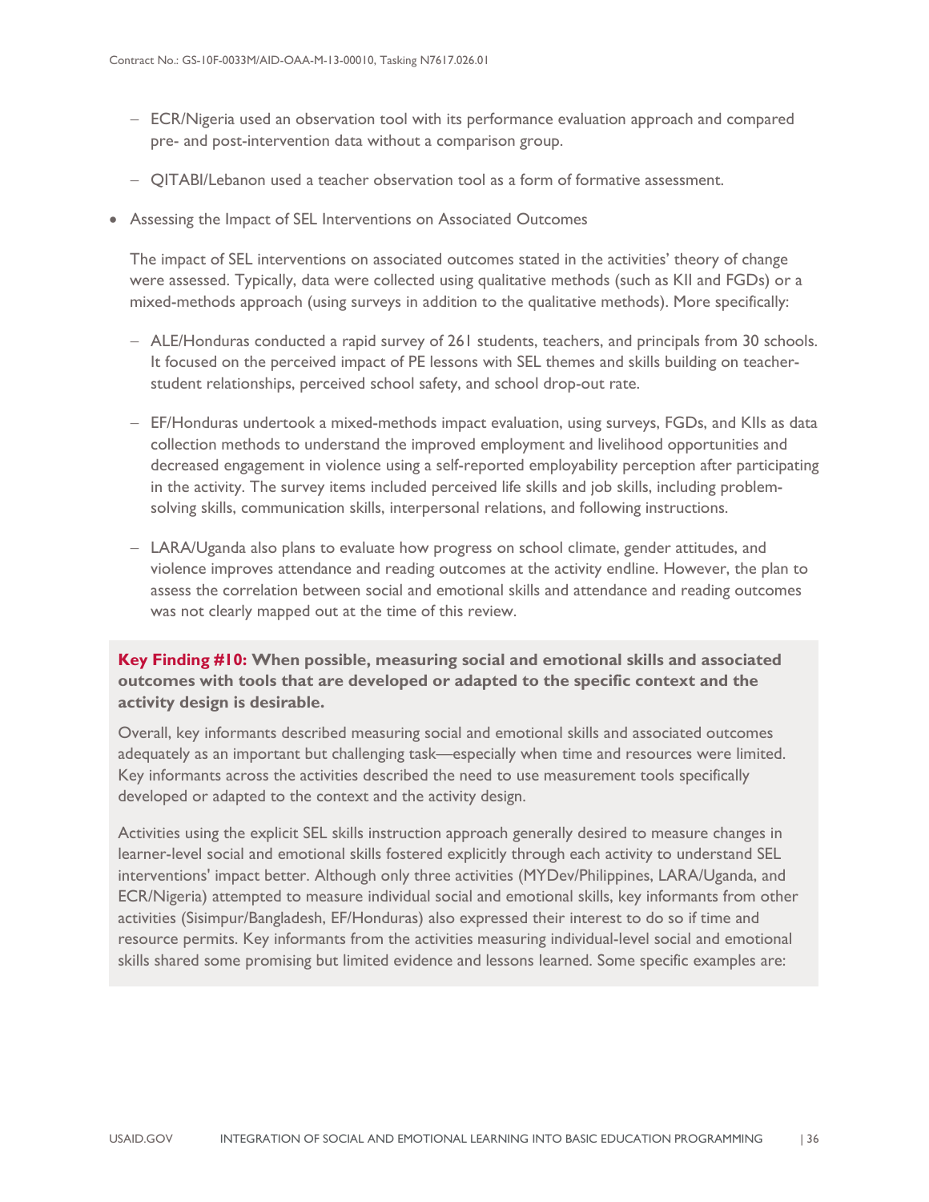- ECR/Nigeria used an observation tool with its performance evaluation approach and compared pre- and post-intervention data without a comparison group.

- QITABI/Lebanon used a teacher observation tool as a form of formative assessment.

- Assessing the Impact of SEL Interventions on Associated Outcomes

  The impact of SEL interventions on associated outcomes stated in the activities' theory of change were assessed. Typically, data were collected using qualitative methods (such as KII and FGDs) or a mixed-methods approach (using surveys in addition to the qualitative methods). More specifically:

  - ALE/Honduras conducted a rapid survey of 261 students, teachers, and principals from 30 schools. It focused on the perceived impact of PE lessons with SEL themes and skills building on teacher-student relationships, perceived school safety, and school drop-out rate.

  - EF/Honduras undertook a mixed-methods impact evaluation, using surveys, FGDs, and KIIs as data collection methods to understand the improved employment and livelihood opportunities and decreased engagement in violence using a self-reported employability perception after participating in the activity. The survey items included perceived life skills and job skills, including problem-solving skills, communication skills, interpersonal relations, and following instructions.

  - LARA/Uganda also plans to evaluate how progress on school climate, gender attitudes, and violence improves attendance and reading outcomes at the activity endline. However, the plan to assess the correlation between social and emotional skills and attendance and reading outcomes was not clearly mapped out at the time of this review.

**Key Finding #10: When possible, measuring social and emotional skills and associated outcomes with tools that are developed or adapted to the specific context and the activity design is desirable.**

Overall, key informants described measuring social and emotional skills and associated outcomes adequately as an important but challenging task—especially when time and resources were limited. Key informants across the activities described the need to use measurement tools specifically developed or adapted to the context and the activity design.

Activities using the explicit SEL skills instruction approach generally desired to measure changes in learner-level social and emotional skills fostered explicitly through each activity to understand SEL interventions' impact better. Although only three activities (MYDev/Philippines, LARA/Uganda, and ECR/Nigeria) attempted to measure individual social and emotional skills, key informants from other activities (Sisimpur/Bangladesh, EF/Honduras) also expressed their interest to do so if time and resource permits. Key informants from the activities measuring individual-level social and emotional skills shared some promising but limited evidence and lessons learned. Some specific examples are: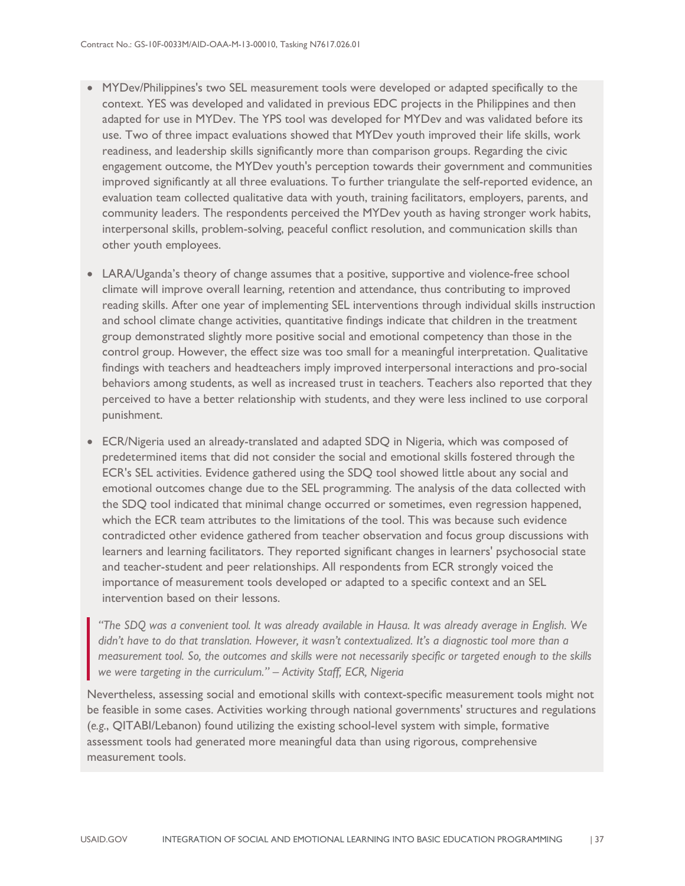- MYDev/Philippines's two SEL measurement tools were developed or adapted specifically to the context. YES was developed and validated in previous EDC projects in the Philippines and then adapted for use in MYDev. The YPS tool was developed for MYDev and was validated before its use. Two of three impact evaluations showed that MYDev youth improved their life skills, work readiness, and leadership skills significantly more than comparison groups. Regarding the civic engagement outcome, the MYDev youth's perception towards their government and communities improved significantly at all three evaluations. To further triangulate the self-reported evidence, an evaluation team collected qualitative data with youth, training facilitators, employers, parents, and community leaders. The respondents perceived the MYDev youth as having stronger work habits, interpersonal skills, problem-solving, peaceful conflict resolution, and communication skills than other youth employees.

- LARA/Uganda's theory of change assumes that a positive, supportive and violence-free school climate will improve overall learning, retention and attendance, thus contributing to improved reading skills. After one year of implementing SEL interventions through individual skills instruction and school climate change activities, quantitative findings indicate that children in the treatment group demonstrated slightly more positive social and emotional competency than those in the control group. However, the effect size was too small for a meaningful interpretation. Qualitative findings with teachers and headteachers imply improved interpersonal interactions and pro-social behaviors among students, as well as increased trust in teachers. Teachers also reported that they perceived to have a better relationship with students, and they were less inclined to use corporal punishment.

- ECR/Nigeria used an already-translated and adapted SDQ in Nigeria, which was composed of predetermined items that did not consider the social and emotional skills fostered through the ECR's SEL activities. Evidence gathered using the SDQ tool showed little about any social and emotional outcomes change due to the SEL programming. The analysis of the data collected with the SDQ tool indicated that minimal change occurred or sometimes, even regression happened, which the ECR team attributes to the limitations of the tool. This was because such evidence contradicted other evidence gathered from teacher observation and focus group discussions with learners and learning facilitators. They reported significant changes in learners' psychosocial state and teacher-student and peer relationships. All respondents from ECR strongly voiced the importance of measurement tools developed or adapted to a specific context and an SEL intervention based on their lessons.

> *"The SDQ was a convenient tool. It was already available in Hausa. It was already average in English. We didn't have to do that translation. However, it wasn't contextualized. It's a diagnostic tool more than a measurement tool. So, the outcomes and skills were not necessarily specific or targeted enough to the skills we were targeting in the curriculum." – Activity Staff, ECR, Nigeria*

Nevertheless, assessing social and emotional skills with context-specific measurement tools might not be feasible in some cases. Activities working through national governments' structures and regulations (*e.g.*, QITABI/Lebanon) found utilizing the existing school-level system with simple, formative assessment tools had generated more meaningful data than using rigorous, comprehensive measurement tools.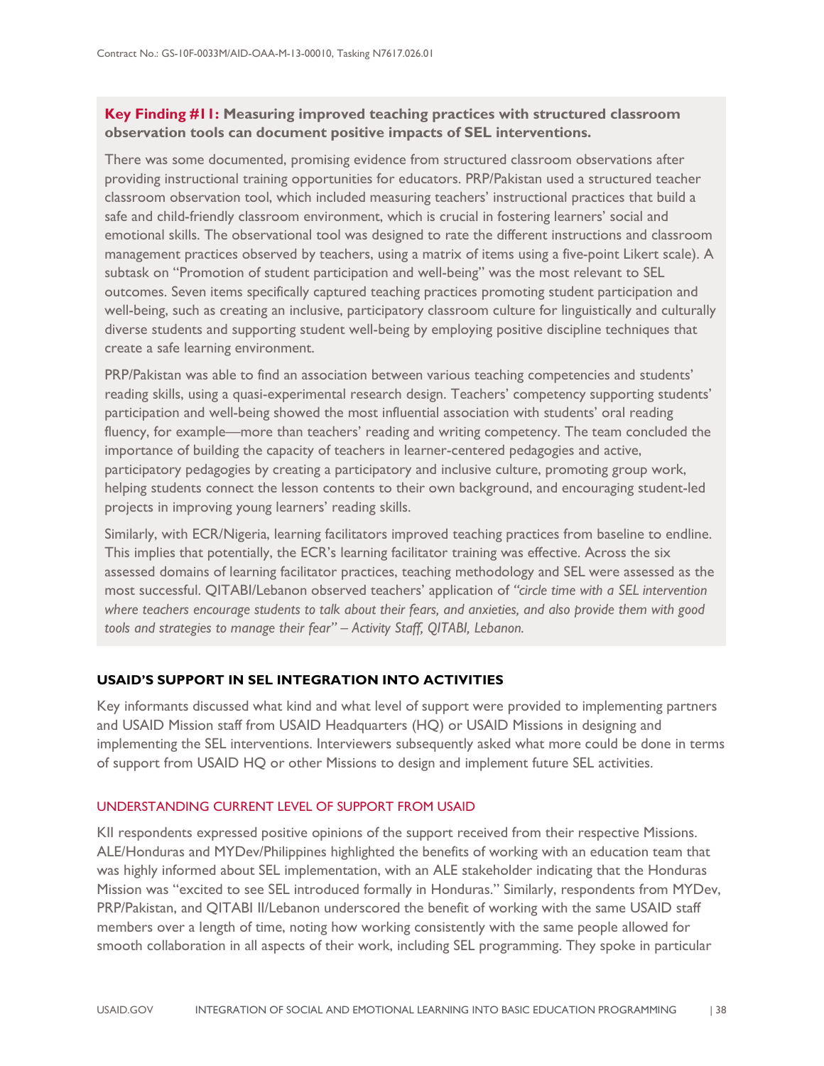**Key Finding #11: Measuring improved teaching practices with structured classroom observation tools can document positive impacts of SEL interventions.**

There was some documented, promising evidence from structured classroom observations after providing instructional training opportunities for educators. PRP/Pakistan used a structured teacher classroom observation tool, which included measuring teachers' instructional practices that build a safe and child-friendly classroom environment, which is crucial in fostering learners' social and emotional skills. The observational tool was designed to rate the different instructions and classroom management practices observed by teachers, using a matrix of items using a five-point Likert scale). A subtask on "Promotion of student participation and well-being" was the most relevant to SEL outcomes. Seven items specifically captured teaching practices promoting student participation and well-being, such as creating an inclusive, participatory classroom culture for linguistically and culturally diverse students and supporting student well-being by employing positive discipline techniques that create a safe learning environment.

PRP/Pakistan was able to find an association between various teaching competencies and students' reading skills, using a quasi-experimental research design. Teachers' competency supporting students' participation and well-being showed the most influential association with students' oral reading fluency, for example—more than teachers' reading and writing competency. The team concluded the importance of building the capacity of teachers in learner-centered pedagogies and active, participatory pedagogies by creating a participatory and inclusive culture, promoting group work, helping students connect the lesson contents to their own background, and encouraging student-led projects in improving young learners' reading skills.

Similarly, with ECR/Nigeria, learning facilitators improved teaching practices from baseline to endline. This implies that potentially, the ECR's learning facilitator training was effective. Across the six assessed domains of learning facilitator practices, teaching methodology and SEL were assessed as the most successful. QITABI/Lebanon observed teachers' application of *"circle time with a SEL intervention where teachers encourage students to talk about their fears, and anxieties, and also provide them with good tools and strategies to manage their fear" – Activity Staff, QITABI, Lebanon.*

## USAID'S SUPPORT IN SEL INTEGRATION INTO ACTIVITIES

Key informants discussed what kind and what level of support were provided to implementing partners and USAID Mission staff from USAID Headquarters (HQ) or USAID Missions in designing and implementing the SEL interventions. Interviewers subsequently asked what more could be done in terms of support from USAID HQ or other Missions to design and implement future SEL activities.

### UNDERSTANDING CURRENT LEVEL OF SUPPORT FROM USAID

KII respondents expressed positive opinions of the support received from their respective Missions. ALE/Honduras and MYDev/Philippines highlighted the benefits of working with an education team that was highly informed about SEL implementation, with an ALE stakeholder indicating that the Honduras Mission was "excited to see SEL introduced formally in Honduras." Similarly, respondents from MYDev, PRP/Pakistan, and QITABI II/Lebanon underscored the benefit of working with the same USAID staff members over a length of time, noting how working consistently with the same people allowed for smooth collaboration in all aspects of their work, including SEL programming. They spoke in particular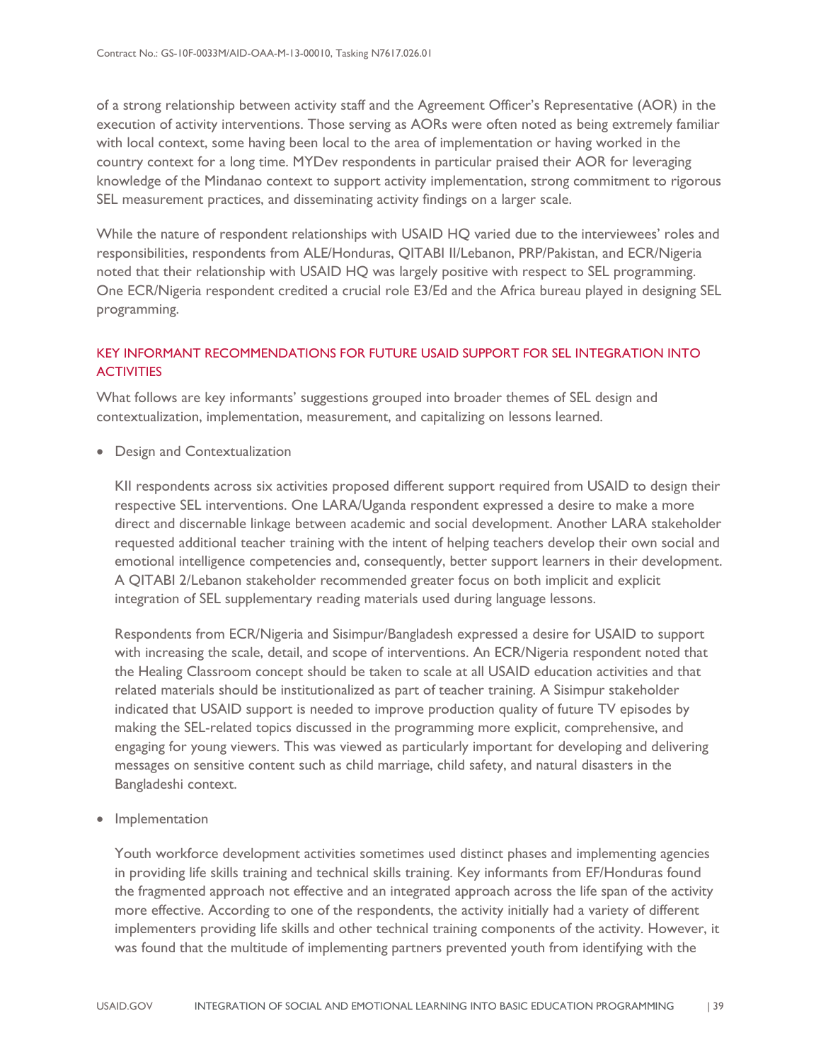of a strong relationship between activity staff and the Agreement Officer's Representative (AOR) in the execution of activity interventions. Those serving as AORs were often noted as being extremely familiar with local context, some having been local to the area of implementation or having worked in the country context for a long time. MYDev respondents in particular praised their AOR for leveraging knowledge of the Mindanao context to support activity implementation, strong commitment to rigorous SEL measurement practices, and disseminating activity findings on a larger scale.

While the nature of respondent relationships with USAID HQ varied due to the interviewees' roles and responsibilities, respondents from ALE/Honduras, QITABI II/Lebanon, PRP/Pakistan, and ECR/Nigeria noted that their relationship with USAID HQ was largely positive with respect to SEL programming. One ECR/Nigeria respondent credited a crucial role E3/Ed and the Africa bureau played in designing SEL programming.

### KEY INFORMANT RECOMMENDATIONS FOR FUTURE USAID SUPPORT FOR SEL INTEGRATION INTO ACTIVITIES

What follows are key informants' suggestions grouped into broader themes of SEL design and contextualization, implementation, measurement, and capitalizing on lessons learned.

- Design and Contextualization

  KII respondents across six activities proposed different support required from USAID to design their respective SEL interventions. One LARA/Uganda respondent expressed a desire to make a more direct and discernable linkage between academic and social development. Another LARA stakeholder requested additional teacher training with the intent of helping teachers develop their own social and emotional intelligence competencies and, consequently, better support learners in their development. A QITABI 2/Lebanon stakeholder recommended greater focus on both implicit and explicit integration of SEL supplementary reading materials used during language lessons.

  Respondents from ECR/Nigeria and Sisimpur/Bangladesh expressed a desire for USAID to support with increasing the scale, detail, and scope of interventions. An ECR/Nigeria respondent noted that the Healing Classroom concept should be taken to scale at all USAID education activities and that related materials should be institutionalized as part of teacher training. A Sisimpur stakeholder indicated that USAID support is needed to improve production quality of future TV episodes by making the SEL-related topics discussed in the programming more explicit, comprehensive, and engaging for young viewers. This was viewed as particularly important for developing and delivering messages on sensitive content such as child marriage, child safety, and natural disasters in the Bangladeshi context.

- Implementation

  Youth workforce development activities sometimes used distinct phases and implementing agencies in providing life skills training and technical skills training. Key informants from EF/Honduras found the fragmented approach not effective and an integrated approach across the life span of the activity more effective. According to one of the respondents, the activity initially had a variety of different implementers providing life skills and other technical training components of the activity. However, it was found that the multitude of implementing partners prevented youth from identifying with the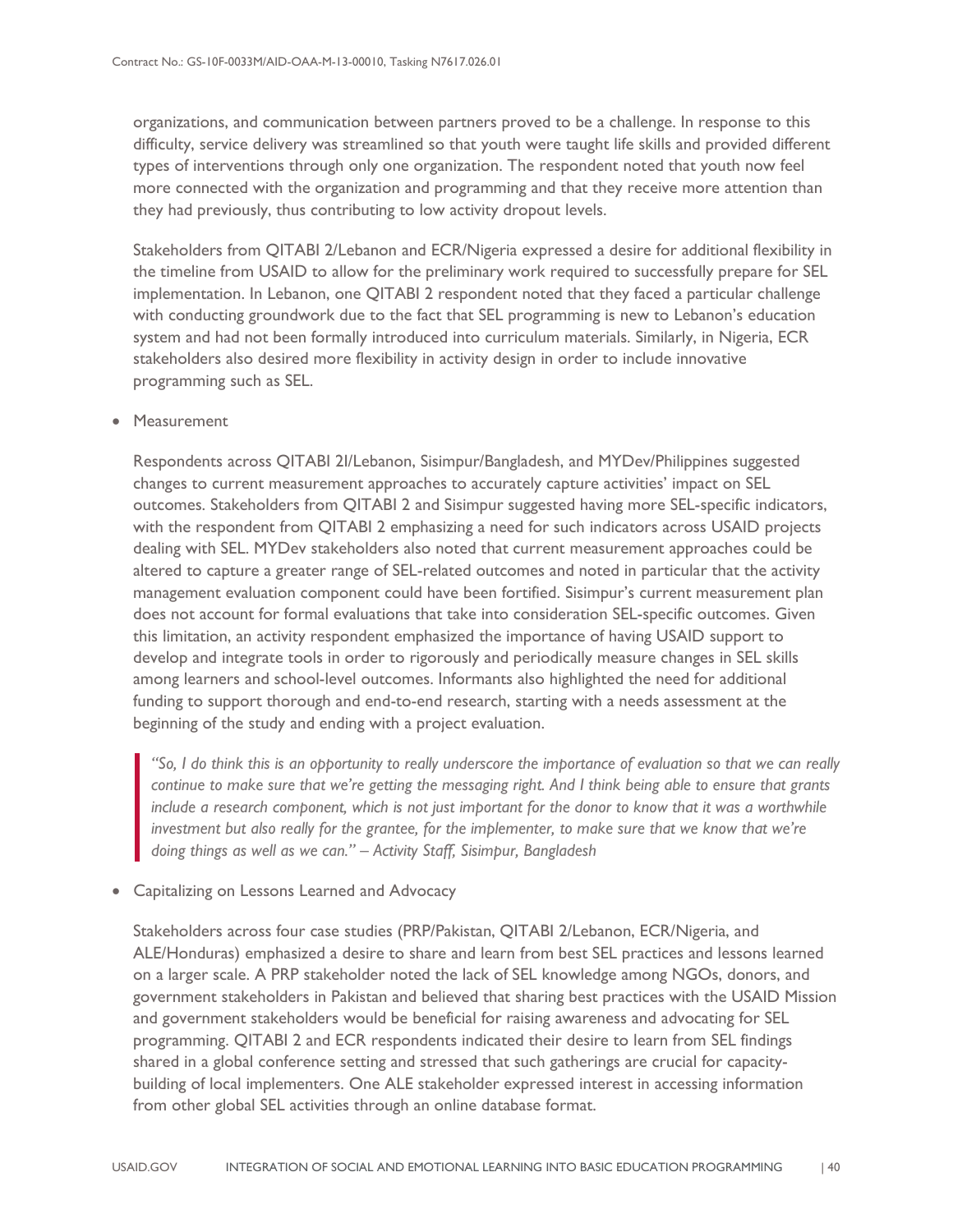organizations, and communication between partners proved to be a challenge. In response to this difficulty, service delivery was streamlined so that youth were taught life skills and provided different types of interventions through only one organization. The respondent noted that youth now feel more connected with the organization and programming and that they receive more attention than they had previously, thus contributing to low activity dropout levels.

Stakeholders from QITABI 2/Lebanon and ECR/Nigeria expressed a desire for additional flexibility in the timeline from USAID to allow for the preliminary work required to successfully prepare for SEL implementation. In Lebanon, one QITABI 2 respondent noted that they faced a particular challenge with conducting groundwork due to the fact that SEL programming is new to Lebanon's education system and had not been formally introduced into curriculum materials. Similarly, in Nigeria, ECR stakeholders also desired more flexibility in activity design in order to include innovative programming such as SEL.

- Measurement

  Respondents across QITABI 2I/Lebanon, Sisimpur/Bangladesh, and MYDev/Philippines suggested changes to current measurement approaches to accurately capture activities' impact on SEL outcomes. Stakeholders from QITABI 2 and Sisimpur suggested having more SEL-specific indicators, with the respondent from QITABI 2 emphasizing a need for such indicators across USAID projects dealing with SEL. MYDev stakeholders also noted that current measurement approaches could be altered to capture a greater range of SEL-related outcomes and noted in particular that the activity management evaluation component could have been fortified. Sisimpur's current measurement plan does not account for formal evaluations that take into consideration SEL-specific outcomes. Given this limitation, an activity respondent emphasized the importance of having USAID support to develop and integrate tools in order to rigorously and periodically measure changes in SEL skills among learners and school-level outcomes. Informants also highlighted the need for additional funding to support thorough and end-to-end research, starting with a needs assessment at the beginning of the study and ending with a project evaluation.

  > *"So, I do think this is an opportunity to really underscore the importance of evaluation so that we can really continue to make sure that we're getting the messaging right. And I think being able to ensure that grants include a research component, which is not just important for the donor to know that it was a worthwhile investment but also really for the grantee, for the implementer, to make sure that we know that we're doing things as well as we can." – Activity Staff, Sisimpur, Bangladesh*

- Capitalizing on Lessons Learned and Advocacy

  Stakeholders across four case studies (PRP/Pakistan, QITABI 2/Lebanon, ECR/Nigeria, and ALE/Honduras) emphasized a desire to share and learn from best SEL practices and lessons learned on a larger scale. A PRP stakeholder noted the lack of SEL knowledge among NGOs, donors, and government stakeholders in Pakistan and believed that sharing best practices with the USAID Mission and government stakeholders would be beneficial for raising awareness and advocating for SEL programming. QITABI 2 and ECR respondents indicated their desire to learn from SEL findings shared in a global conference setting and stressed that such gatherings are crucial for capacity-building of local implementers. One ALE stakeholder expressed interest in accessing information from other global SEL activities through an online database format.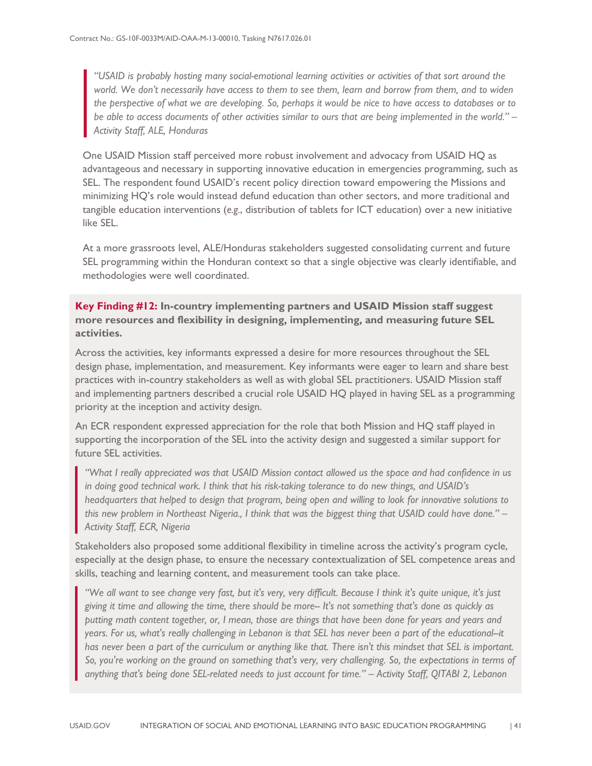> *"USAID is probably hosting many social-emotional learning activities or activities of that sort around the world. We don't necessarily have access to them to see them, learn and borrow from them, and to widen the perspective of what we are developing. So, perhaps it would be nice to have access to databases or to be able to access documents of other activities similar to ours that are being implemented in the world." – Activity Staff, ALE, Honduras*

One USAID Mission staff perceived more robust involvement and advocacy from USAID HQ as advantageous and necessary in supporting innovative education in emergencies programming, such as SEL. The respondent found USAID's recent policy direction toward empowering the Missions and minimizing HQ's role would instead defund education than other sectors, and more traditional and tangible education interventions (*e.g.*, distribution of tablets for ICT education) over a new initiative like SEL.

At a more grassroots level, ALE/Honduras stakeholders suggested consolidating current and future SEL programming within the Honduran context so that a single objective was clearly identifiable, and methodologies were well coordinated.

**Key Finding #12: In-country implementing partners and USAID Mission staff suggest more resources and flexibility in designing, implementing, and measuring future SEL activities.**

Across the activities, key informants expressed a desire for more resources throughout the SEL design phase, implementation, and measurement. Key informants were eager to learn and share best practices with in-country stakeholders as well as with global SEL practitioners. USAID Mission staff and implementing partners described a crucial role USAID HQ played in having SEL as a programming priority at the inception and activity design.

An ECR respondent expressed appreciation for the role that both Mission and HQ staff played in supporting the incorporation of the SEL into the activity design and suggested a similar support for future SEL activities.

> *"What I really appreciated was that USAID Mission contact allowed us the space and had confidence in us in doing good technical work. I think that his risk-taking tolerance to do new things, and USAID's headquarters that helped to design that program, being open and willing to look for innovative solutions to this new problem in Northeast Nigeria., I think that was the biggest thing that USAID could have done." – Activity Staff, ECR, Nigeria*

Stakeholders also proposed some additional flexibility in timeline across the activity's program cycle, especially at the design phase, to ensure the necessary contextualization of SEL competence areas and skills, teaching and learning content, and measurement tools can take place.

> *"We all want to see change very fast, but it's very, very difficult. Because I think it's quite unique, it's just giving it time and allowing the time, there should be more– It's not something that's done as quickly as putting math content together, or, I mean, those are things that have been done for years and years and years. For us, what's really challenging in Lebanon is that SEL has never been a part of the educational–it has never been a part of the curriculum or anything like that. There isn't this mindset that SEL is important. So, you're working on the ground on something that's very, very challenging. So, the expectations in terms of anything that's being done SEL-related needs to just account for time." – Activity Staff, QITABI 2, Lebanon*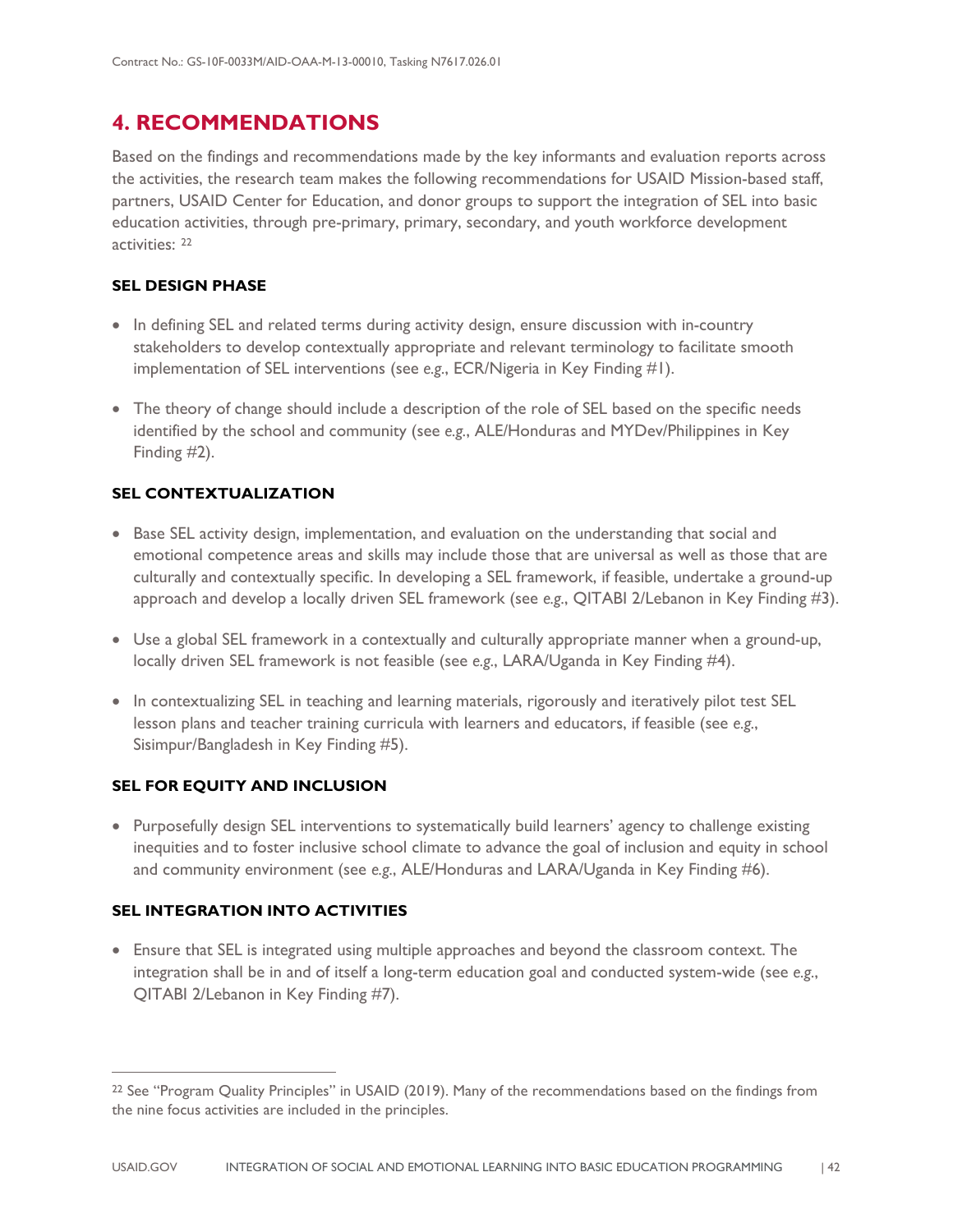# 4. RECOMMENDATIONS

Based on the findings and recommendations made by the key informants and evaluation reports across the activities, the research team makes the following recommendations for USAID Mission-based staff, partners, USAID Center for Education, and donor groups to support the integration of SEL into basic education activities, through pre-primary, primary, secondary, and youth workforce development activities: [22]

### SEL DESIGN PHASE

- In defining SEL and related terms during activity design, ensure discussion with in-country stakeholders to develop contextually appropriate and relevant terminology to facilitate smooth implementation of SEL interventions (see *e.g.*, ECR/Nigeria in Key Finding #1).
- The theory of change should include a description of the role of SEL based on the specific needs identified by the school and community (see *e.g.*, ALE/Honduras and MYDev/Philippines in Key Finding #2).

### SEL CONTEXTUALIZATION

- Base SEL activity design, implementation, and evaluation on the understanding that social and emotional competence areas and skills may include those that are universal as well as those that are culturally and contextually specific. In developing a SEL framework, if feasible, undertake a ground-up approach and develop a locally driven SEL framework (see *e.g.*, QITABI 2/Lebanon in Key Finding #3).
- Use a global SEL framework in a contextually and culturally appropriate manner when a ground-up, locally driven SEL framework is not feasible (see *e.g.*, LARA/Uganda in Key Finding #4).
- In contextualizing SEL in teaching and learning materials, rigorously and iteratively pilot test SEL lesson plans and teacher training curricula with learners and educators, if feasible (see *e.g.*, Sisimpur/Bangladesh in Key Finding #5).

### SEL FOR EQUITY AND INCLUSION

- Purposefully design SEL interventions to systematically build learners' agency to challenge existing inequities and to foster inclusive school climate to advance the goal of inclusion and equity in school and community environment (see *e.g.*, ALE/Honduras and LARA/Uganda in Key Finding #6).

### SEL INTEGRATION INTO ACTIVITIES

- Ensure that SEL is integrated using multiple approaches and beyond the classroom context. The integration shall be in and of itself a long-term education goal and conducted system-wide (see *e.g.*, QITABI 2/Lebanon in Key Finding #7).

---

[22] See "Program Quality Principles" in USAID (2019). Many of the recommendations based on the findings from the nine focus activities are included in the principles.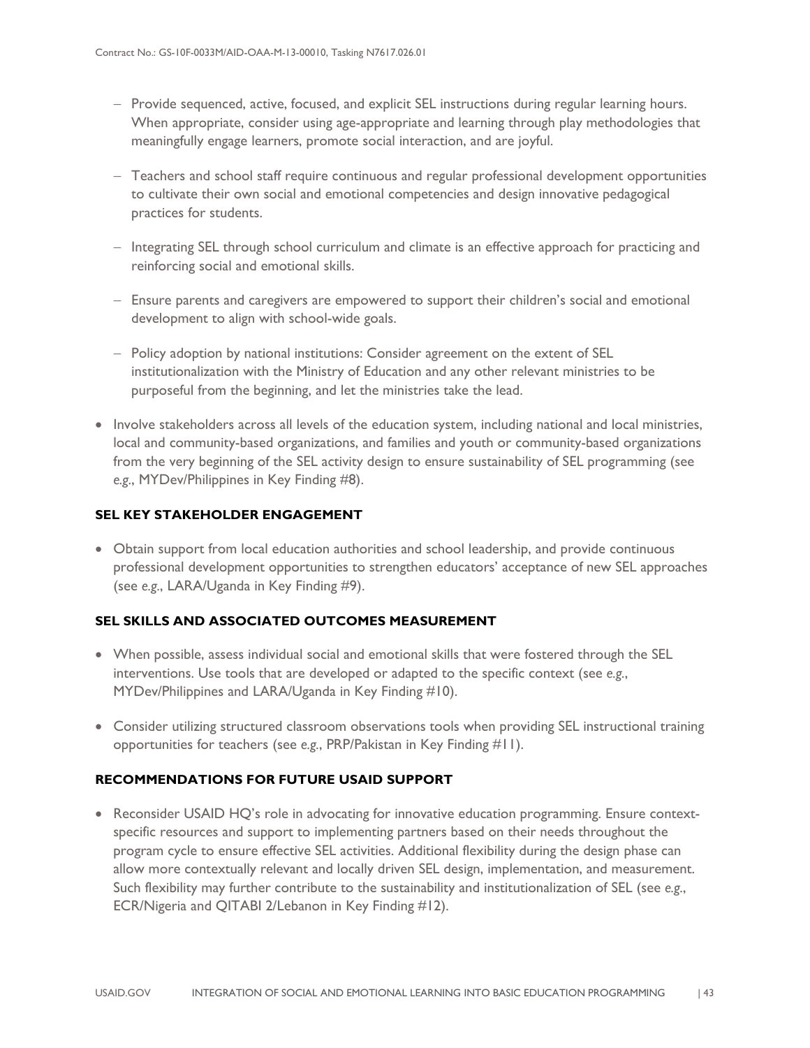- Provide sequenced, active, focused, and explicit SEL instructions during regular learning hours. When appropriate, consider using age-appropriate and learning through play methodologies that meaningfully engage learners, promote social interaction, and are joyful.
  - Teachers and school staff require continuous and regular professional development opportunities to cultivate their own social and emotional competencies and design innovative pedagogical practices for students.
  - Integrating SEL through school curriculum and climate is an effective approach for practicing and reinforcing social and emotional skills.
  - Ensure parents and caregivers are empowered to support their children's social and emotional development to align with school-wide goals.
  - Policy adoption by national institutions: Consider agreement on the extent of SEL institutionalization with the Ministry of Education and any other relevant ministries to be purposeful from the beginning, and let the ministries take the lead.
- Involve stakeholders across all levels of the education system, including national and local ministries, local and community-based organizations, and families and youth or community-based organizations from the very beginning of the SEL activity design to ensure sustainability of SEL programming (see *e.g.*, MYDev/Philippines in Key Finding #8).

**SEL KEY STAKEHOLDER ENGAGEMENT**

- Obtain support from local education authorities and school leadership, and provide continuous professional development opportunities to strengthen educators' acceptance of new SEL approaches (see *e.g.*, LARA/Uganda in Key Finding #9).

**SEL SKILLS AND ASSOCIATED OUTCOMES MEASUREMENT**

- When possible, assess individual social and emotional skills that were fostered through the SEL interventions. Use tools that are developed or adapted to the specific context (see *e.g.*, MYDev/Philippines and LARA/Uganda in Key Finding #10).
- Consider utilizing structured classroom observations tools when providing SEL instructional training opportunities for teachers (see *e.g.*, PRP/Pakistan in Key Finding #11).

**RECOMMENDATIONS FOR FUTURE USAID SUPPORT**

- Reconsider USAID HQ's role in advocating for innovative education programming. Ensure context-specific resources and support to implementing partners based on their needs throughout the program cycle to ensure effective SEL activities. Additional flexibility during the design phase can allow more contextually relevant and locally driven SEL design, implementation, and measurement. Such flexibility may further contribute to the sustainability and institutionalization of SEL (see *e.g.*, ECR/Nigeria and QITABI 2/Lebanon in Key Finding #12).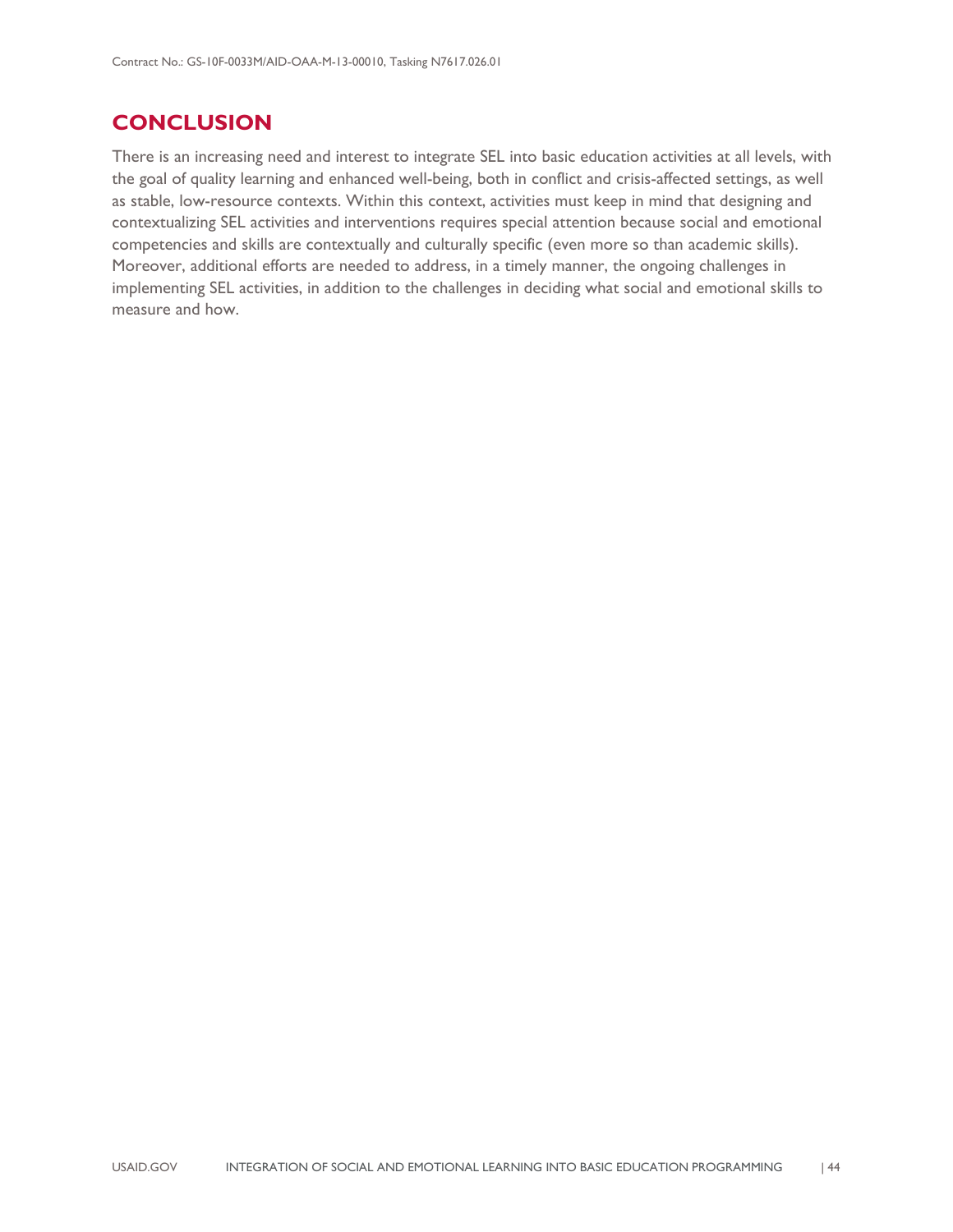## CONCLUSION

There is an increasing need and interest to integrate SEL into basic education activities at all levels, with the goal of quality learning and enhanced well-being, both in conflict and crisis-affected settings, as well as stable, low-resource contexts. Within this context, activities must keep in mind that designing and contextualizing SEL activities and interventions requires special attention because social and emotional competencies and skills are contextually and culturally specific (even more so than academic skills). Moreover, additional efforts are needed to address, in a timely manner, the ongoing challenges in implementing SEL activities, in addition to the challenges in deciding what social and emotional skills to measure and how.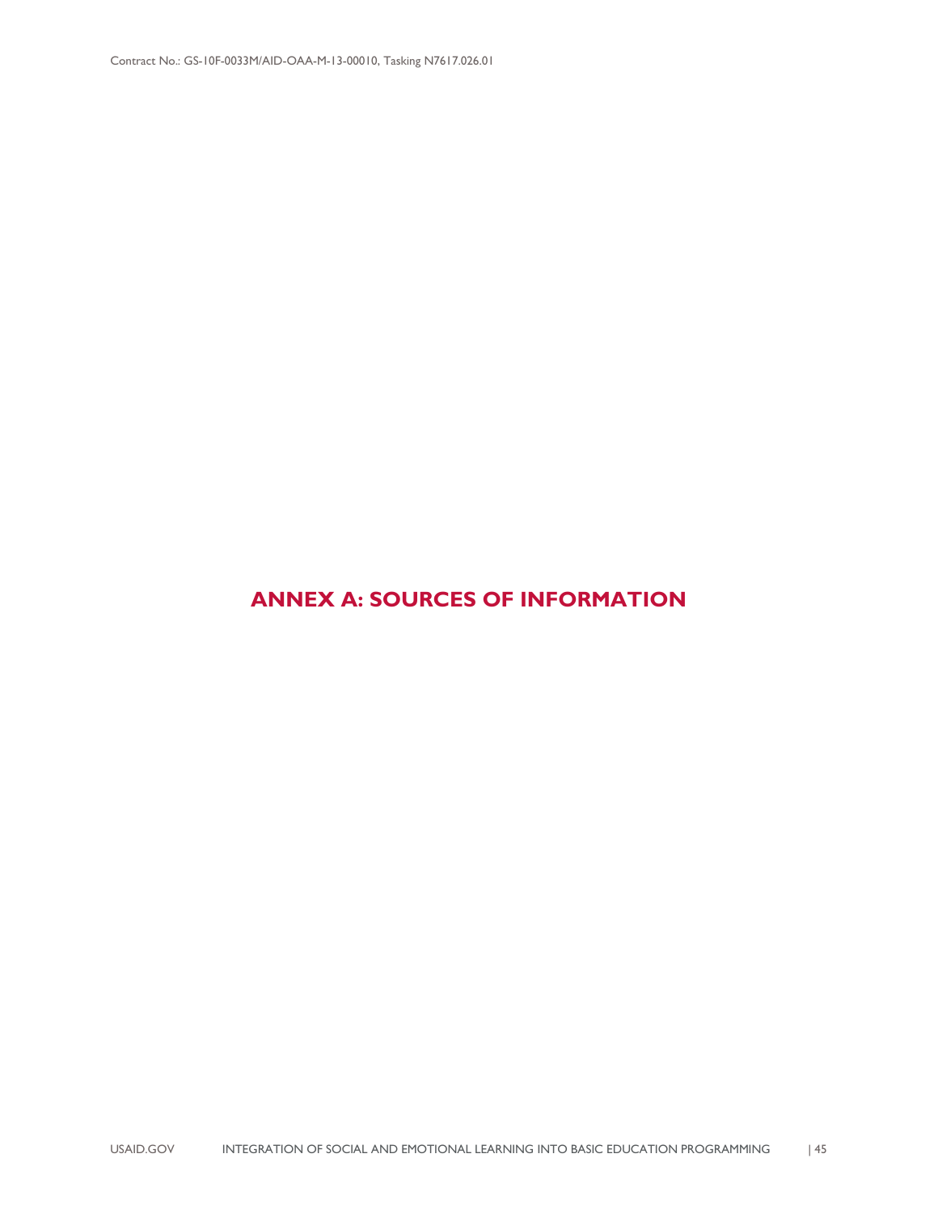# ANNEX A: SOURCES OF INFORMATION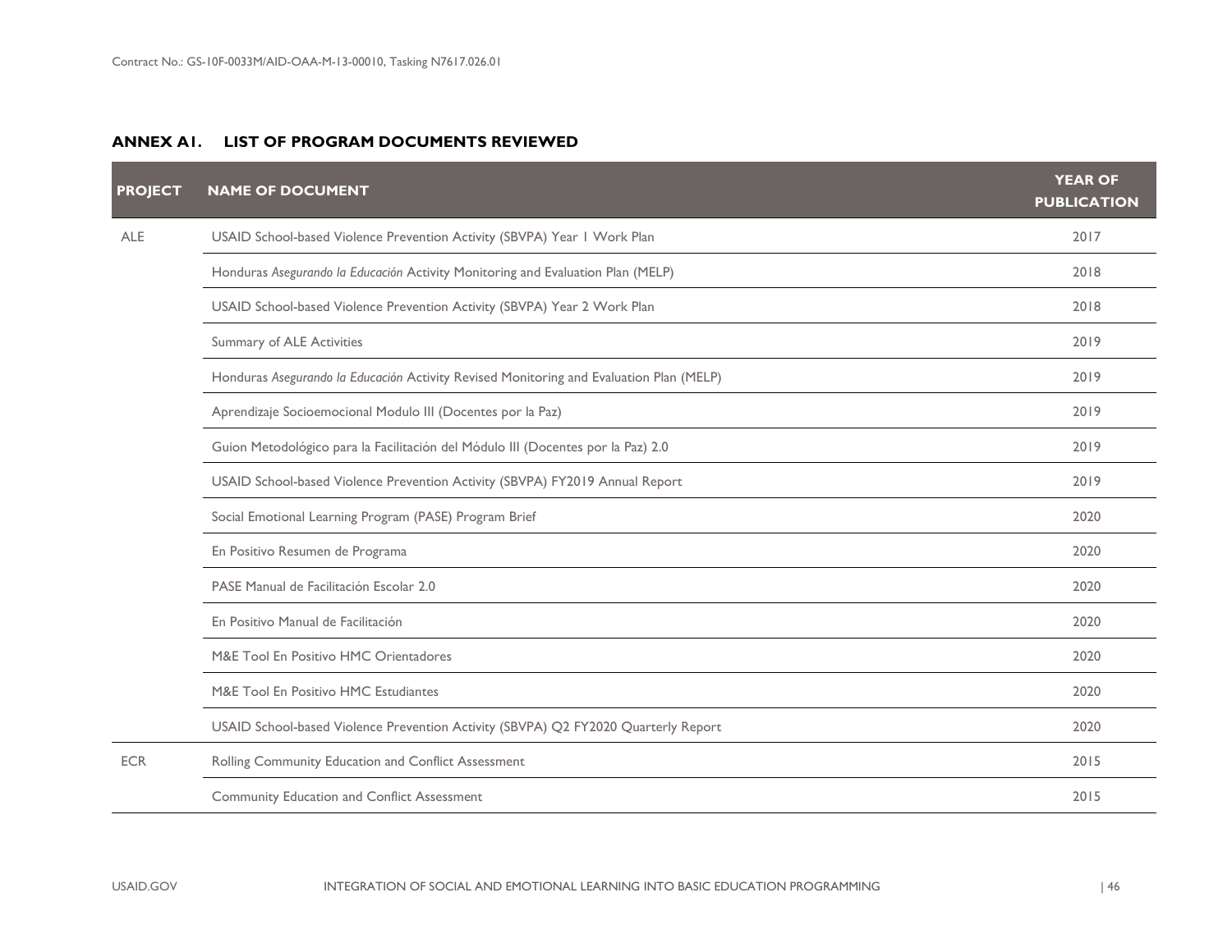## ANNEX A1. LIST OF PROGRAM DOCUMENTS REVIEWED

| PROJECT | NAME OF DOCUMENT | YEAR OF PUBLICATION |
|---|---|---|
| ALE | USAID School-based Violence Prevention Activity (SBVPA) Year 1 Work Plan | 2017 |
| | Honduras *Asegurando la Educación* Activity Monitoring and Evaluation Plan (MELP) | 2018 |
| | USAID School-based Violence Prevention Activity (SBVPA) Year 2 Work Plan | 2018 |
| | Summary of ALE Activities | 2019 |
| | Honduras *Asegurando la Educación* Activity Revised Monitoring and Evaluation Plan (MELP) | 2019 |
| | Aprendizaje Socioemocional Modulo III (Docentes por la Paz) | 2019 |
| | Guion Metodológico para la Facilitación del Módulo III (Docentes por la Paz) 2.0 | 2019 |
| | USAID School-based Violence Prevention Activity (SBVPA) FY2019 Annual Report | 2019 |
| | Social Emotional Learning Program (PASE) Program Brief | 2020 |
| | En Positivo Resumen de Programa | 2020 |
| | PASE Manual de Facilitación Escolar 2.0 | 2020 |
| | En Positivo Manual de Facilitación | 2020 |
| | M&E Tool En Positivo HMC Orientadores | 2020 |
| | M&E Tool En Positivo HMC Estudiantes | 2020 |
| | USAID School-based Violence Prevention Activity (SBVPA) Q2 FY2020 Quarterly Report | 2020 |
| ECR | Rolling Community Education and Conflict Assessment | 2015 |
| | Community Education and Conflict Assessment | 2015 |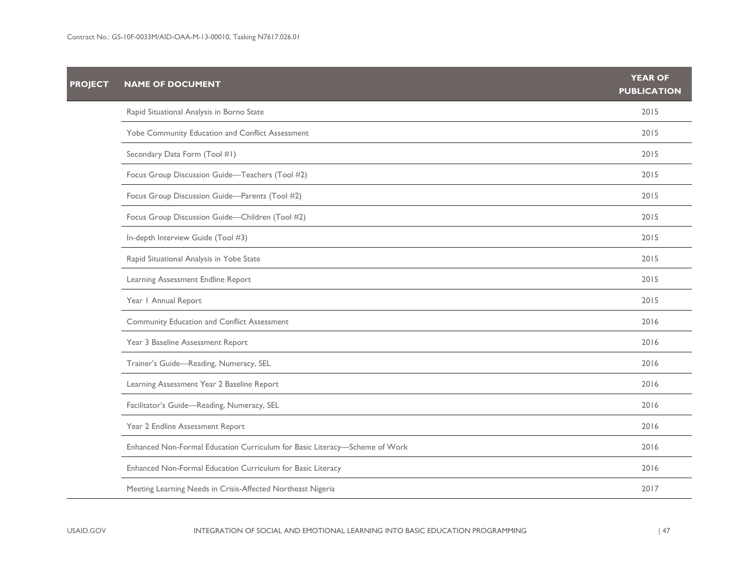| PROJECT | NAME OF DOCUMENT | YEAR OF PUBLICATION |
|---|---|---|
| | Rapid Situational Analysis in Borno State | 2015 |
| | Yobe Community Education and Conflict Assessment | 2015 |
| | Secondary Data Form (Tool #1) | 2015 |
| | Focus Group Discussion Guide—Teachers (Tool #2) | 2015 |
| | Focus Group Discussion Guide—Parents (Tool #2) | 2015 |
| | Focus Group Discussion Guide—Children (Tool #2) | 2015 |
| | In-depth Interview Guide (Tool #3) | 2015 |
| | Rapid Situational Analysis in Yobe State | 2015 |
| | Learning Assessment Endline Report | 2015 |
| | Year 1 Annual Report | 2015 |
| | Community Education and Conflict Assessment | 2016 |
| | Year 3 Baseline Assessment Report | 2016 |
| | Trainer's Guide—Reading, Numeracy, SEL | 2016 |
| | Learning Assessment Year 2 Baseline Report | 2016 |
| | Facilitator's Guide—Reading, Numeracy, SEL | 2016 |
| | Year 2 Endline Assessment Report | 2016 |
| | Enhanced Non-Formal Education Curriculum for Basic Literacy—Scheme of Work | 2016 |
| | Enhanced Non-Formal Education Curriculum for Basic Literacy | 2016 |
| | Meeting Learning Needs in Crisis-Affected Northeast Nigeria | 2017 |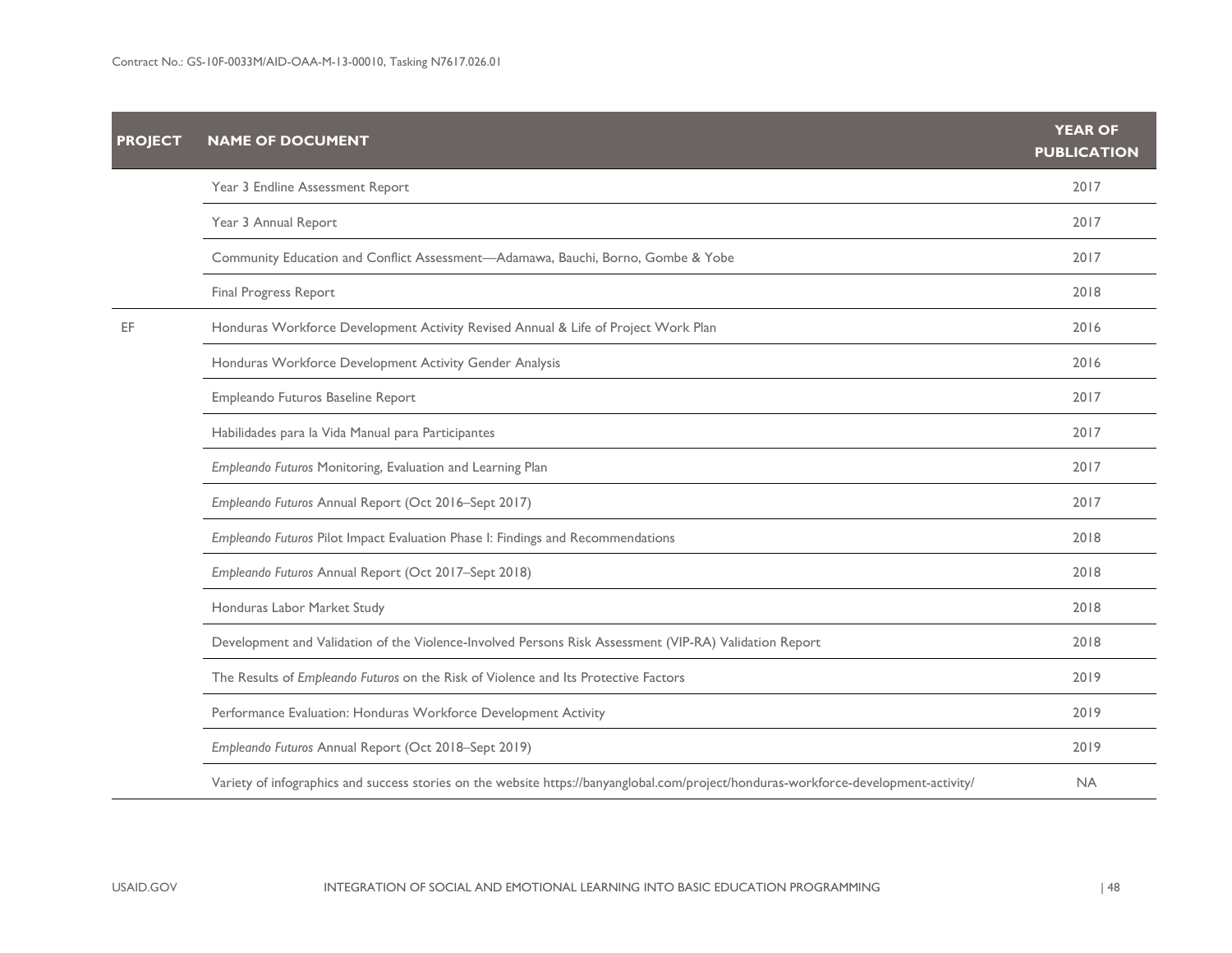| PROJECT | NAME OF DOCUMENT | YEAR OF PUBLICATION |
|---|---|---|
| | Year 3 Endline Assessment Report | 2017 |
| | Year 3 Annual Report | 2017 |
| | Community Education and Conflict Assessment—Adamawa, Bauchi, Borno, Gombe & Yobe | 2017 |
| | Final Progress Report | 2018 |
| EF | Honduras Workforce Development Activity Revised Annual & Life of Project Work Plan | 2016 |
| | Honduras Workforce Development Activity Gender Analysis | 2016 |
| | Empleando Futuros Baseline Report | 2017 |
| | Habilidades para la Vida Manual para Participantes | 2017 |
| | *Empleando Futuros* Monitoring, Evaluation and Learning Plan | 2017 |
| | *Empleando Futuros* Annual Report (Oct 2016–Sept 2017) | 2017 |
| | *Empleando Futuros* Pilot Impact Evaluation Phase I: Findings and Recommendations | 2018 |
| | *Empleando Futuros* Annual Report (Oct 2017–Sept 2018) | 2018 |
| | Honduras Labor Market Study | 2018 |
| | Development and Validation of the Violence-Involved Persons Risk Assessment (VIP-RA) Validation Report | 2018 |
| | The Results of *Empleando Futuros* on the Risk of Violence and Its Protective Factors | 2019 |
| | Performance Evaluation: Honduras Workforce Development Activity | 2019 |
| | *Empleando Futuros* Annual Report (Oct 2018–Sept 2019) | 2019 |
| | Variety of infographics and success stories on the website https://banyanglobal.com/project/honduras-workforce-development-activity/ | NA |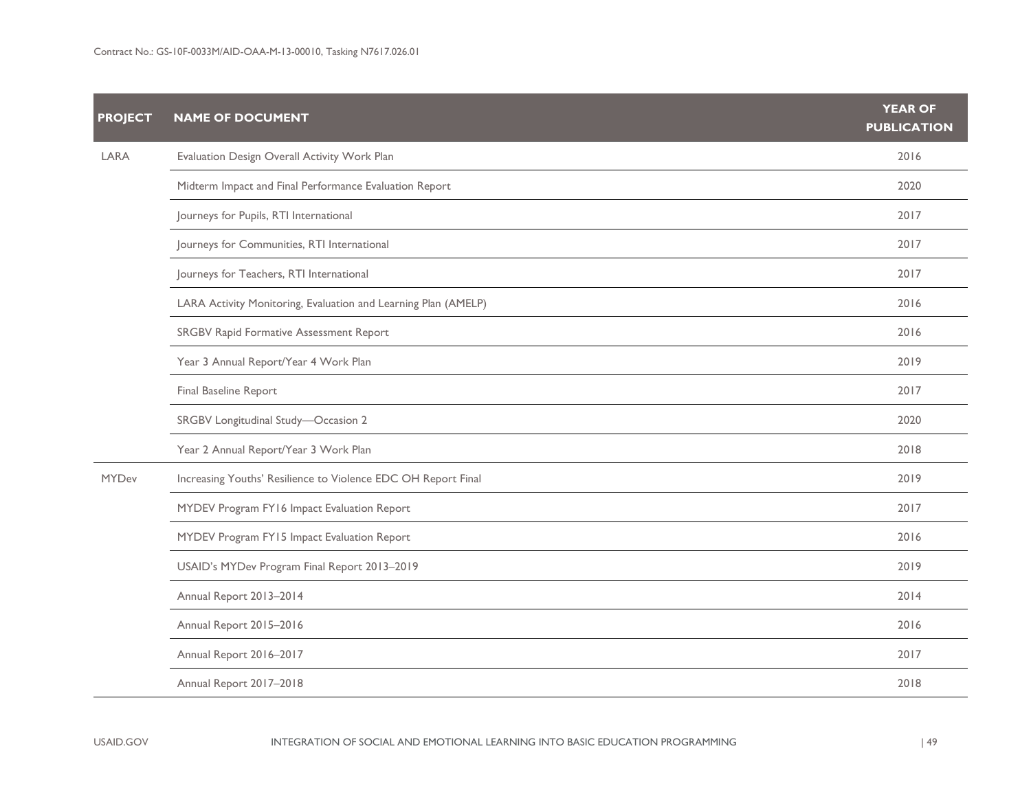| PROJECT | NAME OF DOCUMENT | YEAR OF PUBLICATION |
|---|---|---|
| LARA | Evaluation Design Overall Activity Work Plan | 2016 |
| | Midterm Impact and Final Performance Evaluation Report | 2020 |
| | Journeys for Pupils, RTI International | 2017 |
| | Journeys for Communities, RTI International | 2017 |
| | Journeys for Teachers, RTI International | 2017 |
| | LARA Activity Monitoring, Evaluation and Learning Plan (AMELP) | 2016 |
| | SRGBV Rapid Formative Assessment Report | 2016 |
| | Year 3 Annual Report/Year 4 Work Plan | 2019 |
| | Final Baseline Report | 2017 |
| | SRGBV Longitudinal Study—Occasion 2 | 2020 |
| | Year 2 Annual Report/Year 3 Work Plan | 2018 |
| MYDev | Increasing Youths' Resilience to Violence EDC OH Report Final | 2019 |
| | MYDEV Program FY16 Impact Evaluation Report | 2017 |
| | MYDEV Program FY15 Impact Evaluation Report | 2016 |
| | USAID's MYDev Program Final Report 2013–2019 | 2019 |
| | Annual Report 2013–2014 | 2014 |
| | Annual Report 2015–2016 | 2016 |
| | Annual Report 2016–2017 | 2017 |
| | Annual Report 2017–2018 | 2018 |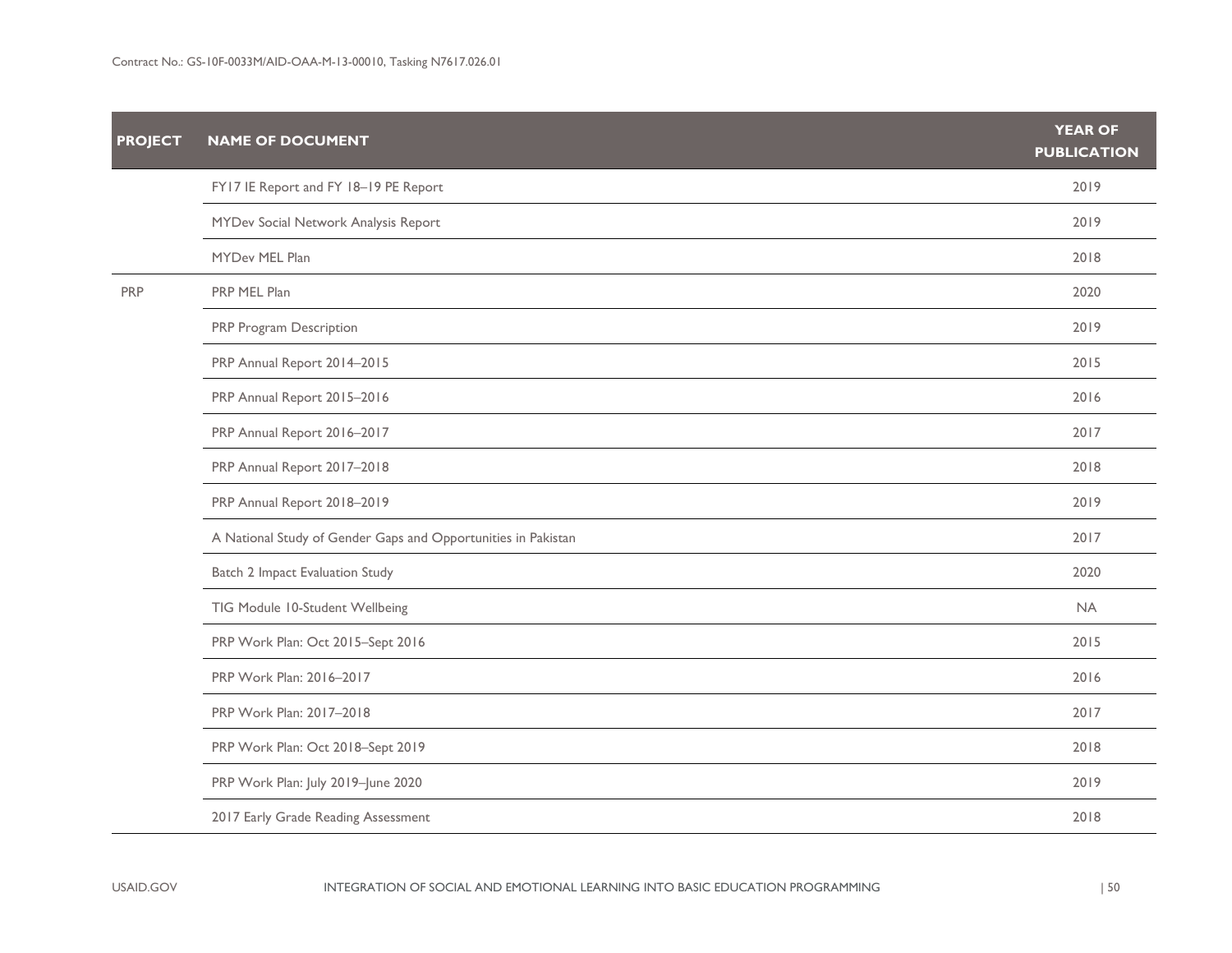| PROJECT | NAME OF DOCUMENT | YEAR OF PUBLICATION |
|---|---|---|
| | FY17 IE Report and FY 18–19 PE Report | 2019 |
| | MYDev Social Network Analysis Report | 2019 |
| | MYDev MEL Plan | 2018 |
| PRP | PRP MEL Plan | 2020 |
| | PRP Program Description | 2019 |
| | PRP Annual Report 2014–2015 | 2015 |
| | PRP Annual Report 2015–2016 | 2016 |
| | PRP Annual Report 2016–2017 | 2017 |
| | PRP Annual Report 2017–2018 | 2018 |
| | PRP Annual Report 2018–2019 | 2019 |
| | A National Study of Gender Gaps and Opportunities in Pakistan | 2017 |
| | Batch 2 Impact Evaluation Study | 2020 |
| | TIG Module 10-Student Wellbeing | NA |
| | PRP Work Plan: Oct 2015–Sept 2016 | 2015 |
| | PRP Work Plan: 2016–2017 | 2016 |
| | PRP Work Plan: 2017–2018 | 2017 |
| | PRP Work Plan: Oct 2018–Sept 2019 | 2018 |
| | PRP Work Plan: July 2019–June 2020 | 2019 |
| | 2017 Early Grade Reading Assessment | 2018 |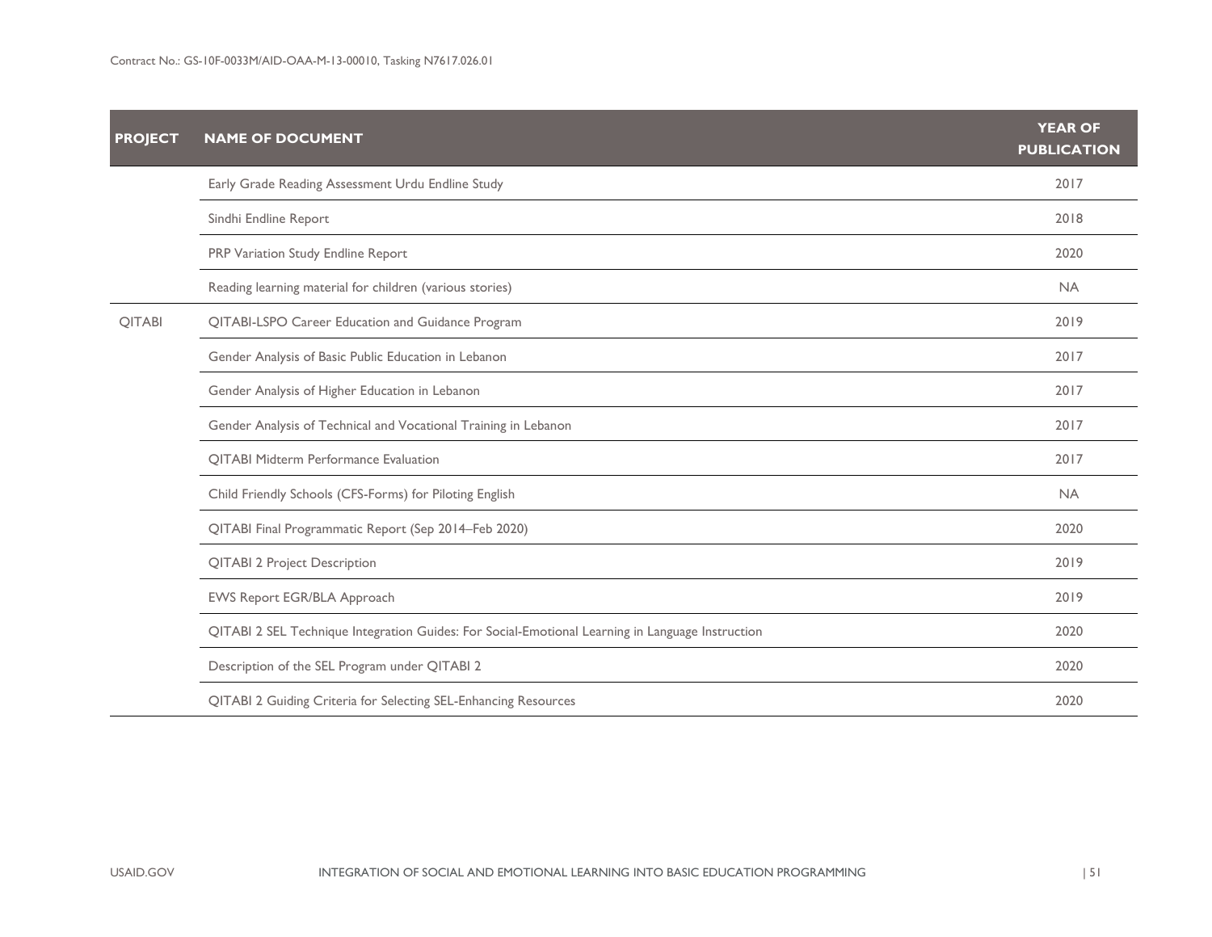| PROJECT | NAME OF DOCUMENT | YEAR OF PUBLICATION |
|---|---|---|
| | Early Grade Reading Assessment Urdu Endline Study | 2017 |
| | Sindhi Endline Report | 2018 |
| | PRP Variation Study Endline Report | 2020 |
| | Reading learning material for children (various stories) | NA |
| QITABI | QITABI-LSPO Career Education and Guidance Program | 2019 |
| | Gender Analysis of Basic Public Education in Lebanon | 2017 |
| | Gender Analysis of Higher Education in Lebanon | 2017 |
| | Gender Analysis of Technical and Vocational Training in Lebanon | 2017 |
| | QITABI Midterm Performance Evaluation | 2017 |
| | Child Friendly Schools (CFS-Forms) for Piloting English | NA |
| | QITABI Final Programmatic Report (Sep 2014–Feb 2020) | 2020 |
| | QITABI 2 Project Description | 2019 |
| | EWS Report EGR/BLA Approach | 2019 |
| | QITABI 2 SEL Technique Integration Guides: For Social-Emotional Learning in Language Instruction | 2020 |
| | Description of the SEL Program under QITABI 2 | 2020 |
| | QITABI 2 Guiding Criteria for Selecting SEL-Enhancing Resources | 2020 |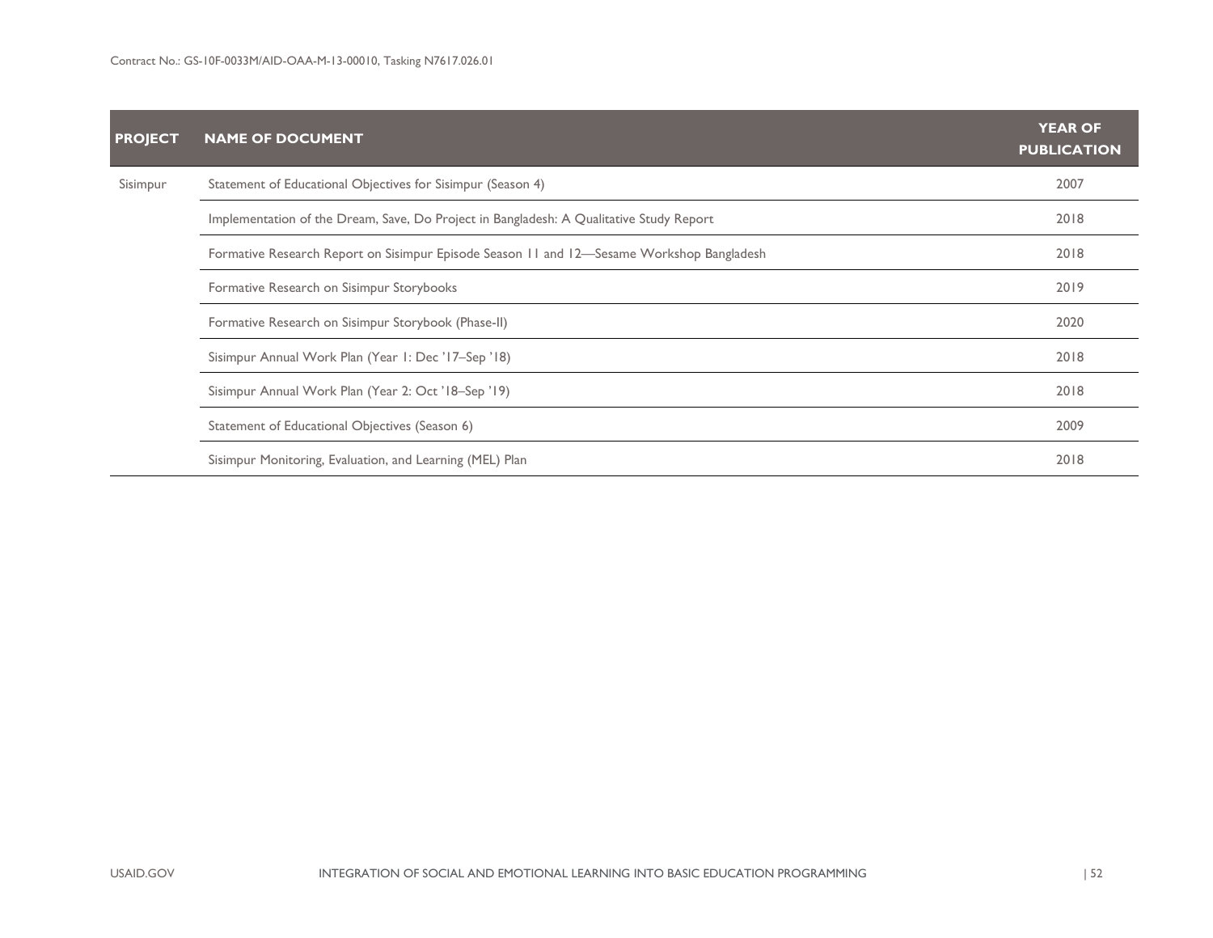| PROJECT | NAME OF DOCUMENT | YEAR OF PUBLICATION |
|---|---|---|
| Sisimpur | Statement of Educational Objectives for Sisimpur (Season 4) | 2007 |
| | Implementation of the Dream, Save, Do Project in Bangladesh: A Qualitative Study Report | 2018 |
| | Formative Research Report on Sisimpur Episode Season 11 and 12—Sesame Workshop Bangladesh | 2018 |
| | Formative Research on Sisimpur Storybooks | 2019 |
| | Formative Research on Sisimpur Storybook (Phase-II) | 2020 |
| | Sisimpur Annual Work Plan (Year 1: Dec '17–Sep '18) | 2018 |
| | Sisimpur Annual Work Plan (Year 2: Oct '18–Sep '19) | 2018 |
| | Statement of Educational Objectives (Season 6) | 2009 |
| | Sisimpur Monitoring, Evaluation, and Learning (MEL) Plan | 2018 |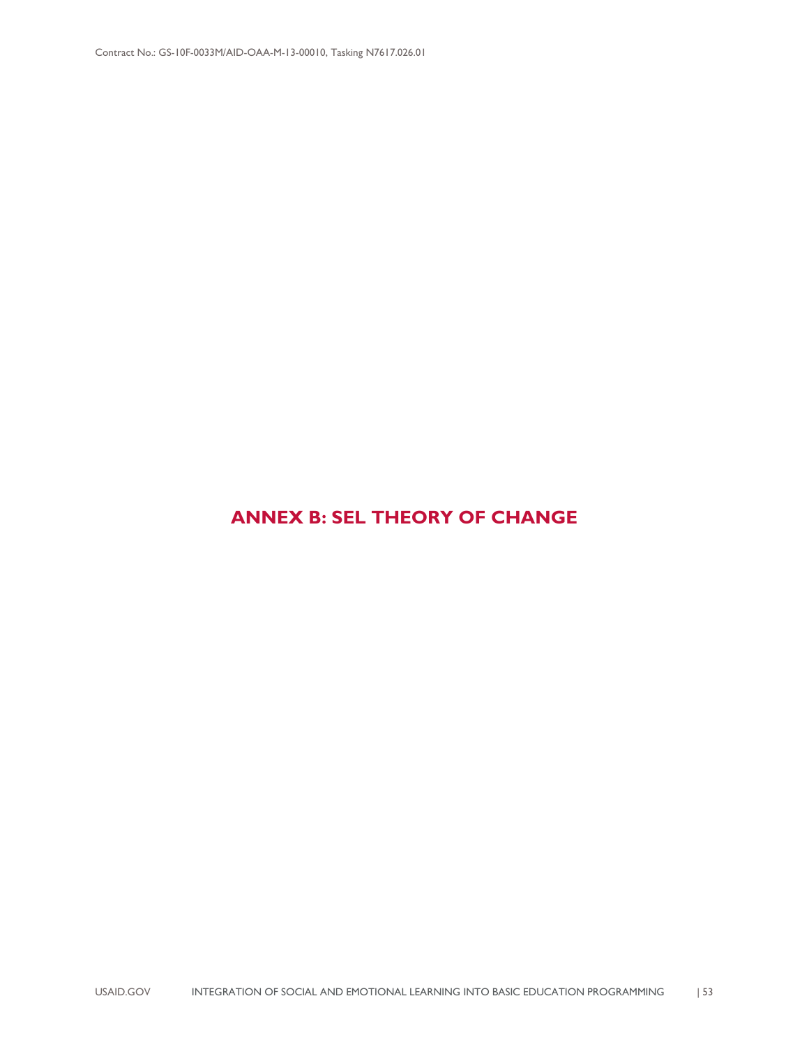# ANNEX B: SEL THEORY OF CHANGE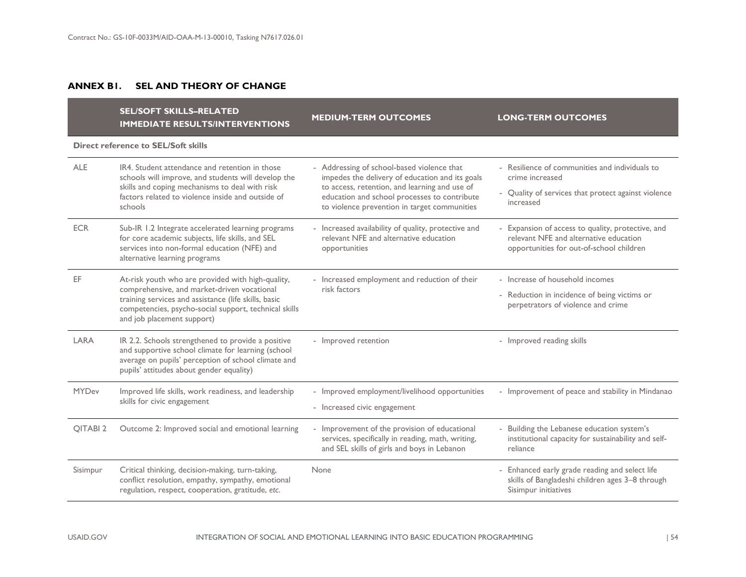## ANNEX B1. SEL AND THEORY OF CHANGE

| | SEL/SOFT SKILLS–RELATED IMMEDIATE RESULTS/INTERVENTIONS | MEDIUM-TERM OUTCOMES | LONG-TERM OUTCOMES |
|---|---|---|---|
| **Direct reference to SEL/Soft skills** | | | |
| ALE | IR4. Student attendance and retention in those schools will improve, and students will develop the skills and coping mechanisms to deal with risk factors related to violence inside and outside of schools | - Addressing of school-based violence that impedes the delivery of education and its goals to access, retention, and learning and use of education and school processes to contribute to violence prevention in target communities | - Resilience of communities and individuals to crime increased<br>- Quality of services that protect against violence increased |
| ECR | Sub-IR 1.2 Integrate accelerated learning programs for core academic subjects, life skills, and SEL services into non-formal education (NFE) and alternative learning programs | - Increased availability of quality, protective and relevant NFE and alternative education opportunities | - Expansion of access to quality, protective, and relevant NFE and alternative education opportunities for out-of-school children |
| EF | At-risk youth who are provided with high-quality, comprehensive, and market-driven vocational training services and assistance (life skills, basic competencies, psycho-social support, technical skills and job placement support) | - Increased employment and reduction of their risk factors | - Increase of household incomes<br>- Reduction in incidence of being victims or perpetrators of violence and crime |
| LARA | IR 2.2. Schools strengthened to provide a positive and supportive school climate for learning (school average on pupils' perception of school climate and pupils' attitudes about gender equality) | - Improved retention | - Improved reading skills |
| MYDev | Improved life skills, work readiness, and leadership skills for civic engagement | - Improved employment/livelihood opportunities<br>- Increased civic engagement | - Improvement of peace and stability in Mindanao |
| QITABI 2 | Outcome 2: Improved social and emotional learning | - Improvement of the provision of educational services, specifically in reading, math, writing, and SEL skills of girls and boys in Lebanon | - Building the Lebanese education system's institutional capacity for sustainability and self-reliance |
| Sisimpur | Critical thinking, decision-making, turn-taking, conflict resolution, empathy, sympathy, emotional regulation, respect, cooperation, gratitude, *etc.* | None | - Enhanced early grade reading and select life skills of Bangladeshi children ages 3–8 through Sisimpur initiatives |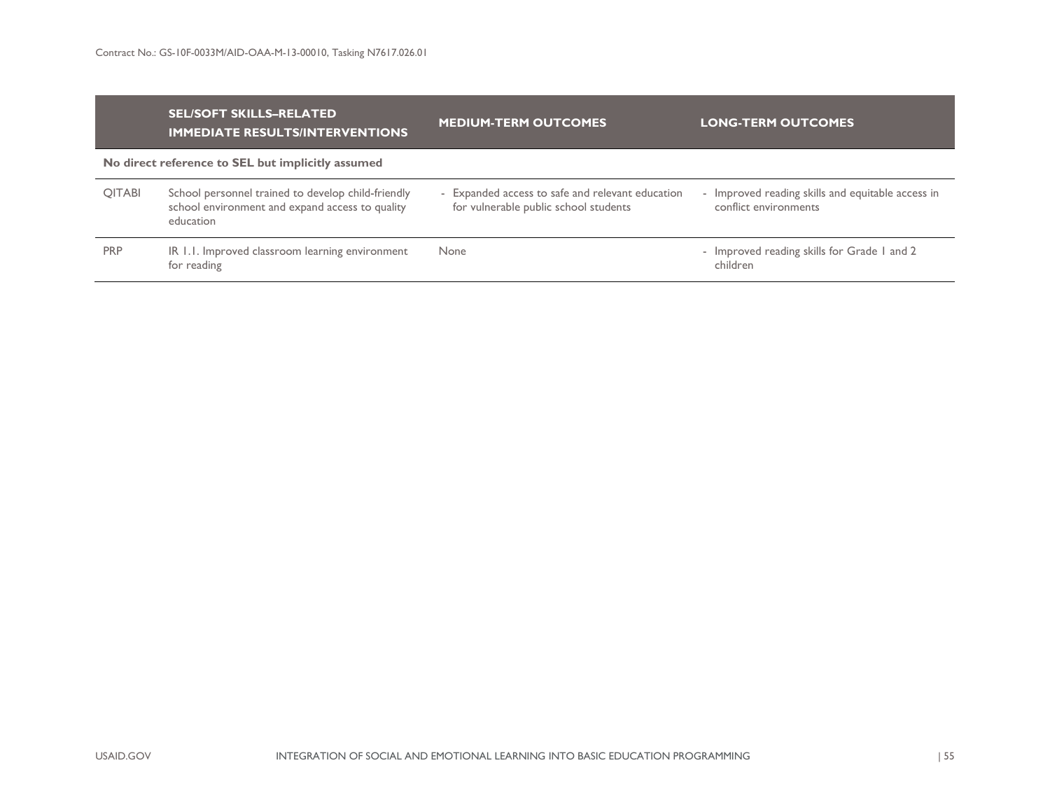| | SEL/SOFT SKILLS–RELATED IMMEDIATE RESULTS/INTERVENTIONS | MEDIUM-TERM OUTCOMES | LONG-TERM OUTCOMES |
|---|---|---|---|
| **No direct reference to SEL but implicitly assumed** | | | |
| QITABI | School personnel trained to develop child-friendly school environment and expand access to quality education | - Expanded access to safe and relevant education for vulnerable public school students | - Improved reading skills and equitable access in conflict environments |
| PRP | IR 1.1. Improved classroom learning environment for reading | None | - Improved reading skills for Grade 1 and 2 children |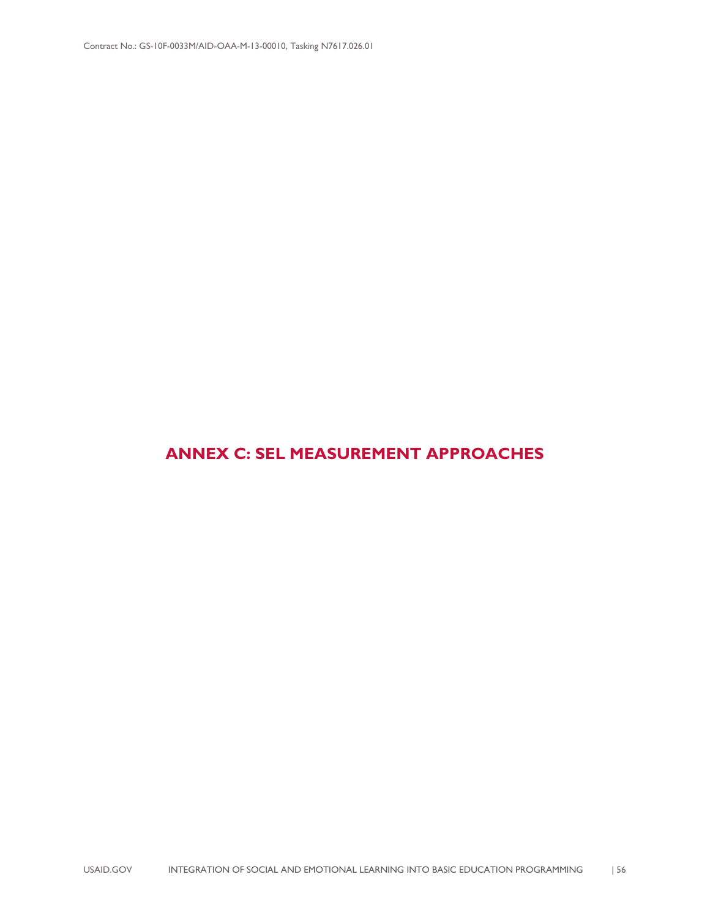# ANNEX C: SEL MEASUREMENT APPROACHES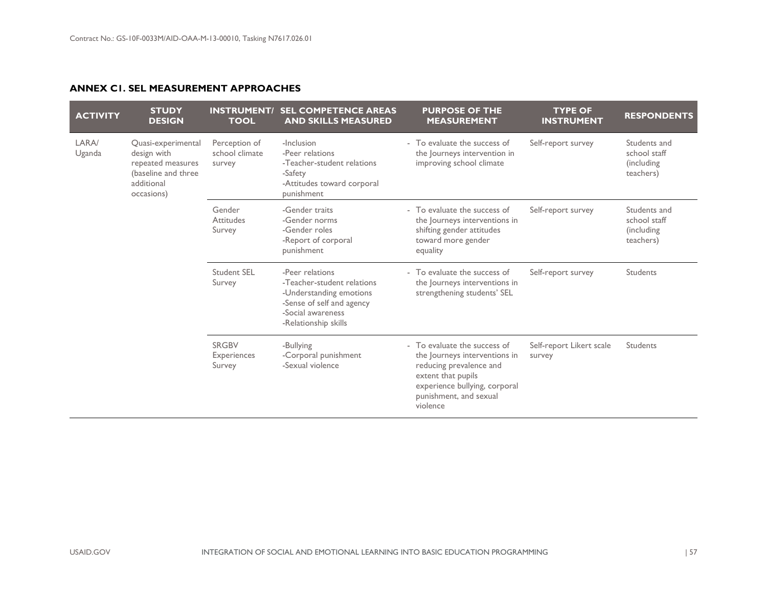## ANNEX C1. SEL MEASUREMENT APPROACHES

| ACTIVITY | STUDY DESIGN | INSTRUMENT/ TOOL | SEL COMPETENCE AREAS AND SKILLS MEASURED | PURPOSE OF THE MEASUREMENT | TYPE OF INSTRUMENT | RESPONDENTS |
|---|---|---|---|---|---|---|
| LARA/ Uganda | Quasi-experimental design with repeated measures (baseline and three additional occasions) | Perception of school climate survey | -Inclusion<br>-Peer relations<br>-Teacher-student relations<br>-Safety<br>-Attitudes toward corporal punishment | - To evaluate the success of the Journeys intervention in improving school climate | Self-report survey | Students and school staff (including teachers) |
| | | Gender Attitudes Survey | -Gender traits<br>-Gender norms<br>-Gender roles<br>-Report of corporal punishment | - To evaluate the success of the Journeys intervention in shifting gender attitudes toward more gender equality | Self-report survey | Students and school staff (including teachers) |
| | | Student SEL Survey | -Peer relations<br>-Teacher-student relations<br>-Understanding emotions<br>-Sense of self and agency<br>-Social awareness<br>-Relationship skills | - To evaluate the success of the Journeys interventions in strengthening students' SEL | Self-report survey | Students |
| | | SRGBV Experiences Survey | -Bullying<br>-Corporal punishment<br>-Sexual violence | - To evaluate the success of the Journeys interventions in reducing prevalence and extent that pupils experience bullying, corporal punishment, and sexual violence | Self-report Likert scale survey | Students |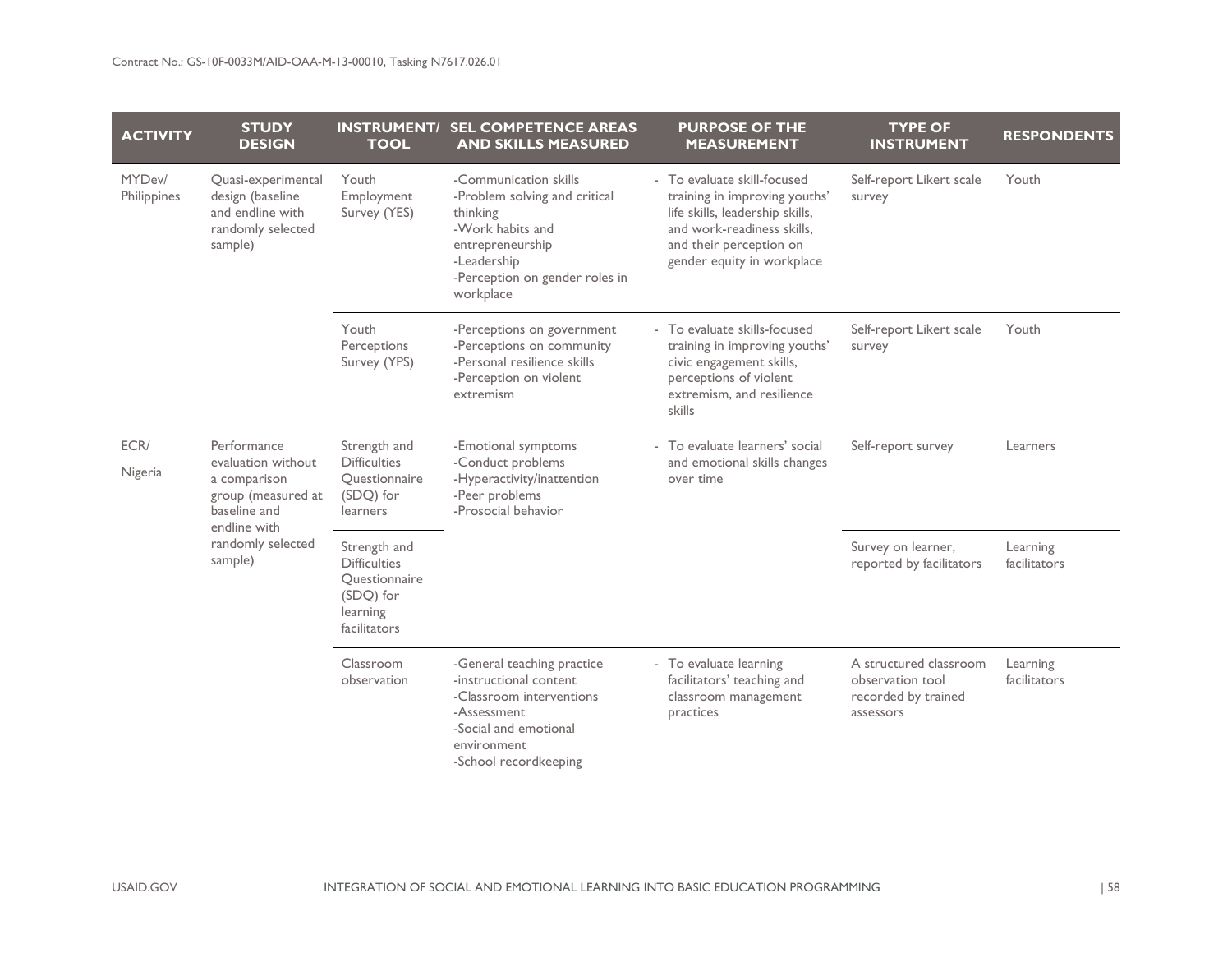| ACTIVITY | STUDY DESIGN | INSTRUMENT/ TOOL | SEL COMPETENCE AREAS AND SKILLS MEASURED | PURPOSE OF THE MEASUREMENT | TYPE OF INSTRUMENT | RESPONDENTS |
|---|---|---|---|---|---|---|
| MYDev/ Philippines | Quasi-experimental design (baseline and endline with randomly selected sample) | Youth Employment Survey (YES) | -Communication skills<br>-Problem solving and critical thinking<br>-Work habits and entrepreneurship<br>-Leadership<br>-Perception on gender roles in workplace | - To evaluate skill-focused training in improving youths' life skills, leadership skills, and work-readiness skills, and their perception on gender equity in workplace | Self-report Likert scale survey | Youth |
| | | Youth Perceptions Survey (YPS) | -Perceptions on government<br>-Perceptions on community<br>-Personal resilience skills<br>-Perception on violent extremism | - To evaluate skills-focused training in improving youths' civic engagement skills, perceptions of violent extremism, and resilience skills | Self-report Likert scale survey | Youth |
| ECR/ Nigeria | Performance evaluation without a comparison group (measured at baseline and endline with randomly selected sample) | Strength and Difficulties Questionnaire (SDQ) for learners | -Emotional symptoms<br>-Conduct problems<br>-Hyperactivity/inattention<br>-Peer problems<br>-Prosocial behavior | - To evaluate learners' social and emotional skills changes over time | Self-report survey | Learners |
| | | Strength and Difficulties Questionnaire (SDQ) for learning facilitators | | | Survey on learner, reported by facilitators | Learning facilitators |
| | | Classroom observation | -General teaching practice<br>-instructional content<br>-Classroom interventions<br>-Assessment<br>-Social and emotional environment<br>-School recordkeeping | - To evaluate learning facilitators' teaching and classroom management practices | A structured classroom observation tool recorded by trained assessors | Learning facilitators |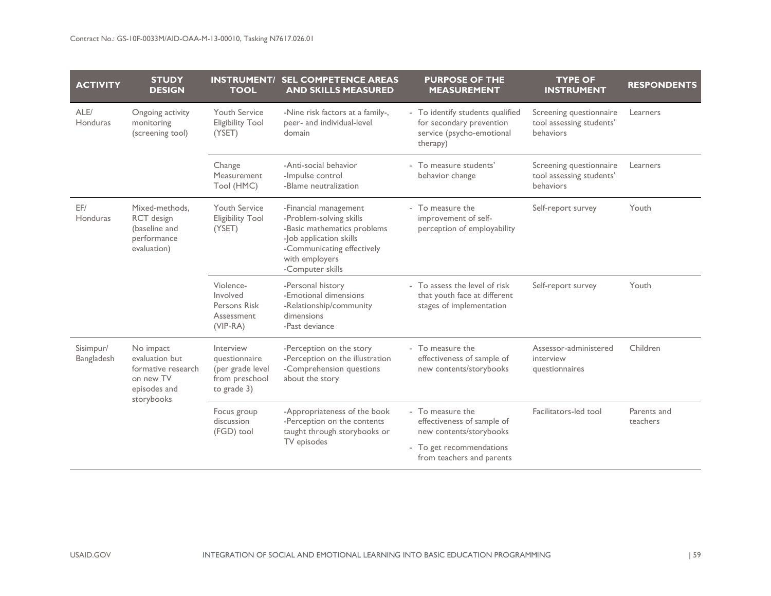| ACTIVITY | STUDY DESIGN | INSTRUMENT/ TOOL | SEL COMPETENCE AREAS AND SKILLS MEASURED | PURPOSE OF THE MEASUREMENT | TYPE OF INSTRUMENT | RESPONDENTS |
|---|---|---|---|---|---|---|
| ALE/ Honduras | Ongoing activity monitoring (screening tool) | Youth Service Eligibility Tool (YSET) | -Nine risk factors at a family-, peer- and individual-level domain | - To identify students qualified for secondary prevention service (psycho-emotional therapy) | Screening questionnaire tool assessing students' behaviors | Learners |
| | | Change Measurement Tool (HMC) | -Anti-social behavior<br>-Impulse control<br>-Blame neutralization | - To measure students' behavior change | Screening questionnaire tool assessing students' behaviors | Learners |
| EF/ Honduras | Mixed-methods, RCT design (baseline and performance evaluation) | Youth Service Eligibility Tool (YSET) | -Financial management<br>-Problem-solving skills<br>-Basic mathematics problems<br>-Job application skills<br>-Communicating effectively with employers<br>-Computer skills | - To measure the improvement of self-perception of employability | Self-report survey | Youth |
| | | Violence-Involved Persons Risk Assessment (VIP-RA) | -Personal history<br>-Emotional dimensions<br>-Relationship/community dimensions<br>-Past deviance | - To assess the level of risk that youth face at different stages of implementation | Self-report survey | Youth |
| Sisimpur/ Bangladesh | No impact evaluation but formative research on new TV episodes and storybooks | Interview questionnaire (per grade level from preschool to grade 3) | -Perception on the story<br>-Perception on the illustration<br>-Comprehension questions about the story | - To measure the effectiveness of sample of new contents/storybooks | Assessor-administered interview questionnaires | Children |
| | | Focus group discussion (FGD) tool | -Appropriateness of the book<br>-Perception on the contents taught through storybooks or TV episodes | - To measure the effectiveness of sample of new contents/storybooks<br>- To get recommendations from teachers and parents | Facilitators-led tool | Parents and teachers |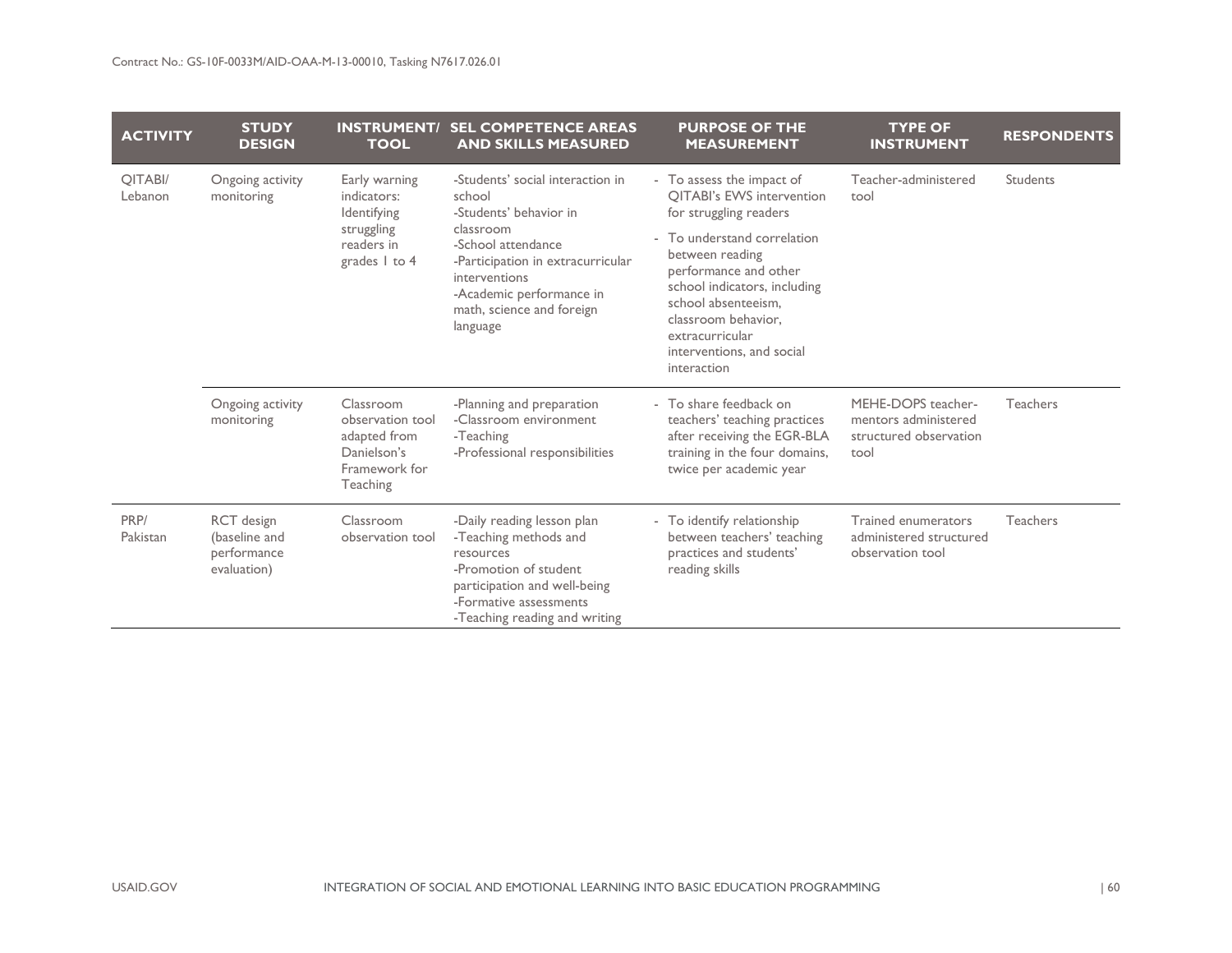| ACTIVITY | STUDY DESIGN | INSTRUMENT/ TOOL | SEL COMPETENCE AREAS AND SKILLS MEASURED | PURPOSE OF THE MEASUREMENT | TYPE OF INSTRUMENT | RESPONDENTS |
|---|---|---|---|---|---|---|
| QITABI/ Lebanon | Ongoing activity monitoring | Early warning indicators: Identifying struggling readers in grades 1 to 4 | -Students' social interaction in school<br>-Students' behavior in classroom<br>-School attendance<br>-Participation in extracurricular interventions<br>-Academic performance in math, science and foreign language | - To assess the impact of QITABI's EWS intervention for struggling readers<br>- To understand correlation between reading performance and other school indicators, including school absenteeism, classroom behavior, extracurricular interventions, and social interaction | Teacher-administered tool | Students |
| | Ongoing activity monitoring | Classroom observation tool adapted from Danielson's Framework for Teaching | -Planning and preparation<br>-Classroom environment<br>-Teaching<br>-Professional responsibilities | - To share feedback on teachers' teaching practices after receiving the EGR-BLA training in the four domains, twice per academic year | MEHE-DOPS teacher-mentors administered structured observation tool | Teachers |
| PRP/ Pakistan | RCT design (baseline and performance evaluation) | Classroom observation tool | -Daily reading lesson plan<br>-Teaching methods and resources<br>-Promotion of student participation and well-being<br>-Formative assessments<br>-Teaching reading and writing | - To identify relationship between teachers' teaching practices and students' reading skills | Trained enumerators administered structured observation tool | Teachers |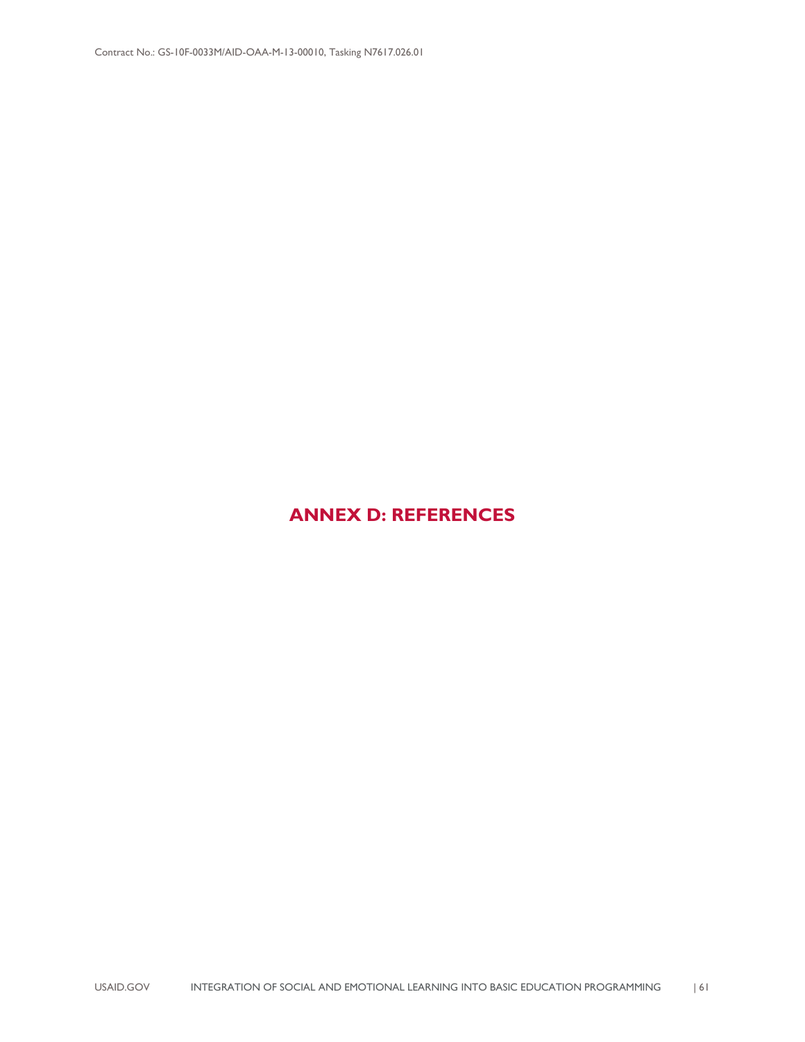# ANNEX D: REFERENCES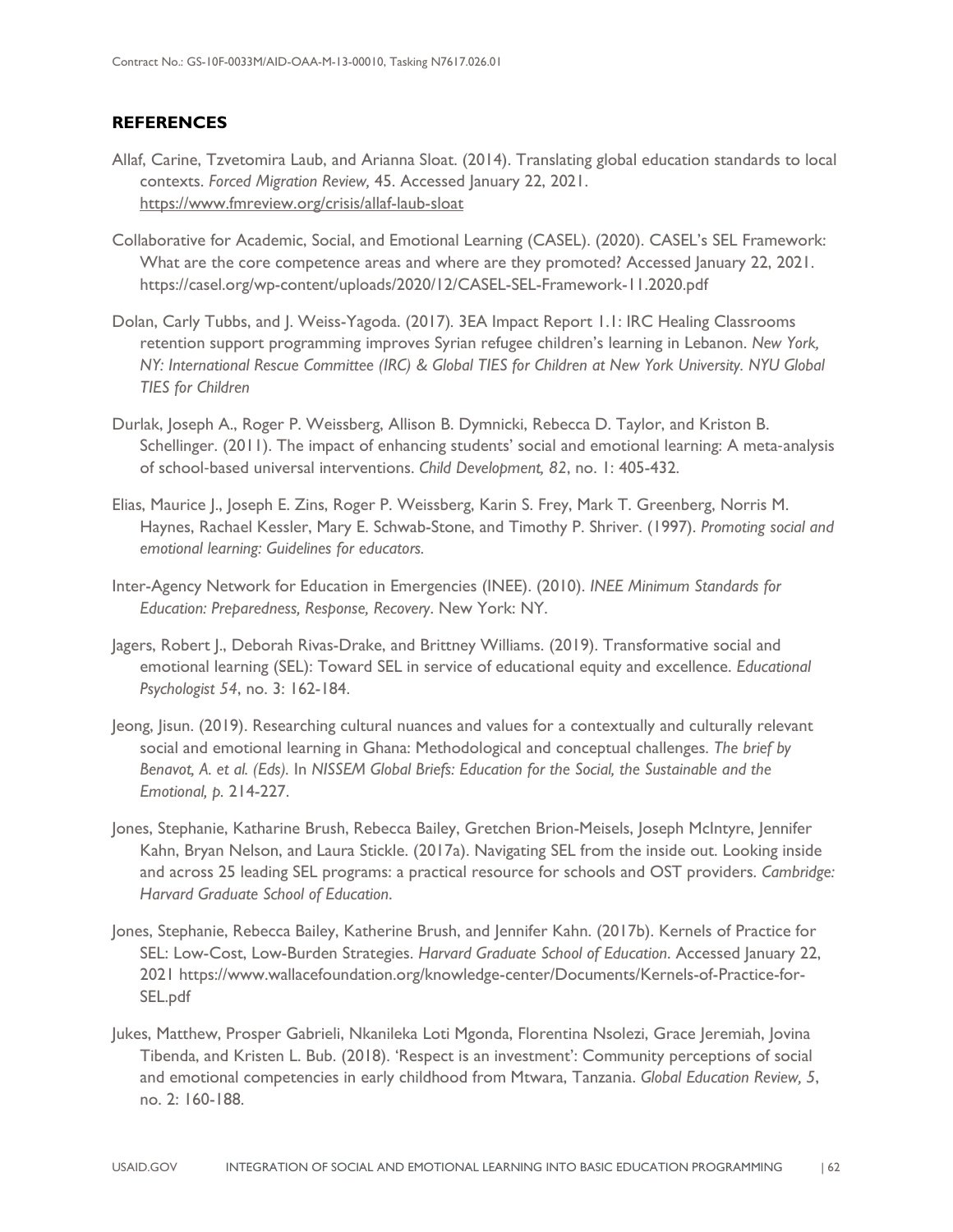## REFERENCES

Allaf, Carine, Tzvetomira Laub, and Arianna Sloat. (2014). Translating global education standards to local contexts. *Forced Migration Review,* 45. Accessed January 22, 2021. https://www.fmreview.org/crisis/allaf-laub-sloat

Collaborative for Academic, Social, and Emotional Learning (CASEL). (2020). CASEL's SEL Framework: What are the core competence areas and where are they promoted? Accessed January 22, 2021. https://casel.org/wp-content/uploads/2020/12/CASEL-SEL-Framework-11.2020.pdf

Dolan, Carly Tubbs, and J. Weiss-Yagoda. (2017). 3EA Impact Report 1.1: IRC Healing Classrooms retention support programming improves Syrian refugee children's learning in Lebanon. *New York, NY: International Rescue Committee (IRC) & Global TIES for Children at New York University. NYU Global TIES for Children*

Durlak, Joseph A., Roger P. Weissberg, Allison B. Dymnicki, Rebecca D. Taylor, and Kriston B. Schellinger. (2011). The impact of enhancing students' social and emotional learning: A meta-analysis of school-based universal interventions. *Child Development, 82*, no. 1: 405-432.

Elias, Maurice J., Joseph E. Zins, Roger P. Weissberg, Karin S. Frey, Mark T. Greenberg, Norris M. Haynes, Rachael Kessler, Mary E. Schwab-Stone, and Timothy P. Shriver. (1997). *Promoting social and emotional learning: Guidelines for educators.*

Inter-Agency Network for Education in Emergencies (INEE). (2010). *INEE Minimum Standards for Education: Preparedness, Response, Recovery*. New York: NY.

Jagers, Robert J., Deborah Rivas-Drake, and Brittney Williams. (2019). Transformative social and emotional learning (SEL): Toward SEL in service of educational equity and excellence. *Educational Psychologist 54*, no. 3: 162-184.

Jeong, Jisun. (2019). Researching cultural nuances and values for a contextually and culturally relevant social and emotional learning in Ghana: Methodological and conceptual challenges. *The brief by Benavot, A. et al. (Eds).* In *NISSEM Global Briefs: Education for the Social, the Sustainable and the Emotional, p.* 214-227.

Jones, Stephanie, Katharine Brush, Rebecca Bailey, Gretchen Brion-Meisels, Joseph McIntyre, Jennifer Kahn, Bryan Nelson, and Laura Stickle. (2017a). Navigating SEL from the inside out. Looking inside and across 25 leading SEL programs: a practical resource for schools and OST providers. *Cambridge: Harvard Graduate School of Education*.

Jones, Stephanie, Rebecca Bailey, Katherine Brush, and Jennifer Kahn. (2017b). Kernels of Practice for SEL: Low-Cost, Low-Burden Strategies. *Harvard Graduate School of Education*. Accessed January 22, 2021 https://www.wallacefoundation.org/knowledge-center/Documents/Kernels-of-Practice-for-SEL.pdf

Jukes, Matthew, Prosper Gabrieli, Nkanileka Loti Mgonda, Florentina Nsolezi, Grace Jeremiah, Jovina Tibenda, and Kristen L. Bub. (2018). 'Respect is an investment': Community perceptions of social and emotional competencies in early childhood from Mtwara, Tanzania. *Global Education Review, 5*, no. 2: 160-188.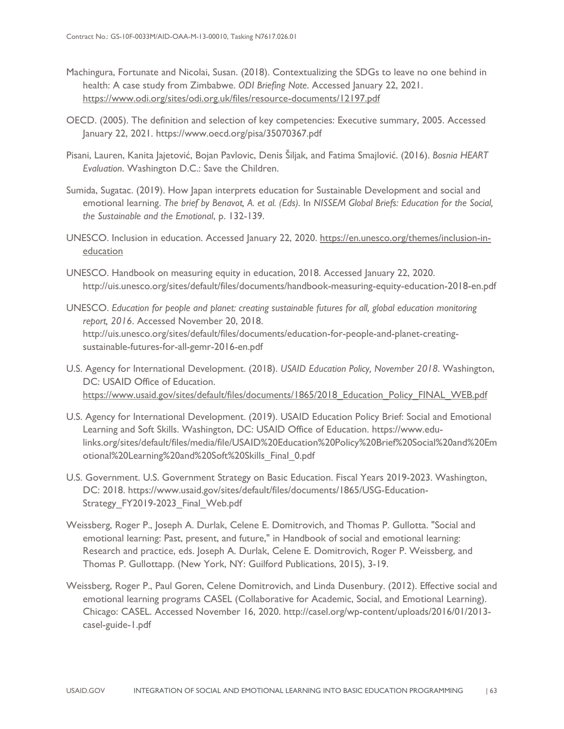Machingura, Fortunate and Nicolai, Susan. (2018). Contextualizing the SDGs to leave no one behind in health: A case study from Zimbabwe. *ODI Briefing Note*. Accessed January 22, 2021. https://www.odi.org/sites/odi.org.uk/files/resource-documents/12197.pdf

OECD. (2005). The definition and selection of key competencies: Executive summary, 2005. Accessed January 22, 2021. https://www.oecd.org/pisa/35070367.pdf

Pisani, Lauren, Kanita Jajetović, Bojan Pavlovic, Denis Šiljak, and Fatima Smajlović. (2016). *Bosnia HEART Evaluation*. Washington D.C.: Save the Children.

Sumida, Sugatac. (2019). How Japan interprets education for Sustainable Development and social and emotional learning. *The brief by Benavot, A. et al. (Eds).* In *NISSEM Global Briefs: Education for the Social, the Sustainable and the Emotional*, p. 132-139.

UNESCO. Inclusion in education. Accessed January 22, 2020. https://en.unesco.org/themes/inclusion-in-education

UNESCO. Handbook on measuring equity in education, 2018. Accessed January 22, 2020. http://uis.unesco.org/sites/default/files/documents/handbook-measuring-equity-education-2018-en.pdf

UNESCO. *Education for people and planet: creating sustainable futures for all, global education monitoring report, 2016*. Accessed November 20, 2018. http://uis.unesco.org/sites/default/files/documents/education-for-people-and-planet-creating-sustainable-futures-for-all-gemr-2016-en.pdf

U.S. Agency for International Development. (2018). *USAID Education Policy, November 2018*. Washington, DC: USAID Office of Education. https://www.usaid.gov/sites/default/files/documents/1865/2018_Education_Policy_FINAL_WEB.pdf

U.S. Agency for International Development. (2019). USAID Education Policy Brief: Social and Emotional Learning and Soft Skills. Washington, DC: USAID Office of Education. https://www.edu-links.org/sites/default/files/media/file/USAID%20Education%20Policy%20Brief%20Social%20and%20Emotional%20Learning%20and%20Soft%20Skills_Final_0.pdf

U.S. Government. U.S. Government Strategy on Basic Education. Fiscal Years 2019-2023. Washington, DC: 2018. https://www.usaid.gov/sites/default/files/documents/1865/USG-Education-Strategy_FY2019-2023_Final_Web.pdf

Weissberg, Roger P., Joseph A. Durlak, Celene E. Domitrovich, and Thomas P. Gullotta. "Social and emotional learning: Past, present, and future," in Handbook of social and emotional learning: Research and practice, eds. Joseph A. Durlak, Celene E. Domitrovich, Roger P. Weissberg, and Thomas P. Gullottapp. (New York, NY: Guilford Publications, 2015), 3-19.

Weissberg, Roger P., Paul Goren, Celene Domitrovich, and Linda Dusenbury. (2012). Effective social and emotional learning programs CASEL (Collaborative for Academic, Social, and Emotional Learning). Chicago: CASEL. Accessed November 16, 2020. http://casel.org/wp-content/uploads/2016/01/2013-casel-guide-1.pdf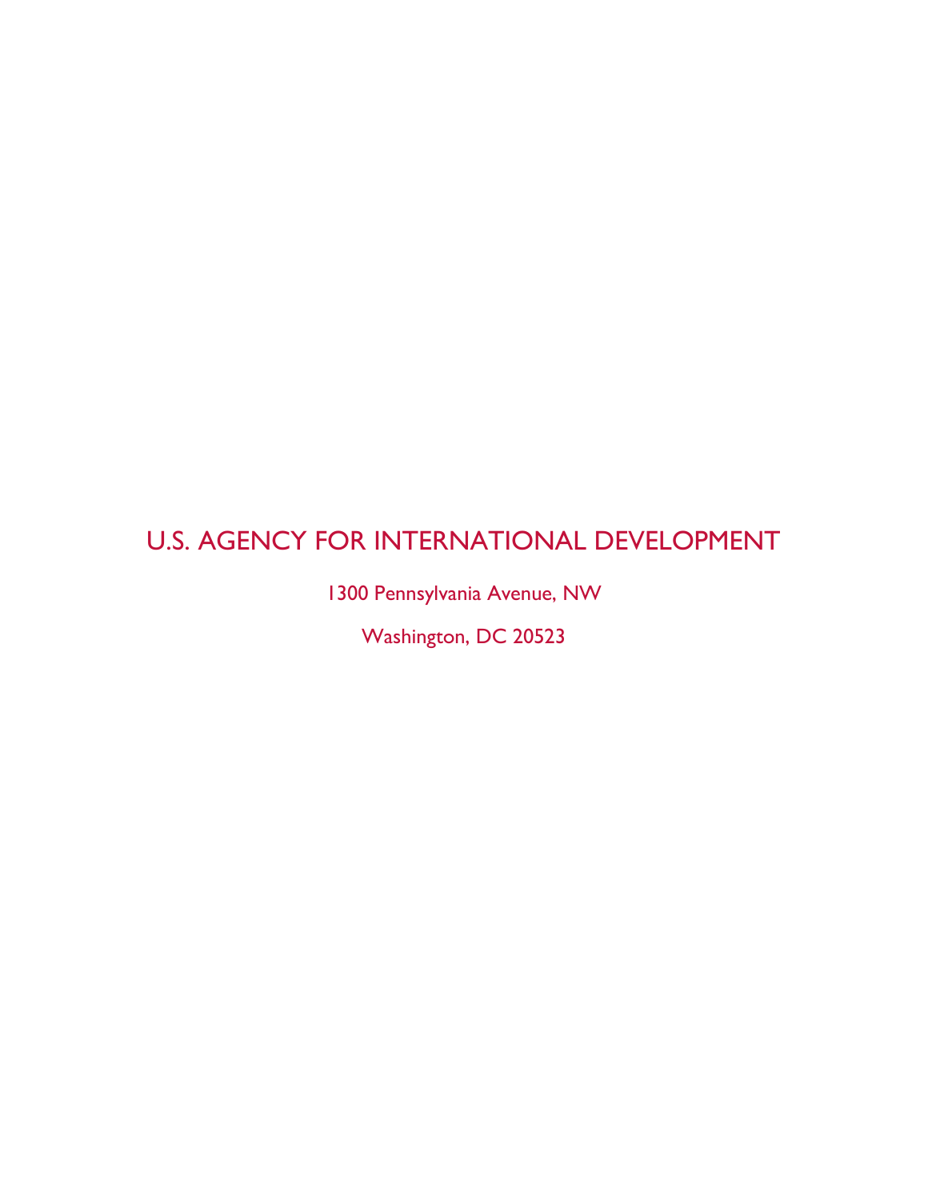U.S. AGENCY FOR INTERNATIONAL DEVELOPMENT

1300 Pennsylvania Avenue, NW

Washington, DC 20523